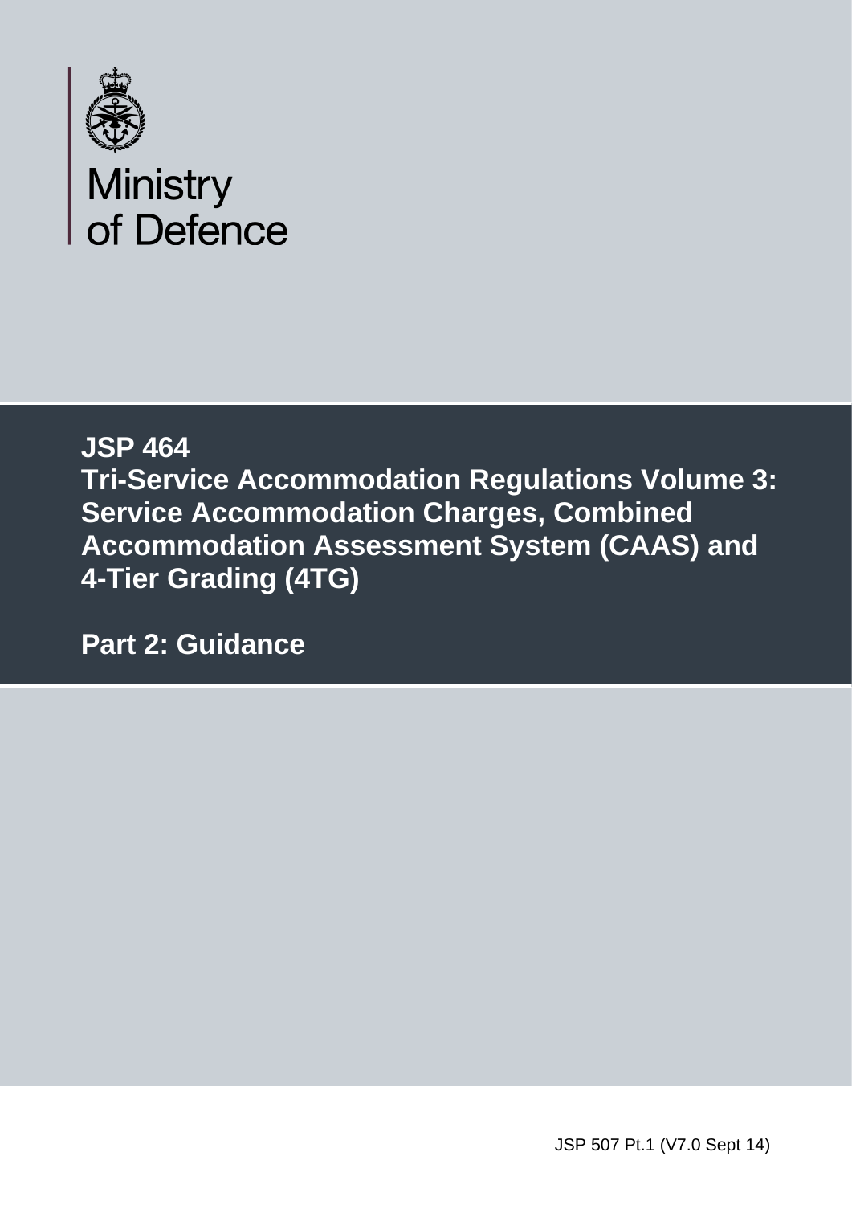Ministry of Defence

# JSP 464
# Tri-Service Accommodation Regulations Volume 3: Service Accommodation Charges, Combined Accommodation Assessment System (CAAS) and 4-Tier Grading (4TG)

## Part 2: Guidance

JSP 507 Pt.1 (V7.0 Sept 14)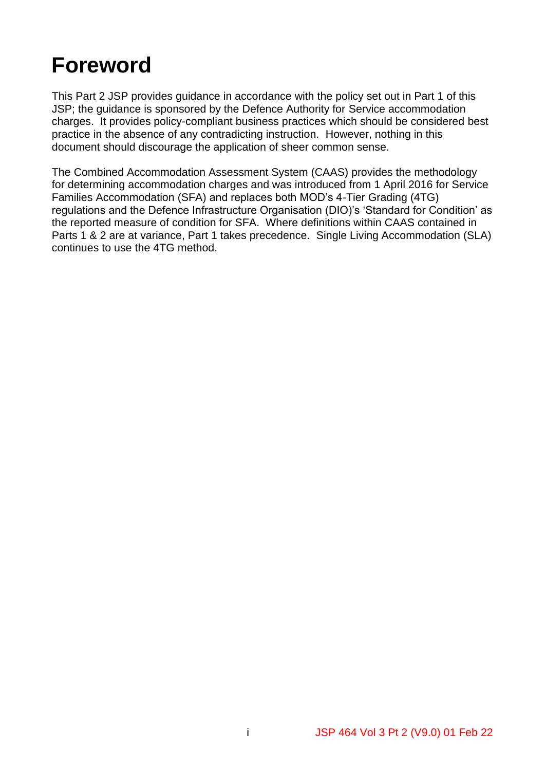# Foreword

This Part 2 JSP provides guidance in accordance with the policy set out in Part 1 of this JSP; the guidance is sponsored by the Defence Authority for Service accommodation charges. It provides policy-compliant business practices which should be considered best practice in the absence of any contradicting instruction. However, nothing in this document should discourage the application of sheer common sense.

The Combined Accommodation Assessment System (CAAS) provides the methodology for determining accommodation charges and was introduced from 1 April 2016 for Service Families Accommodation (SFA) and replaces both MOD's 4-Tier Grading (4TG) regulations and the Defence Infrastructure Organisation (DIO)'s 'Standard for Condition' as the reported measure of condition for SFA. Where definitions within CAAS contained in Parts 1 & 2 are at variance, Part 1 takes precedence. Single Living Accommodation (SLA) continues to use the 4TG method.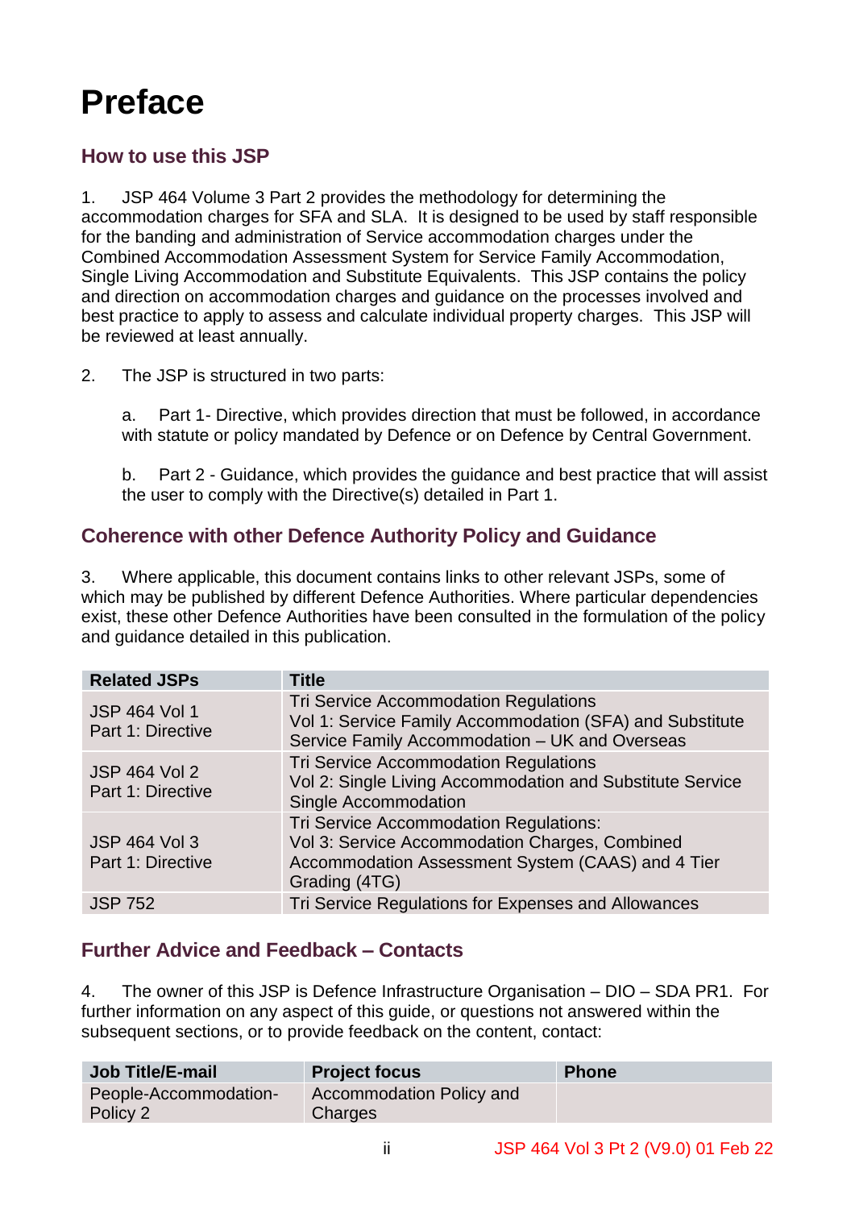# Preface

## How to use this JSP

1. JSP 464 Volume 3 Part 2 provides the methodology for determining the accommodation charges for SFA and SLA. It is designed to be used by staff responsible for the banding and administration of Service accommodation charges under the Combined Accommodation Assessment System for Service Family Accommodation, Single Living Accommodation and Substitute Equivalents. This JSP contains the policy and direction on accommodation charges and guidance on the processes involved and best practice to apply to assess and calculate individual property charges. This JSP will be reviewed at least annually.

2. The JSP is structured in two parts:

   a. Part 1- Directive, which provides direction that must be followed, in accordance with statute or policy mandated by Defence or on Defence by Central Government.

   b. Part 2 - Guidance, which provides the guidance and best practice that will assist the user to comply with the Directive(s) detailed in Part 1.

## Coherence with other Defence Authority Policy and Guidance

3. Where applicable, this document contains links to other relevant JSPs, some of which may be published by different Defence Authorities. Where particular dependencies exist, these other Defence Authorities have been consulted in the formulation of the policy and guidance detailed in this publication.

| Related JSPs | Title |
|---|---|
| JSP 464 Vol 1 Part 1: Directive | Tri Service Accommodation Regulations Vol 1: Service Family Accommodation (SFA) and Substitute Service Family Accommodation – UK and Overseas |
| JSP 464 Vol 2 Part 1: Directive | Tri Service Accommodation Regulations Vol 2: Single Living Accommodation and Substitute Service Single Accommodation |
| JSP 464 Vol 3 Part 1: Directive | Tri Service Accommodation Regulations: Vol 3: Service Accommodation Charges, Combined Accommodation Assessment System (CAAS) and 4 Tier Grading (4TG) |
| JSP 752 | Tri Service Regulations for Expenses and Allowances |

## Further Advice and Feedback – Contacts

4. The owner of this JSP is Defence Infrastructure Organisation – DIO – SDA PR1. For further information on any aspect of this guide, or questions not answered within the subsequent sections, or to provide feedback on the content, contact:

| Job Title/E-mail | Project focus | Phone |
|---|---|---|
| People-Accommodation-Policy 2 | Accommodation Policy and Charges | |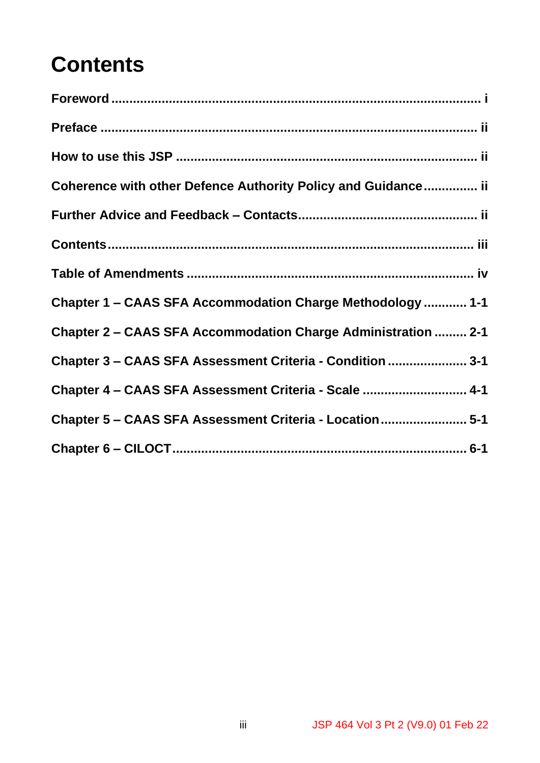# Contents

**Foreword** ........................................................................................ i

**Preface** ........................................................................................ ii

**How to use this JSP** ........................................................................................ ii

**Coherence with other Defence Authority Policy and Guidance** .............. ii

**Further Advice and Feedback – Contacts** ................................................ ii

**Contents** ........................................................................................ iii

**Table of Amendments** ........................................................................................ iv

**Chapter 1 – CAAS SFA Accommodation Charge Methodology** ............ 1-1

**Chapter 2 – CAAS SFA Accommodation Charge Administration** ......... 2-1

**Chapter 3 – CAAS SFA Assessment Criteria - Condition** ...................... 3-1

**Chapter 4 – CAAS SFA Assessment Criteria - Scale** ............................ 4-1

**Chapter 5 – CAAS SFA Assessment Criteria - Location** ........................ 5-1

**Chapter 6 – CILOCT** ........................................................................................ 6-1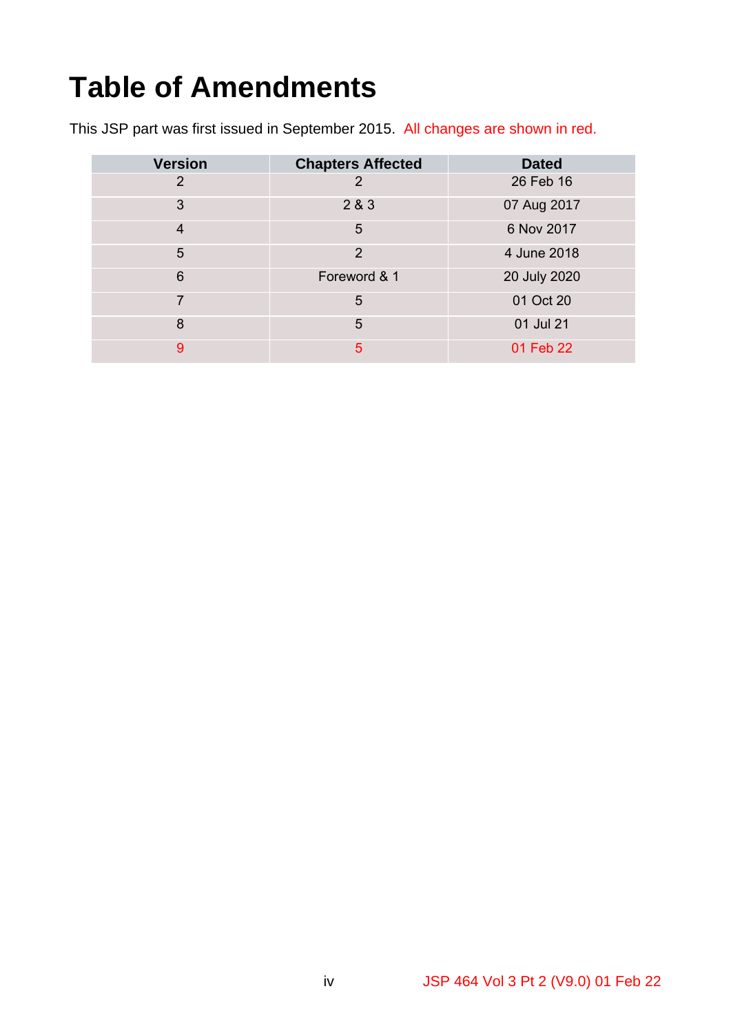# Table of Amendments

This JSP part was first issued in September 2015. All changes are shown in red.

| Version | Chapters Affected | Dated |
|---|---|---|
| 2 | 2 | 26 Feb 16 |
| 3 | 2 & 3 | 07 Aug 2017 |
| 4 | 5 | 6 Nov 2017 |
| 5 | 2 | 4 June 2018 |
| 6 | Foreword & 1 | 20 July 2020 |
| 7 | 5 | 01 Oct 20 |
| 8 | 5 | 01 Jul 21 |
| 9 | 5 | 01 Feb 22 |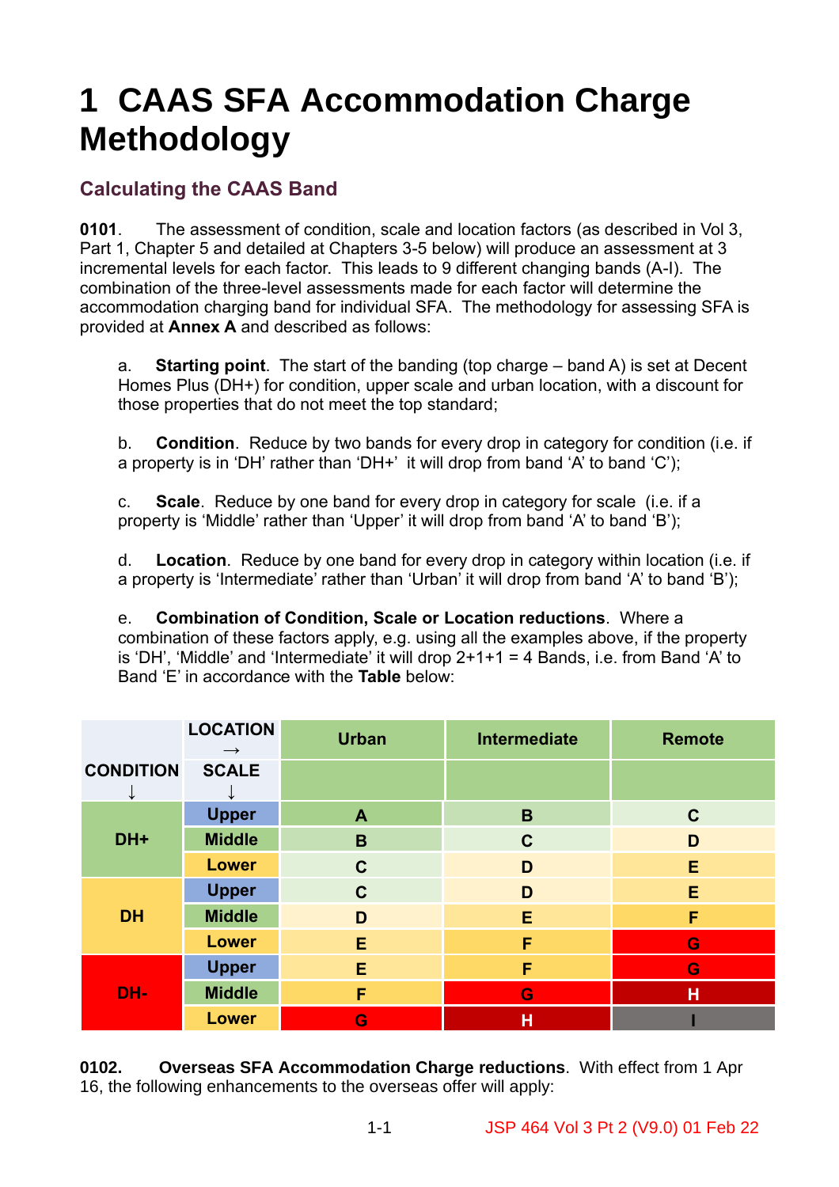# 1 CAAS SFA Accommodation Charge Methodology

## Calculating the CAAS Band

**0101**. The assessment of condition, scale and location factors (as described in Vol 3, Part 1, Chapter 5 and detailed at Chapters 3-5 below) will produce an assessment at 3 incremental levels for each factor. This leads to 9 different changing bands (A-I). The combination of the three-level assessments made for each factor will determine the accommodation charging band for individual SFA. The methodology for assessing SFA is provided at **Annex A** and described as follows:

a. **Starting point**. The start of the banding (top charge – band A) is set at Decent Homes Plus (DH+) for condition, upper scale and urban location, with a discount for those properties that do not meet the top standard;

b. **Condition**. Reduce by two bands for every drop in category for condition (i.e. if a property is in 'DH' rather than 'DH+' it will drop from band 'A' to band 'C');

c. **Scale**. Reduce by one band for every drop in category for scale (i.e. if a property is 'Middle' rather than 'Upper' it will drop from band 'A' to band 'B');

d. **Location**. Reduce by one band for every drop in category within location (i.e. if a property is 'Intermediate' rather than 'Urban' it will drop from band 'A' to band 'B');

e. **Combination of Condition, Scale or Location reductions**. Where a combination of these factors apply, e.g. using all the examples above, if the property is 'DH', 'Middle' and 'Intermediate' it will drop 2+1+1 = 4 Bands, i.e. from Band 'A' to Band 'E' in accordance with the **Table** below:

| CONDITION ↓ | LOCATION → / SCALE ↓ | Urban | Intermediate | Remote |
|---|---|---|---|---|
| DH+ | Upper | A | B | C |
| | Middle | B | C | D |
| | Lower | C | D | E |
| DH | Upper | C | D | E |
| | Middle | D | E | F |
| | Lower | E | F | G |
| DH- | Upper | E | F | G |
| | Middle | F | G | H |
| | Lower | G | H | I |

**0102.** **Overseas SFA Accommodation Charge reductions**. With effect from 1 Apr 16, the following enhancements to the overseas offer will apply: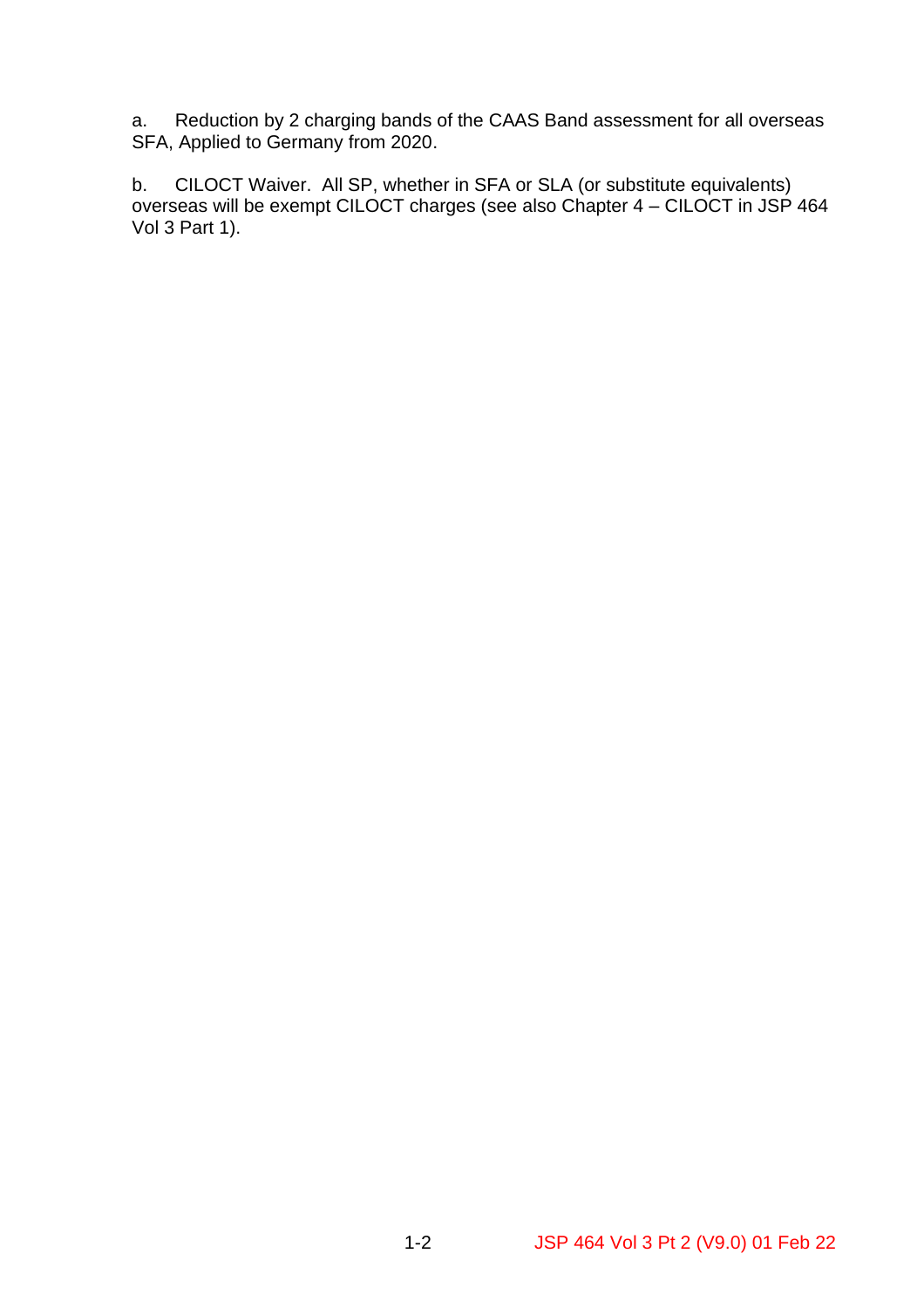a. Reduction by 2 charging bands of the CAAS Band assessment for all overseas SFA, Applied to Germany from 2020.

b. CILOCT Waiver. All SP, whether in SFA or SLA (or substitute equivalents) overseas will be exempt CILOCT charges (see also Chapter 4 – CILOCT in JSP 464 Vol 3 Part 1).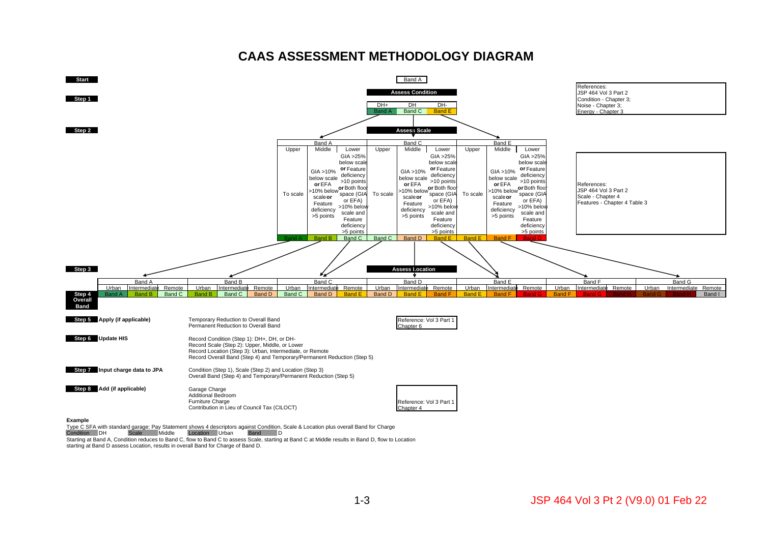# CAAS ASSESSMENT METHODOLOGY DIAGRAM

**Start** — Band A

**Step 1** — Assess Condition

| DH+ | DH | DH- |
|---|---|---|
| Band A | Band C | Band E |

References:
JSP 464 Vol 3 Part 2
Condition - Chapter 3;
Noise - Chapter 3;
Energy - Chapter 3

**Step 2** — Assess Scale

| Band A | | | Band C | | | Band E | | |
|---|---|---|---|---|---|---|---|---|
| Upper | Middle | Lower | Upper | Middle | Lower | Upper | Middle | Lower |
| To scale | GIA >10% below scale **or** EFA >10% below scale **or** Feature deficiency >5 points | GIA >25% below scale **or** Feature deficiency >10 points **or** Both floor space (GIA or EFA) >10% below scale and Feature deficiency >5 points | To scale | GIA >10% below scale **or** EFA >10% below scale **or** Feature deficiency >5 points | GIA >25% below scale **or** Feature deficiency >10 points **or** Both floor space (GIA or EFA) >10% below scale and Feature deficiency >5 points | To scale | GIA >10% below scale **or** EFA >10% below scale **or** Feature deficiency >5 points | GIA >25% below scale **or** Feature deficiency >10 points **or** Both floor space (GIA or EFA) >10% below scale and Feature deficiency >5 points |
| Band A | Band B | Band C | Band C | Band D | Band E | Band E | Band F | Band G |

References:
JSP 464 Vol 3 Part 2
Scale - Chapter 4
Features - Chapter 4 Table 3

**Step 3** — Assess Location

**Step 4 Overall Band**

| Band A | | | Band B | | | Band C | | | Band D | | | Band E | | | Band F | | | Band G | | |
|---|---|---|---|---|---|---|---|---|---|---|---|---|---|---|---|---|---|---|---|---|
| Urban | Intermediate | Remote | Urban | Intermediate | Remote | Urban | Intermediate | Remote | Urban | Intermediate | Remote | Urban | Intermediate | Remote | Urban | Intermediate | Remote | Urban | Intermediate | Remote |
| Band A | Band B | Band C | Band B | Band C | Band D | Band C | Band D | Band E | Band D | Band E | Band F | Band E | Band F | Band G | Band F | Band G | Band H | Band G | Band H | Band I |

**Step 5 Apply (if applicable)**
Temporary Reduction to Overall Band
Permanent Reduction to Overall Band
Reference: Vol 3 Part 1 Chapter 6

**Step 6 Update HIS**
Record Condition (Step 1): DH+, DH, or DH-
Record Scale (Step 2): Upper, Middle, or Lower
Record Location (Step 3): Urban, Intermediate, or Remote
Record Overall Band (Step 4) and Temporary/Permanent Reduction (Step 5)

**Step 7 Input charge data to JPA**
Condition (Step 1), Scale (Step 2) and Location (Step 3)
Overall Band (Step 4) and Temporary/Permanent Reduction (Step 5)

**Step 8 Add (if applicable)**
Garage Charge
Additional Bedroom
Furniture Charge
Contribution in Lieu of Council Tax (CILOCT)
Reference: Vol 3 Part 1 Chapter 4

**Example**

Type C SFA with standard garage: Pay Statement shows 4 descriptors against Condition, Scale & Location plus overall Band for Charge

| Condition | DH | Scale | Middle | Location | Urban | Band | D |
|---|---|---|---|---|---|---|---|

Starting at Band A, Condition reduces to Band C, flow to Band C to assess Scale, starting at Band C at Middle results in Band D, flow to Location starting at Band D assess Location, results in overall Band for Charge of Band D.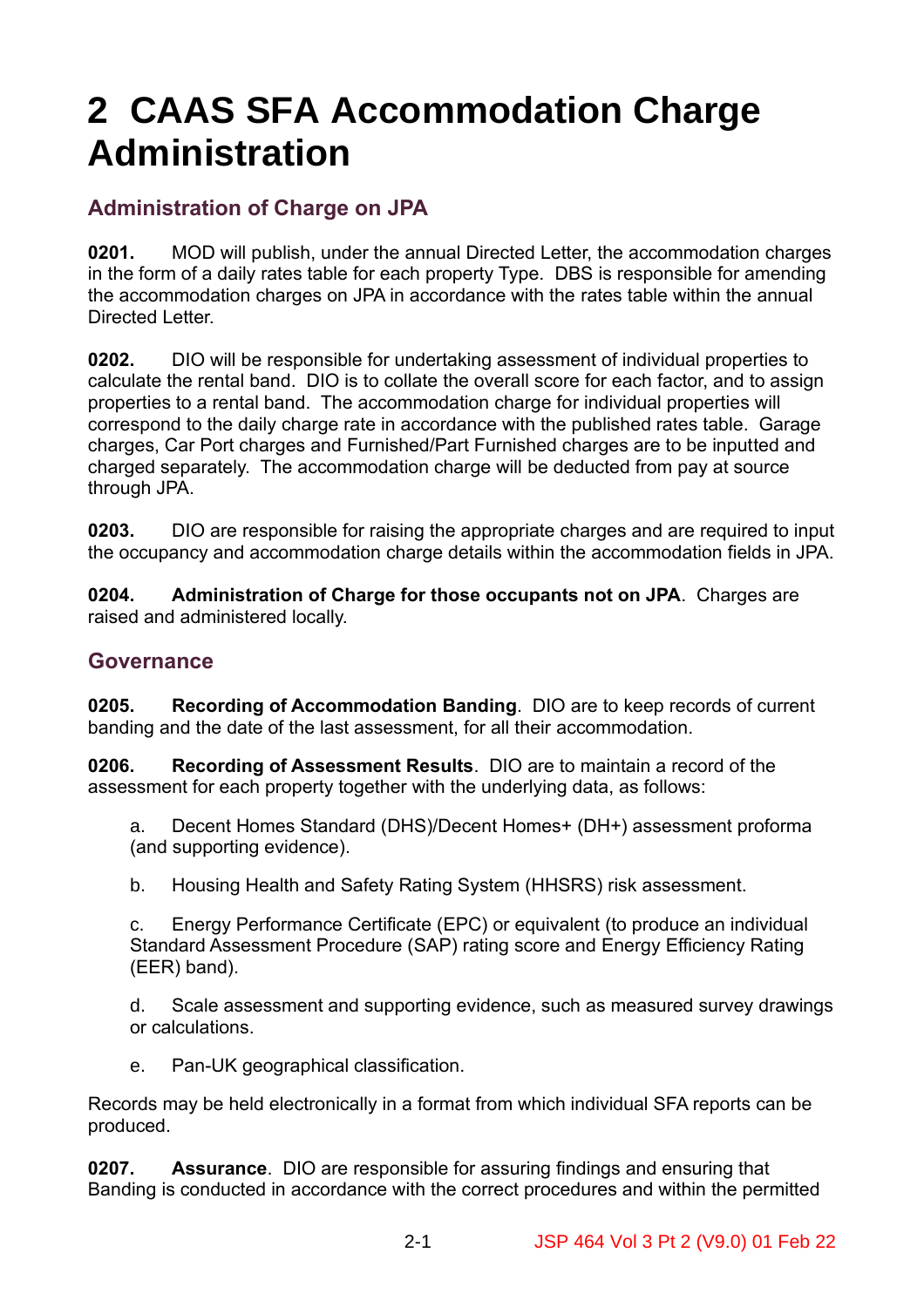# 2 CAAS SFA Accommodation Charge Administration

## Administration of Charge on JPA

**0201.** MOD will publish, under the annual Directed Letter, the accommodation charges in the form of a daily rates table for each property Type. DBS is responsible for amending the accommodation charges on JPA in accordance with the rates table within the annual Directed Letter.

**0202.** DIO will be responsible for undertaking assessment of individual properties to calculate the rental band. DIO is to collate the overall score for each factor, and to assign properties to a rental band. The accommodation charge for individual properties will correspond to the daily charge rate in accordance with the published rates table. Garage charges, Car Port charges and Furnished/Part Furnished charges are to be inputted and charged separately. The accommodation charge will be deducted from pay at source through JPA.

**0203.** DIO are responsible for raising the appropriate charges and are required to input the occupancy and accommodation charge details within the accommodation fields in JPA.

**0204. Administration of Charge for those occupants not on JPA**. Charges are raised and administered locally.

## Governance

**0205. Recording of Accommodation Banding**. DIO are to keep records of current banding and the date of the last assessment, for all their accommodation.

**0206. Recording of Assessment Results**. DIO are to maintain a record of the assessment for each property together with the underlying data, as follows:

a. Decent Homes Standard (DHS)/Decent Homes+ (DH+) assessment proforma (and supporting evidence).

b. Housing Health and Safety Rating System (HHSRS) risk assessment.

c. Energy Performance Certificate (EPC) or equivalent (to produce an individual Standard Assessment Procedure (SAP) rating score and Energy Efficiency Rating (EER) band).

d. Scale assessment and supporting evidence, such as measured survey drawings or calculations.

e. Pan-UK geographical classification.

Records may be held electronically in a format from which individual SFA reports can be produced.

**0207. Assurance**. DIO are responsible for assuring findings and ensuring that Banding is conducted in accordance with the correct procedures and within the permitted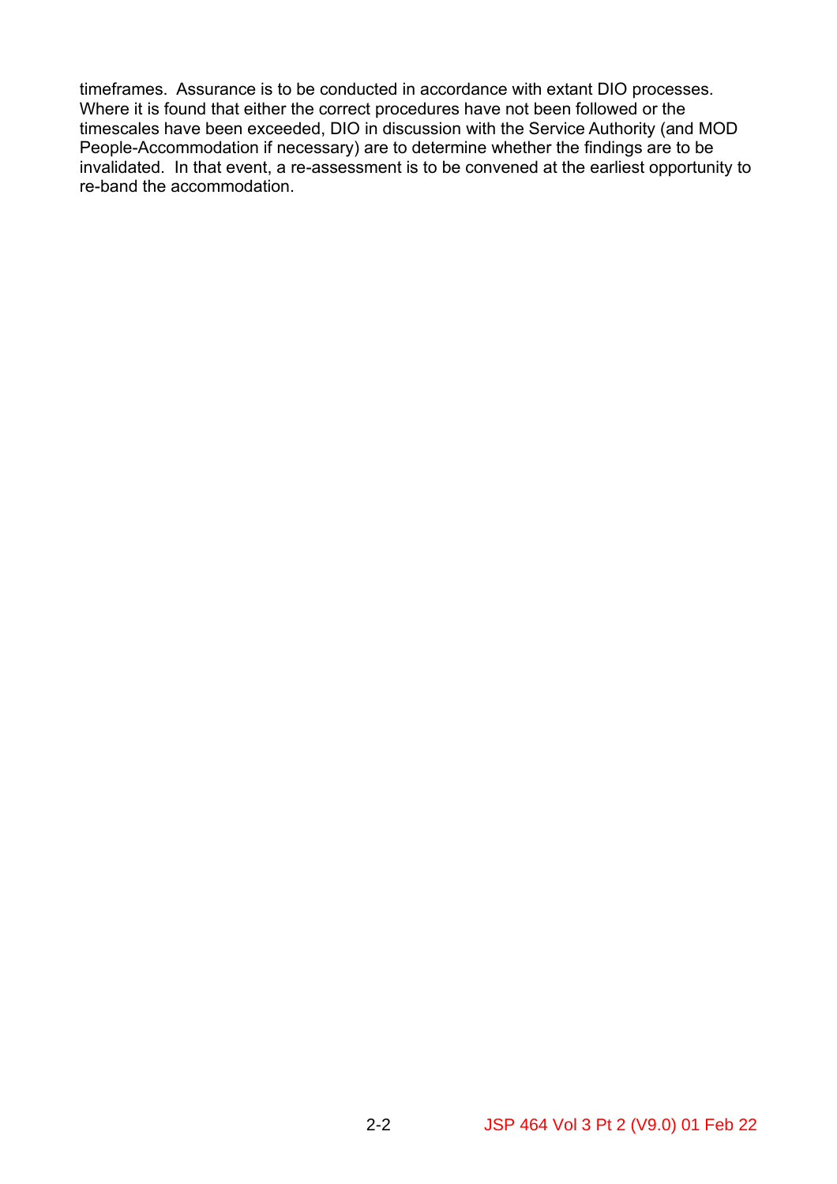timeframes. Assurance is to be conducted in accordance with extant DIO processes. Where it is found that either the correct procedures have not been followed or the timescales have been exceeded, DIO in discussion with the Service Authority (and MOD People-Accommodation if necessary) are to determine whether the findings are to be invalidated. In that event, a re-assessment is to be convened at the earliest opportunity to re-band the accommodation.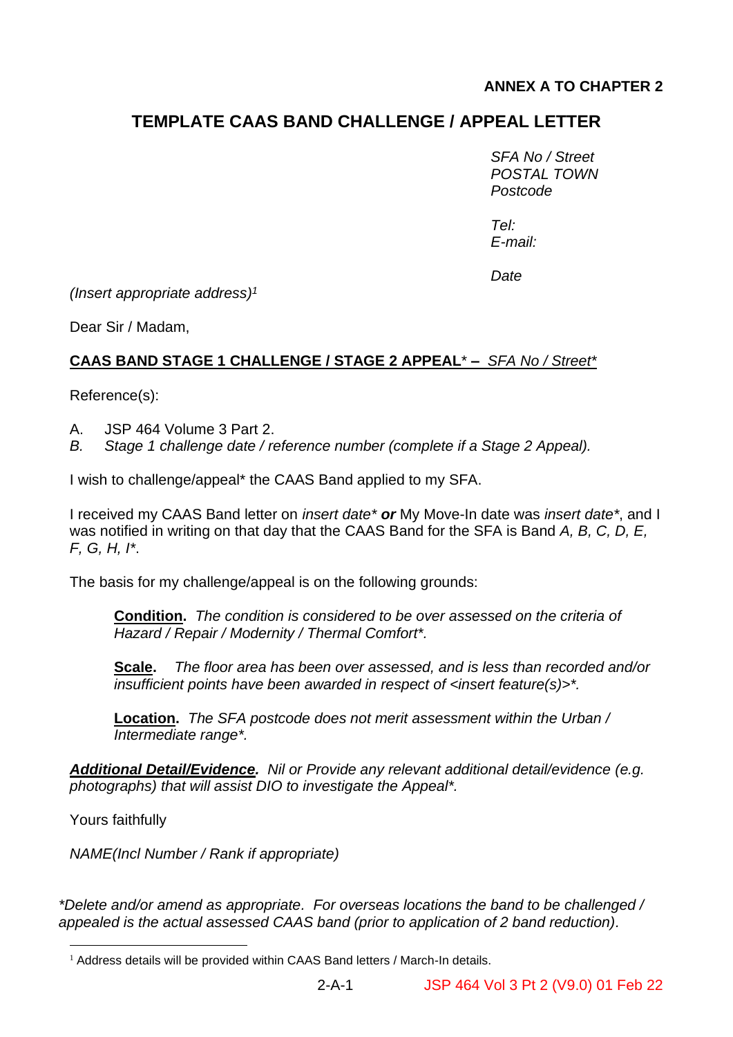**ANNEX A TO CHAPTER 2**

# TEMPLATE CAAS BAND CHALLENGE / APPEAL LETTER

*SFA No / Street*
*POSTAL TOWN*
*Postcode*

*Tel:*
*E-mail:*

*Date*

*(Insert appropriate address)*[1]

Dear Sir / Madam,

**CAAS BAND STAGE 1 CHALLENGE / STAGE 2 APPEAL*** **–** *SFA No / Street**

Reference(s):

A. JSP 464 Volume 3 Part 2.
*B. Stage 1 challenge date / reference number (complete if a Stage 2 Appeal).*

I wish to challenge/appeal* the CAAS Band applied to my SFA.

I received my CAAS Band letter on *insert date** ***or*** My Move-In date was *insert date**, and I was notified in writing on that day that the CAAS Band for the SFA is Band *A, B, C, D, E, F, G, H, I**.

The basis for my challenge/appeal is on the following grounds:

> **Condition.** *The condition is considered to be over assessed on the criteria of Hazard / Repair / Modernity / Thermal Comfort*.*
>
> **Scale.** *The floor area has been over assessed, and is less than recorded and/or insufficient points have been awarded in respect of <insert feature(s)>*.*
>
> **Location.** *The SFA postcode does not merit assessment within the Urban / Intermediate range*.*

***Additional Detail/Evidence.*** *Nil or Provide any relevant additional detail/evidence (e.g. photographs) that will assist DIO to investigate the Appeal*.*

Yours faithfully

*NAME(Incl Number / Rank if appropriate)*

*\*Delete and/or amend as appropriate. For overseas locations the band to be challenged / appealed is the actual assessed CAAS band (prior to application of 2 band reduction).*

---

[1] Address details will be provided within CAAS Band letters / March-In details.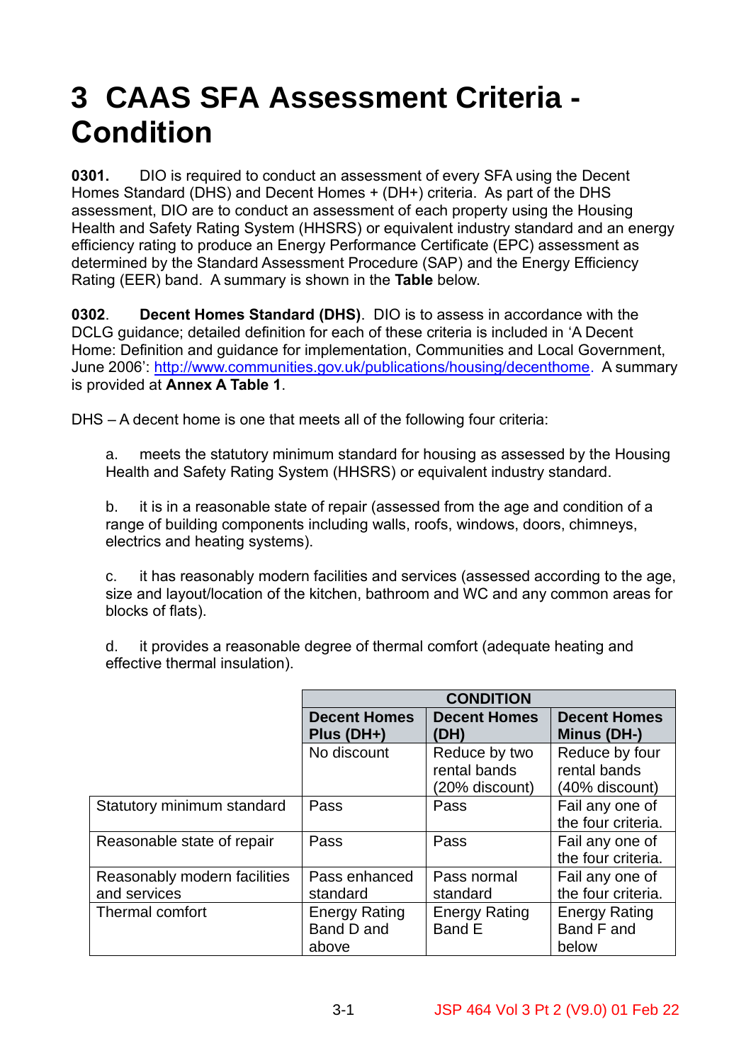# 3 CAAS SFA Assessment Criteria - Condition

**0301.** DIO is required to conduct an assessment of every SFA using the Decent Homes Standard (DHS) and Decent Homes + (DH+) criteria. As part of the DHS assessment, DIO are to conduct an assessment of each property using the Housing Health and Safety Rating System (HHSRS) or equivalent industry standard and an energy efficiency rating to produce an Energy Performance Certificate (EPC) assessment as determined by the Standard Assessment Procedure (SAP) and the Energy Efficiency Rating (EER) band. A summary is shown in the **Table** below.

**0302**. **Decent Homes Standard (DHS)**. DIO is to assess in accordance with the DCLG guidance; detailed definition for each of these criteria is included in 'A Decent Home: Definition and guidance for implementation, Communities and Local Government, June 2006': http://www.communities.gov.uk/publications/housing/decenthome. A summary is provided at **Annex A Table 1**.

DHS – A decent home is one that meets all of the following four criteria:

a. meets the statutory minimum standard for housing as assessed by the Housing Health and Safety Rating System (HHSRS) or equivalent industry standard.

b. it is in a reasonable state of repair (assessed from the age and condition of a range of building components including walls, roofs, windows, doors, chimneys, electrics and heating systems).

c. it has reasonably modern facilities and services (assessed according to the age, size and layout/location of the kitchen, bathroom and WC and any common areas for blocks of flats).

d. it provides a reasonable degree of thermal comfort (adequate heating and effective thermal insulation).

| | **CONDITION** | | |
|---|---|---|---|
| | **Decent Homes Plus (DH+)** | **Decent Homes (DH)** | **Decent Homes Minus (DH-)** |
| | No discount | Reduce by two rental bands (20% discount) | Reduce by four rental bands (40% discount) |
| Statutory minimum standard | Pass | Pass | Fail any one of the four criteria. |
| Reasonable state of repair | Pass | Pass | Fail any one of the four criteria. |
| Reasonably modern facilities and services | Pass enhanced standard | Pass normal standard | Fail any one of the four criteria. |
| Thermal comfort | Energy Rating Band D and above | Energy Rating Band E | Energy Rating Band F and below |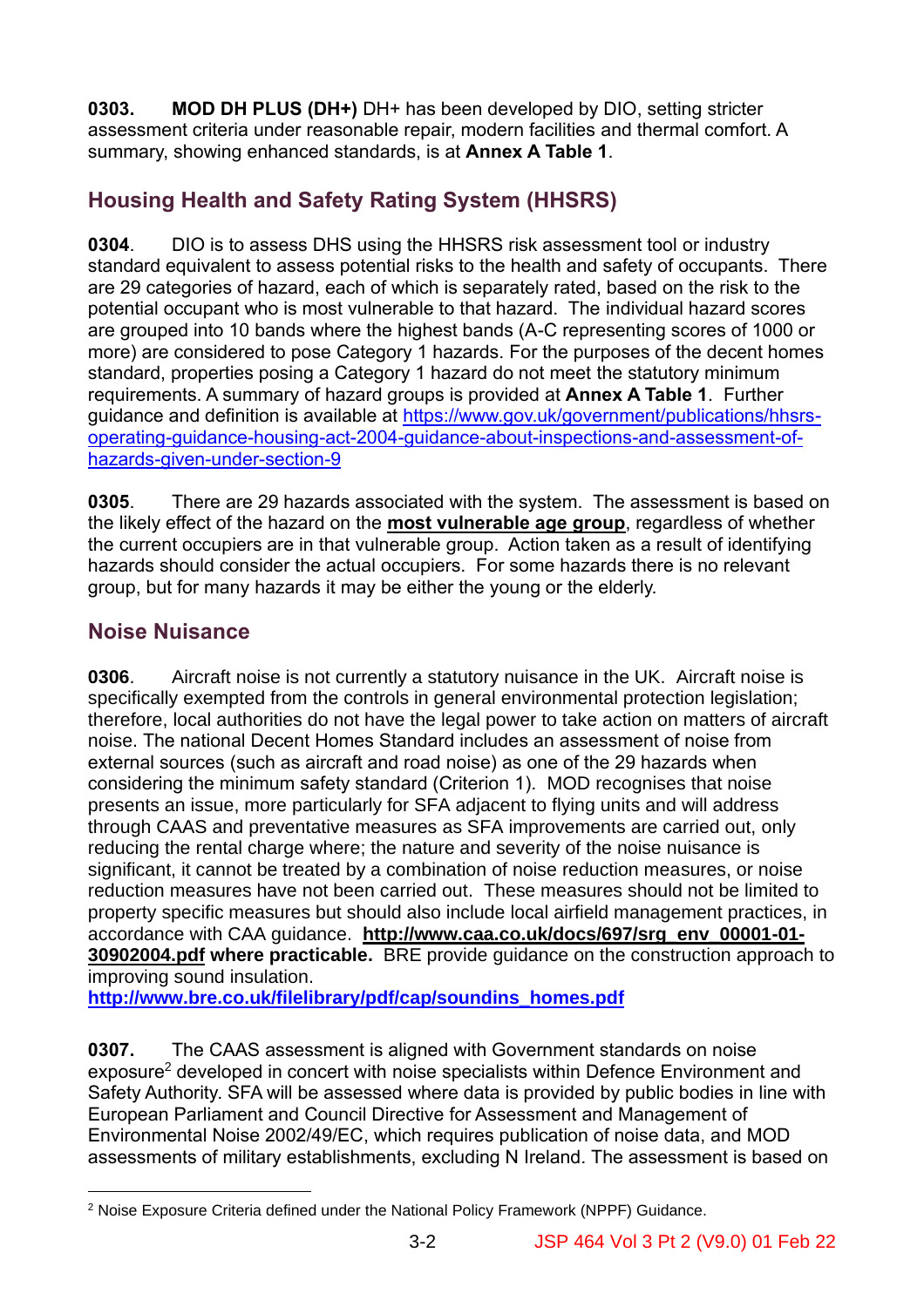**0303.** **MOD DH PLUS (DH+)** DH+ has been developed by DIO, setting stricter assessment criteria under reasonable repair, modern facilities and thermal comfort. A summary, showing enhanced standards, is at **Annex A Table 1**.

## Housing Health and Safety Rating System (HHSRS)

**0304**. DIO is to assess DHS using the HHSRS risk assessment tool or industry standard equivalent to assess potential risks to the health and safety of occupants. There are 29 categories of hazard, each of which is separately rated, based on the risk to the potential occupant who is most vulnerable to that hazard. The individual hazard scores are grouped into 10 bands where the highest bands (A-C representing scores of 1000 or more) are considered to pose Category 1 hazards. For the purposes of the decent homes standard, properties posing a Category 1 hazard do not meet the statutory minimum requirements. A summary of hazard groups is provided at **Annex A Table 1**. Further guidance and definition is available at [https://www.gov.uk/government/publications/hhsrs-operating-guidance-housing-act-2004-guidance-about-inspections-and-assessment-of-hazards-given-under-section-9](https://www.gov.uk/government/publications/hhsrs-operating-guidance-housing-act-2004-guidance-about-inspections-and-assessment-of-hazards-given-under-section-9)

**0305**. There are 29 hazards associated with the system. The assessment is based on the likely effect of the hazard on the **most vulnerable age group**, regardless of whether the current occupiers are in that vulnerable group. Action taken as a result of identifying hazards should consider the actual occupiers. For some hazards there is no relevant group, but for many hazards it may be either the young or the elderly.

## Noise Nuisance

**0306**. Aircraft noise is not currently a statutory nuisance in the UK. Aircraft noise is specifically exempted from the controls in general environmental protection legislation; therefore, local authorities do not have the legal power to take action on matters of aircraft noise. The national Decent Homes Standard includes an assessment of noise from external sources (such as aircraft and road noise) as one of the 29 hazards when considering the minimum safety standard (Criterion 1). MOD recognises that noise presents an issue, more particularly for SFA adjacent to flying units and will address through CAAS and preventative measures as SFA improvements are carried out, only reducing the rental charge where; the nature and severity of the noise nuisance is significant, it cannot be treated by a combination of noise reduction measures, or noise reduction measures have not been carried out. These measures should not be limited to property specific measures but should also include local airfield management practices, in accordance with CAA guidance. **[http://www.caa.co.uk/docs/697/srg_env_00001-01-30902004.pdf](http://www.caa.co.uk/docs/697/srg_env_00001-01-30902004.pdf) where practicable.** BRE provide guidance on the construction approach to improving sound insulation.
**[http://www.bre.co.uk/filelibrary/pdf/cap/soundins_homes.pdf](http://www.bre.co.uk/filelibrary/pdf/cap/soundins_homes.pdf)**

**0307.** The CAAS assessment is aligned with Government standards on noise exposure[2] developed in concert with noise specialists within Defence Environment and Safety Authority. SFA will be assessed where data is provided by public bodies in line with European Parliament and Council Directive for Assessment and Management of Environmental Noise 2002/49/EC, which requires publication of noise data, and MOD assessments of military establishments, excluding N Ireland. The assessment is based on

[2] Noise Exposure Criteria defined under the National Policy Framework (NPPF) Guidance.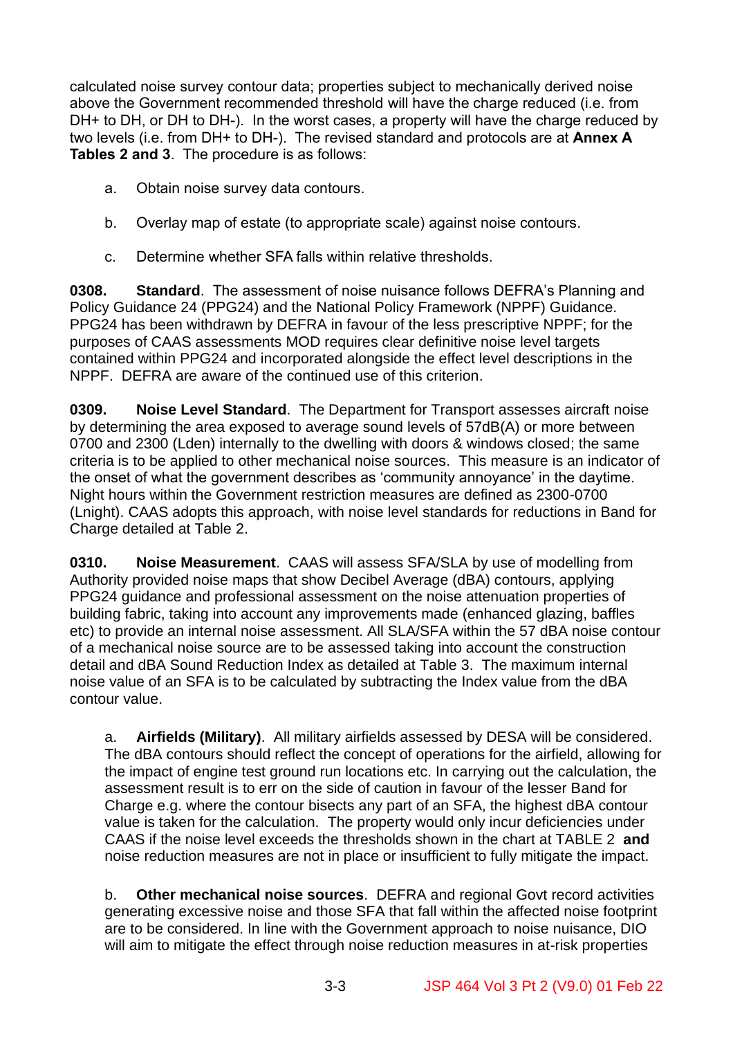calculated noise survey contour data; properties subject to mechanically derived noise above the Government recommended threshold will have the charge reduced (i.e. from DH+ to DH, or DH to DH-). In the worst cases, a property will have the charge reduced by two levels (i.e. from DH+ to DH-). The revised standard and protocols are at **Annex A Tables 2 and 3**. The procedure is as follows:

a. Obtain noise survey data contours.

b. Overlay map of estate (to appropriate scale) against noise contours.

c. Determine whether SFA falls within relative thresholds.

**0308. Standard**. The assessment of noise nuisance follows DEFRA's Planning and Policy Guidance 24 (PPG24) and the National Policy Framework (NPPF) Guidance. PPG24 has been withdrawn by DEFRA in favour of the less prescriptive NPPF; for the purposes of CAAS assessments MOD requires clear definitive noise level targets contained within PPG24 and incorporated alongside the effect level descriptions in the NPPF. DEFRA are aware of the continued use of this criterion.

**0309. Noise Level Standard**. The Department for Transport assesses aircraft noise by determining the area exposed to average sound levels of 57dB(A) or more between 0700 and 2300 (Lden) internally to the dwelling with doors & windows closed; the same criteria is to be applied to other mechanical noise sources. This measure is an indicator of the onset of what the government describes as 'community annoyance' in the daytime. Night hours within the Government restriction measures are defined as 2300-0700 (Lnight). CAAS adopts this approach, with noise level standards for reductions in Band for Charge detailed at Table 2.

**0310. Noise Measurement**. CAAS will assess SFA/SLA by use of modelling from Authority provided noise maps that show Decibel Average (dBA) contours, applying PPG24 guidance and professional assessment on the noise attenuation properties of building fabric, taking into account any improvements made (enhanced glazing, baffles etc) to provide an internal noise assessment. All SLA/SFA within the 57 dBA noise contour of a mechanical noise source are to be assessed taking into account the construction detail and dBA Sound Reduction Index as detailed at Table 3. The maximum internal noise value of an SFA is to be calculated by subtracting the Index value from the dBA contour value.

a. **Airfields (Military)**. All military airfields assessed by DESA will be considered. The dBA contours should reflect the concept of operations for the airfield, allowing for the impact of engine test ground run locations etc. In carrying out the calculation, the assessment result is to err on the side of caution in favour of the lesser Band for Charge e.g. where the contour bisects any part of an SFA, the highest dBA contour value is taken for the calculation. The property would only incur deficiencies under CAAS if the noise level exceeds the thresholds shown in the chart at TABLE 2 **and** noise reduction measures are not in place or insufficient to fully mitigate the impact.

b. **Other mechanical noise sources**. DEFRA and regional Govt record activities generating excessive noise and those SFA that fall within the affected noise footprint are to be considered. In line with the Government approach to noise nuisance, DIO will aim to mitigate the effect through noise reduction measures in at-risk properties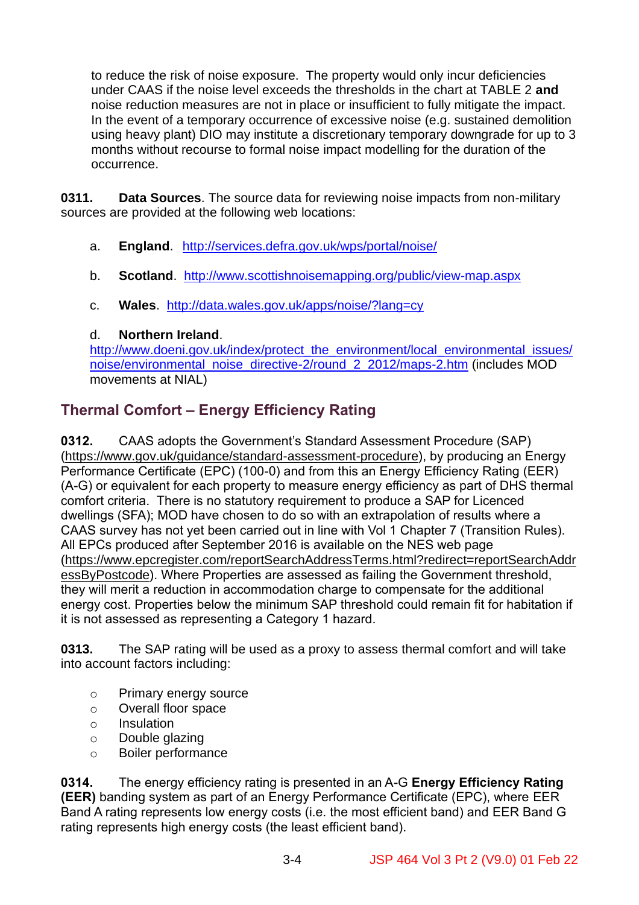to reduce the risk of noise exposure. The property would only incur deficiencies under CAAS if the noise level exceeds the thresholds in the chart at TABLE 2 **and** noise reduction measures are not in place or insufficient to fully mitigate the impact. In the event of a temporary occurrence of excessive noise (e.g. sustained demolition using heavy plant) DIO may institute a discretionary temporary downgrade for up to 3 months without recourse to formal noise impact modelling for the duration of the occurrence.

**0311. Data Sources**. The source data for reviewing noise impacts from non-military sources are provided at the following web locations:

a. **England**. http://services.defra.gov.uk/wps/portal/noise/

b. **Scotland**. http://www.scottishnoisemapping.org/public/view-map.aspx

c. **Wales**. http://data.wales.gov.uk/apps/noise/?lang=cy

d. **Northern Ireland**. http://www.doeni.gov.uk/index/protect_the_environment/local_environmental_issues/noise/environmental_noise_directive-2/round_2_2012/maps-2.htm (includes MOD movements at NIAL)

## Thermal Comfort – Energy Efficiency Rating

**0312.** CAAS adopts the Government's Standard Assessment Procedure (SAP) (https://www.gov.uk/guidance/standard-assessment-procedure), by producing an Energy Performance Certificate (EPC) (100-0) and from this an Energy Efficiency Rating (EER) (A-G) or equivalent for each property to measure energy efficiency as part of DHS thermal comfort criteria. There is no statutory requirement to produce a SAP for Licenced dwellings (SFA); MOD have chosen to do so with an extrapolation of results where a CAAS survey has not yet been carried out in line with Vol 1 Chapter 7 (Transition Rules). All EPCs produced after September 2016 is available on the NES web page (https://www.epcregister.com/reportSearchAddressTerms.html?redirect=reportSearchAddressByPostcode). Where Properties are assessed as failing the Government threshold, they will merit a reduction in accommodation charge to compensate for the additional energy cost. Properties below the minimum SAP threshold could remain fit for habitation if it is not assessed as representing a Category 1 hazard.

**0313.** The SAP rating will be used as a proxy to assess thermal comfort and will take into account factors including:

- Primary energy source
- Overall floor space
- Insulation
- Double glazing
- Boiler performance

**0314.** The energy efficiency rating is presented in an A-G **Energy Efficiency Rating (EER)** banding system as part of an Energy Performance Certificate (EPC), where EER Band A rating represents low energy costs (i.e. the most efficient band) and EER Band G rating represents high energy costs (the least efficient band).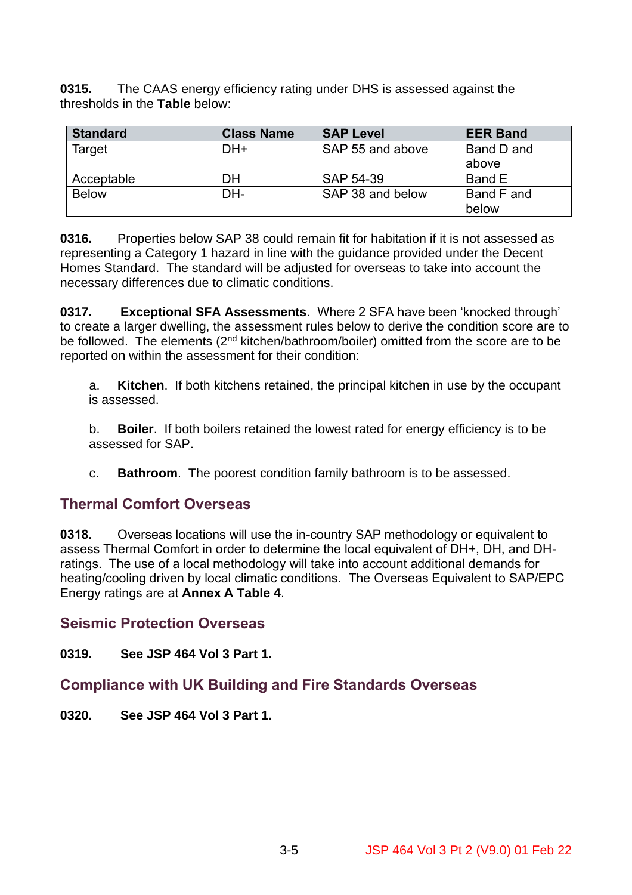**0315.** The CAAS energy efficiency rating under DHS is assessed against the thresholds in the **Table** below:

| Standard | Class Name | SAP Level | EER Band |
|---|---|---|---|
| Target | DH+ | SAP 55 and above | Band D and above |
| Acceptable | DH | SAP 54-39 | Band E |
| Below | DH- | SAP 38 and below | Band F and below |

**0316.** Properties below SAP 38 could remain fit for habitation if it is not assessed as representing a Category 1 hazard in line with the guidance provided under the Decent Homes Standard. The standard will be adjusted for overseas to take into account the necessary differences due to climatic conditions.

**0317. Exceptional SFA Assessments**. Where 2 SFA have been 'knocked through' to create a larger dwelling, the assessment rules below to derive the condition score are to be followed. The elements (2nd kitchen/bathroom/boiler) omitted from the score are to be reported on within the assessment for their condition:

a. **Kitchen**. If both kitchens retained, the principal kitchen in use by the occupant is assessed.

b. **Boiler**. If both boilers retained the lowest rated for energy efficiency is to be assessed for SAP.

c. **Bathroom**. The poorest condition family bathroom is to be assessed.

## Thermal Comfort Overseas

**0318.** Overseas locations will use the in-country SAP methodology or equivalent to assess Thermal Comfort in order to determine the local equivalent of DH+, DH, and DH- ratings. The use of a local methodology will take into account additional demands for heating/cooling driven by local climatic conditions. The Overseas Equivalent to SAP/EPC Energy ratings are at **Annex A Table 4**.

## Seismic Protection Overseas

**0319. See JSP 464 Vol 3 Part 1.**

## Compliance with UK Building and Fire Standards Overseas

**0320. See JSP 464 Vol 3 Part 1.**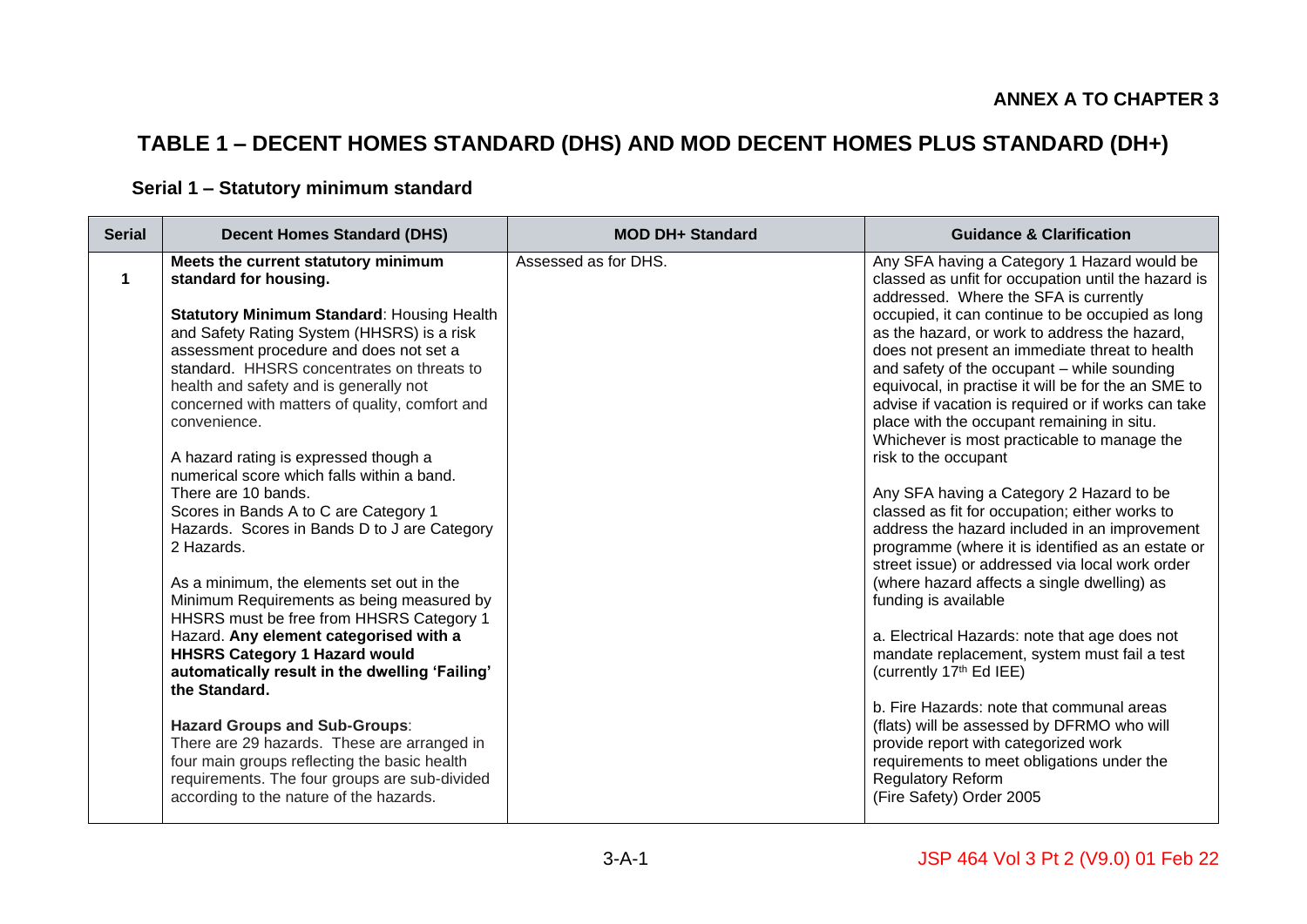**ANNEX A TO CHAPTER 3**

# TABLE 1 – DECENT HOMES STANDARD (DHS) AND MOD DECENT HOMES PLUS STANDARD (DH+)

## Serial 1 – Statutory minimum standard

| Serial | Decent Homes Standard (DHS) | MOD DH+ Standard | Guidance & Clarification |
|---|---|---|---|
| 1 | **Meets the current statutory minimum standard for housing.**<br><br>**Statutory Minimum Standard**: Housing Health and Safety Rating System (HHSRS) is a risk assessment procedure and does not set a standard. HHSRS concentrates on threats to health and safety and is generally not concerned with matters of quality, comfort and convenience.<br><br>A hazard rating is expressed though a numerical score which falls within a band. There are 10 bands.<br>Scores in Bands A to C are Category 1 Hazards. Scores in Bands D to J are Category 2 Hazards.<br><br>As a minimum, the elements set out in the Minimum Requirements as being measured by HHSRS must be free from HHSRS Category 1 Hazard. **Any element categorised with a HHSRS Category 1 Hazard would automatically result in the dwelling 'Failing' the Standard.**<br><br>**Hazard Groups and Sub-Groups**:<br>There are 29 hazards. These are arranged in four main groups reflecting the basic health requirements. The four groups are sub-divided according to the nature of the hazards. | Assessed as for DHS. | Any SFA having a Category 1 Hazard would be classed as unfit for occupation until the hazard is addressed. Where the SFA is currently occupied, it can continue to be occupied as long as the hazard, or work to address the hazard, does not present an immediate threat to health and safety of the occupant – while sounding equivocal, in practise it will be for the an SME to advise if vacation is required or if works can take place with the occupant remaining in situ. Whichever is most practicable to manage the risk to the occupant<br><br>Any SFA having a Category 2 Hazard to be classed as fit for occupation; either works to address the hazard included in an improvement programme (where it is identified as an estate or street issue) or addressed via local work order (where hazard affects a single dwelling) as funding is available<br><br>a. Electrical Hazards: note that age does not mandate replacement, system must fail a test (currently 17th Ed IEE)<br><br>b. Fire Hazards: note that communal areas (flats) will be assessed by DFRMO who will provide report with categorized work requirements to meet obligations under the Regulatory Reform (Fire Safety) Order 2005 |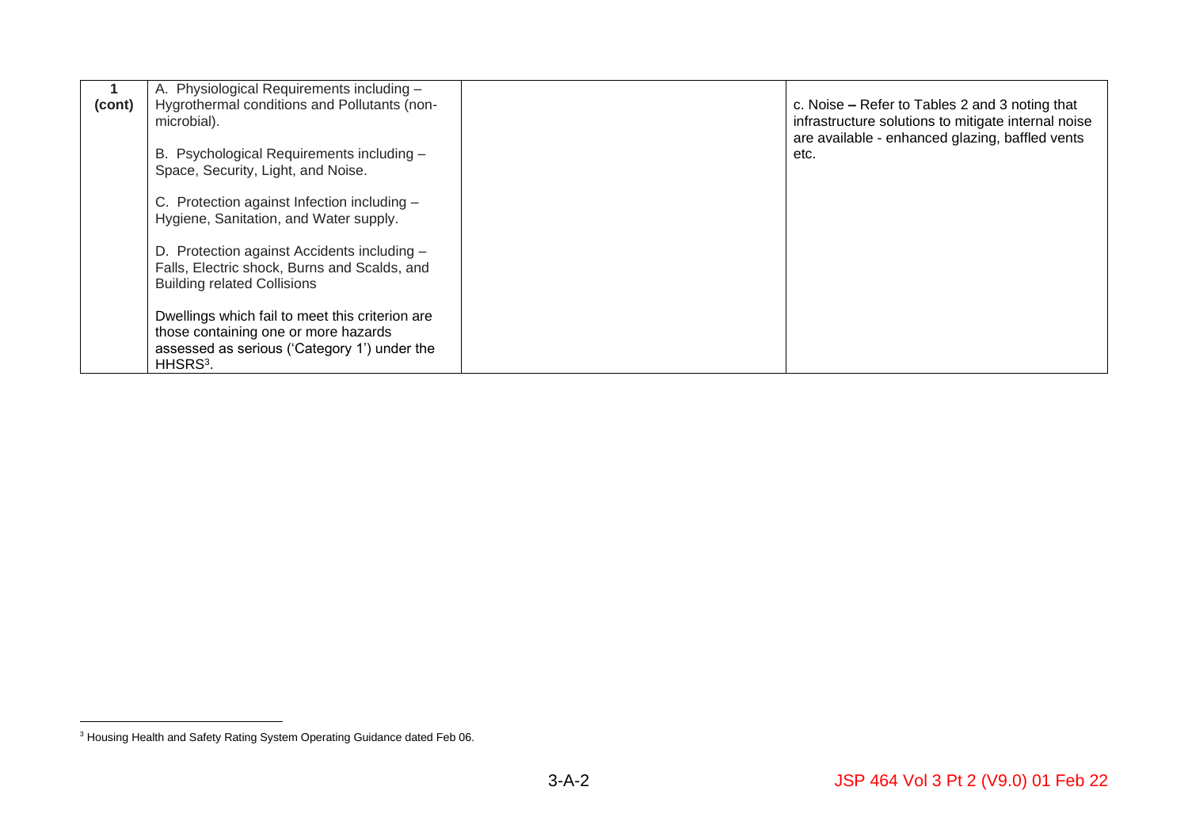| | | | |
|---|---|---|---|
| **1 (cont)** | A. Physiological Requirements including – Hygrothermal conditions and Pollutants (non-microbial).<br><br>B. Psychological Requirements including – Space, Security, Light, and Noise.<br><br>C. Protection against Infection including – Hygiene, Sanitation, and Water supply.<br><br>D. Protection against Accidents including – Falls, Electric shock, Burns and Scalds, and Building related Collisions<br><br>Dwellings which fail to meet this criterion are those containing one or more hazards assessed as serious ('Category 1') under the HHSRS[3]. | | c. Noise **–** Refer to Tables 2 and 3 noting that infrastructure solutions to mitigate internal noise are available - enhanced glazing, baffled vents etc. |

[3] Housing Health and Safety Rating System Operating Guidance dated Feb 06.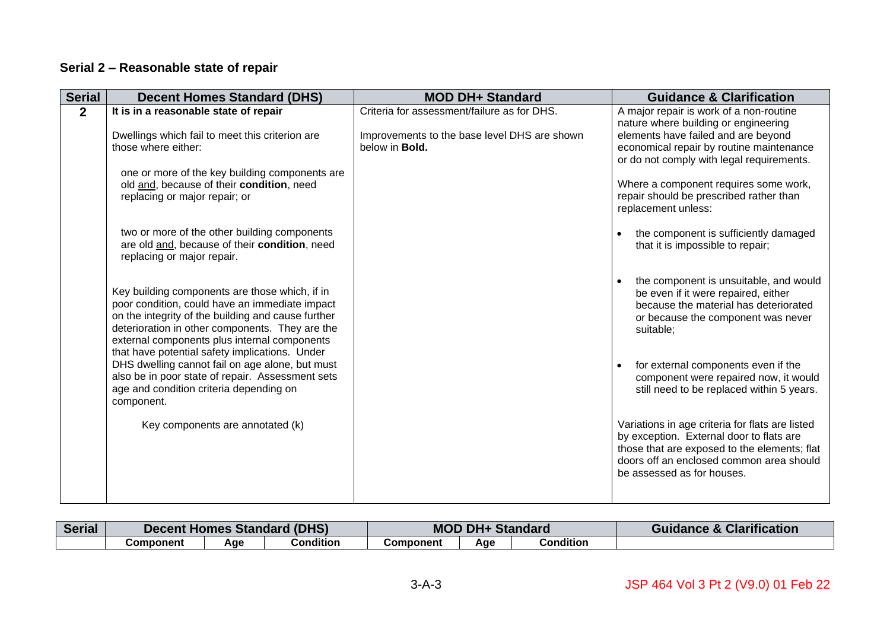## Serial 2 – Reasonable state of repair

| Serial | Decent Homes Standard (DHS) | MOD DH+ Standard | Guidance & Clarification |
|---|---|---|---|
| **2** | **It is in a reasonable state of repair**<br><br>Dwellings which fail to meet this criterion are those where either:<br><br>one or more of the key building components are old and, because of their **condition**, need replacing or major repair; or<br><br>two or more of the other building components are old and, because of their **condition**, need replacing or major repair.<br><br>Key building components are those which, if in poor condition, could have an immediate impact on the integrity of the building and cause further deterioration in other components. They are the external components plus internal components that have potential safety implications. Under DHS dwelling cannot fail on age alone, but must also be in poor state of repair. Assessment sets age and condition criteria depending on component.<br><br>Key components are annotated (k) | Criteria for assessment/failure as for DHS.<br><br>Improvements to the base level DHS are shown below in **Bold.** | A major repair is work of a non-routine nature where building or engineering elements have failed and are beyond economical repair by routine maintenance or do not comply with legal requirements.<br><br>Where a component requires some work, repair should be prescribed rather than replacement unless:<br><br>• the component is sufficiently damaged that it is impossible to repair;<br><br>• the component is unsuitable, and would be even if it were repaired, either because the material has deteriorated or because the component was never suitable;<br><br>• for external components even if the component were repaired now, it would still need to be replaced within 5 years.<br><br>Variations in age criteria for flats are listed by exception. External door to flats are those that are exposed to the elements; flat doors off an enclosed common area should be assessed as for houses. |

| Serial | Decent Homes Standard (DHS) | | | MOD DH+ Standard | | | Guidance & Clarification |
|---|---|---|---|---|---|---|---|
| | **Component** | **Age** | **Condition** | **Component** | **Age** | **Condition** | |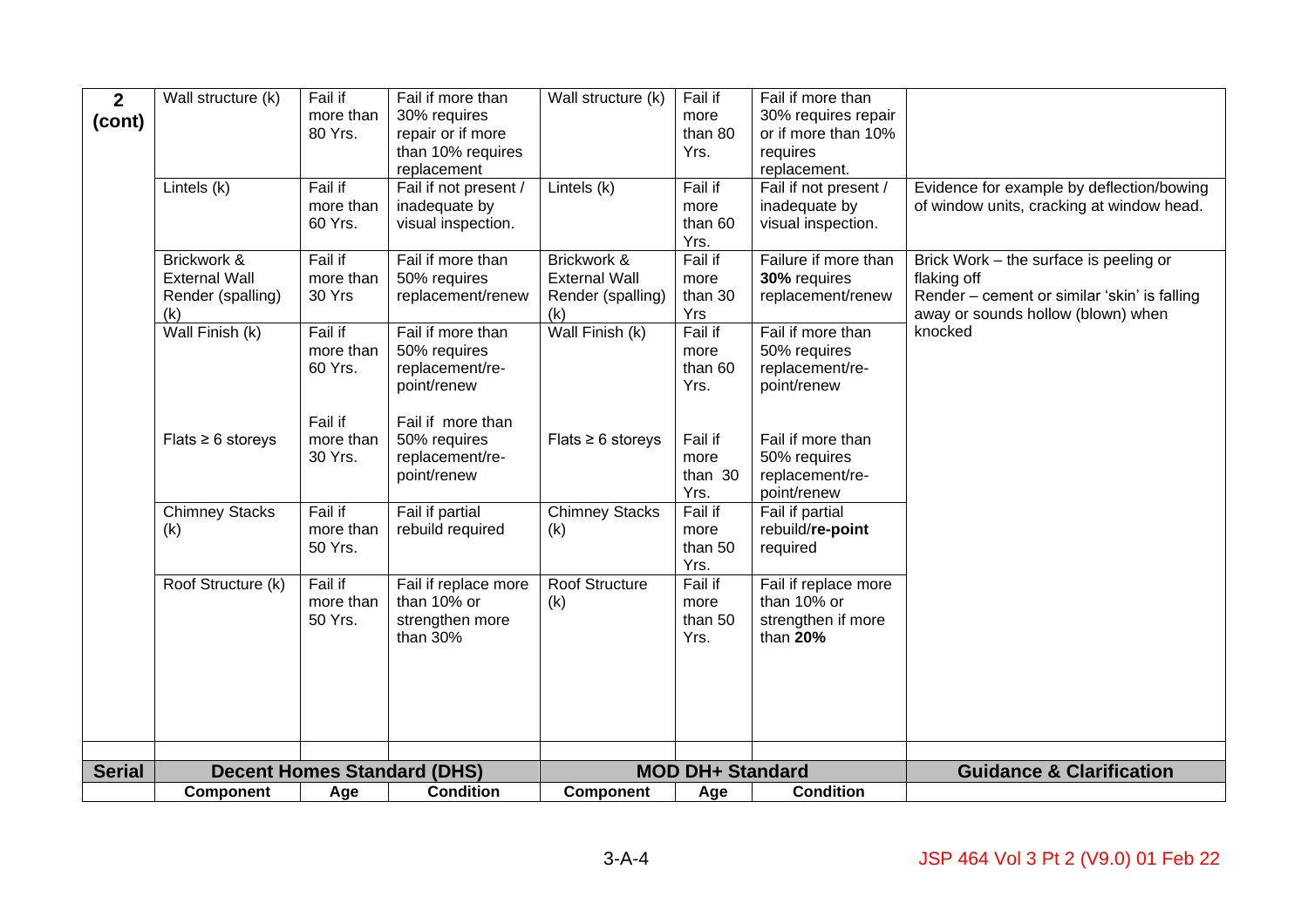| Serial | Decent Homes Standard (DHS) | | | MOD DH+ Standard | | | Guidance & Clarification |
|---|---|---|---|---|---|---|---|
| | Component | Age | Condition | Component | Age | Condition | |
| **2 (cont)** | Wall structure (k) | Fail if more than 80 Yrs. | Fail if more than 30% requires repair or if more than 10% requires replacement | Wall structure (k) | Fail if more than 80 Yrs. | Fail if more than 30% requires repair or if more than 10% requires replacement. | |
| | Lintels (k) | Fail if more than 60 Yrs. | Fail if not present / inadequate by visual inspection. | Lintels (k) | Fail if more than 60 Yrs. | Fail if not present / inadequate by visual inspection. | Evidence for example by deflection/bowing of window units, cracking at window head. |
| | Brickwork & External Wall Render (spalling) (k) | Fail if more than 30 Yrs | Fail if more than 50% requires replacement/renew | Brickwork & External Wall Render (spalling) (k) | Fail if more than 30 Yrs | Failure if more than **30%** requires replacement/renew | Brick Work – the surface is peeling or flaking off<br>Render – cement or similar 'skin' is falling away or sounds hollow (blown) when knocked |
| | Wall Finish (k)<br><br>Flats ≥ 6 storeys | Fail if more than 60 Yrs.<br><br>Fail if more than 30 Yrs. | Fail if more than 50% requires replacement/re-point/renew<br><br>Fail if more than 50% requires replacement/re-point/renew | Wall Finish (k)<br><br>Flats ≥ 6 storeys | Fail if more than 60 Yrs.<br><br>Fail if more than 30 Yrs. | Fail if more than 50% requires replacement/re-point/renew<br><br>Fail if more than 50% requires replacement/re-point/renew | |
| | Chimney Stacks (k) | Fail if more than 50 Yrs. | Fail if partial rebuild required | Chimney Stacks (k) | Fail if more than 50 Yrs. | Fail if partial rebuild/**re-point** required | |
| | Roof Structure (k) | Fail if more than 50 Yrs. | Fail if replace more than 10% or strengthen more than 30% | Roof Structure (k) | Fail if more than 50 Yrs. | Fail if replace more than 10% or strengthen if more than **20%** | |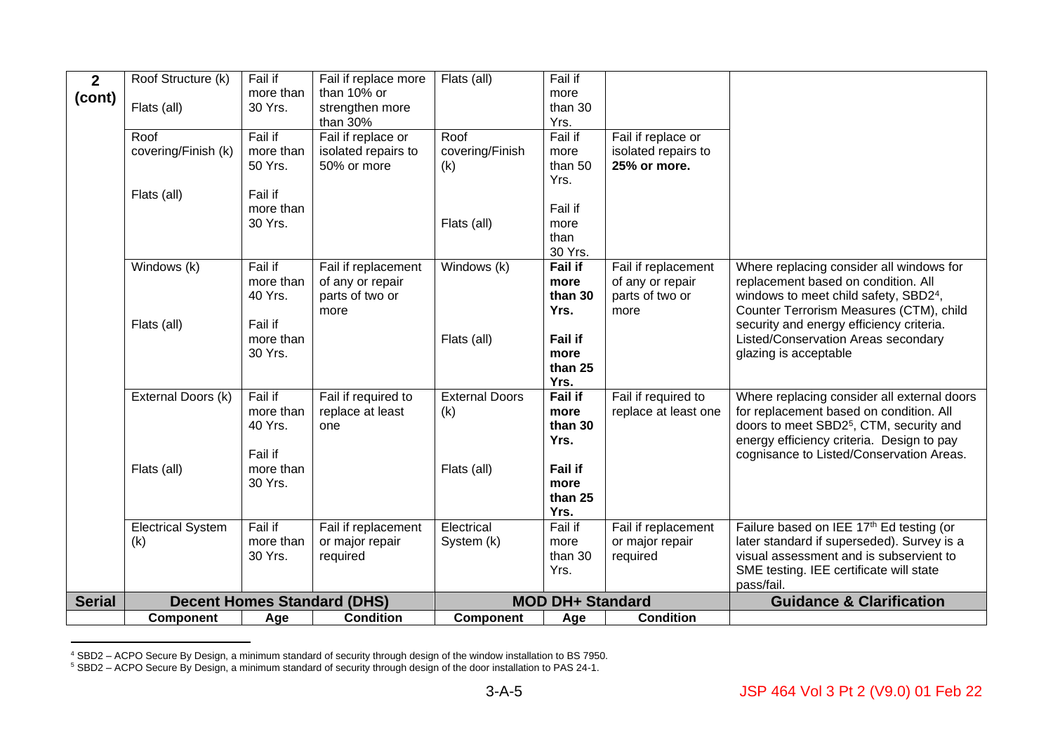| Serial | Decent Homes Standard (DHS) | | | MOD DH+ Standard | | | Guidance & Clarification |
|---|---|---|---|---|---|---|---|
| | **Component** | **Age** | **Condition** | **Component** | **Age** | **Condition** | |
| **2 (cont)** | Roof Structure (k)<br><br>Flats (all) | Fail if more than 30 Yrs. | Fail if replace more than 10% or strengthen more than 30% | Flats (all) | Fail if more than 30 Yrs. | | |
| | Roof covering/Finish (k)<br><br>Flats (all) | Fail if more than 50 Yrs.<br><br>Fail if more than 30 Yrs. | Fail if replace or isolated repairs to 50% or more | Roof covering/Finish (k)<br><br>Flats (all) | Fail if more than 50 Yrs.<br><br>Fail if more than 30 Yrs. | Fail if replace or isolated repairs to **25% or more.** | |
| | Windows (k)<br><br>Flats (all) | Fail if more than 40 Yrs.<br><br>Fail if more than 30 Yrs. | Fail if replacement of any or repair parts of two or more | Windows (k)<br><br>Flats (all) | **Fail if more than 30 Yrs.**<br><br>**Fail if more than 25 Yrs.** | Fail if replacement of any or repair parts of two or more | Where replacing consider all windows for replacement based on condition. All windows to meet child safety, SBD2[4], Counter Terrorism Measures (CTM), child security and energy efficiency criteria. Listed/Conservation Areas secondary glazing is acceptable |
| | External Doors (k)<br><br>Flats (all) | Fail if more than 40 Yrs.<br><br>Fail if more than 30 Yrs. | Fail if required to replace at least one | External Doors (k)<br><br>Flats (all) | **Fail if more than 30 Yrs.**<br><br>**Fail if more than 25 Yrs.** | Fail if required to replace at least one | Where replacing consider all external doors for replacement based on condition. All doors to meet SBD2[5], CTM, security and energy efficiency criteria. Design to pay cognisance to Listed/Conservation Areas. |
| | Electrical System (k) | Fail if more than 30 Yrs. | Fail if replacement or major repair required | Electrical System (k) | Fail if more than 30 Yrs. | Fail if replacement or major repair required | Failure based on IEE 17th Ed testing (or later standard if superseded). Survey is a visual assessment and is subservient to SME testing. IEE certificate will state pass/fail. |

[4] SBD2 – ACPO Secure By Design, a minimum standard of security through design of the window installation to BS 7950.

[5] SBD2 – ACPO Secure By Design, a minimum standard of security through design of the door installation to PAS 24-1.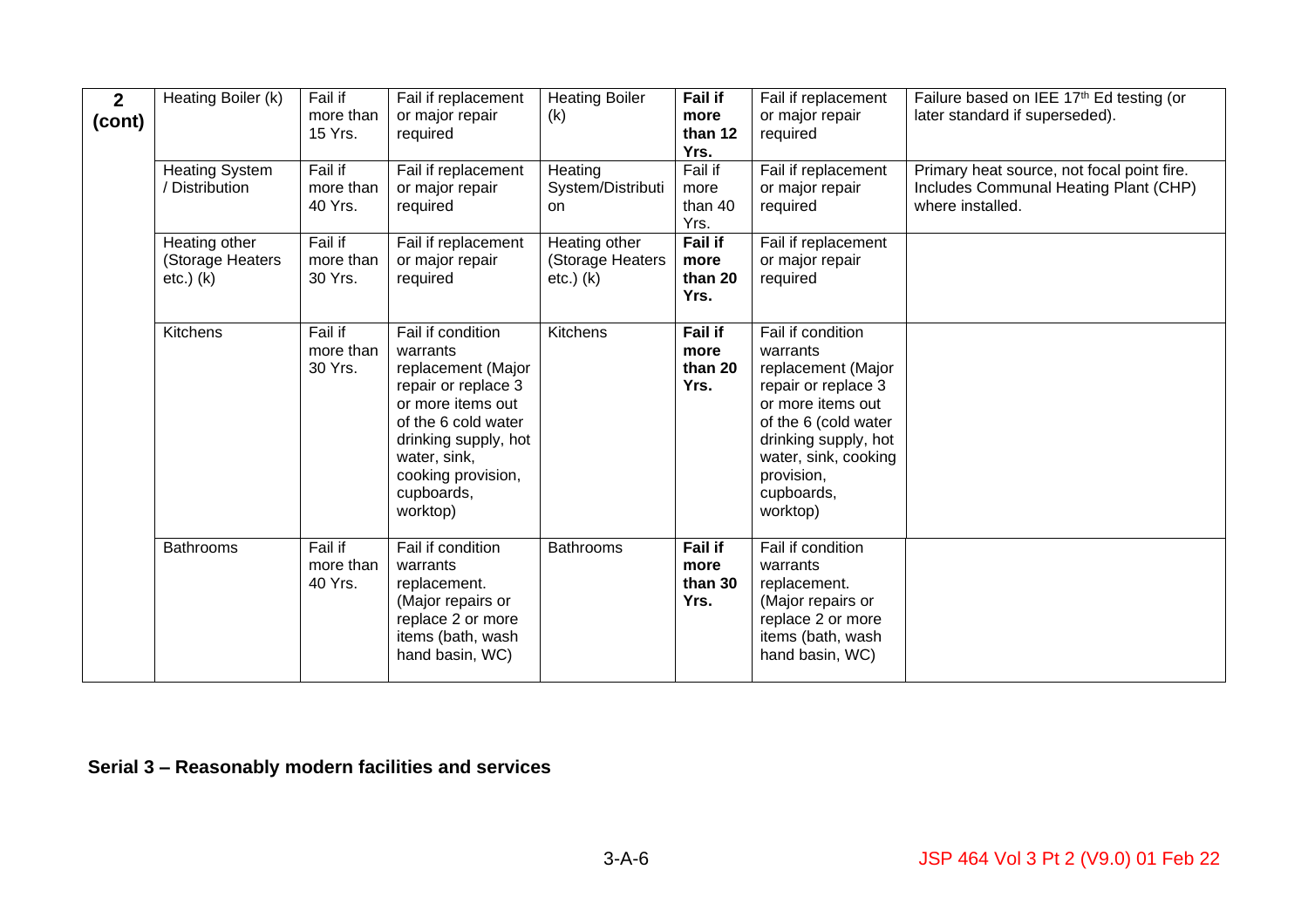| 2 (cont) | Heating Boiler (k) | Fail if more than 15 Yrs. | Fail if replacement or major repair required | Heating Boiler (k) | **Fail if more than 12 Yrs.** | Fail if replacement or major repair required | Failure based on IEE 17th Ed testing (or later standard if superseded). |
|---|---|---|---|---|---|---|---|
| | Heating System / Distribution | Fail if more than 40 Yrs. | Fail if replacement or major repair required | Heating System/Distribution | Fail if more than 40 Yrs. | Fail if replacement or major repair required | Primary heat source, not focal point fire. Includes Communal Heating Plant (CHP) where installed. |
| | Heating other (Storage Heaters etc.) (k) | Fail if more than 30 Yrs. | Fail if replacement or major repair required | Heating other (Storage Heaters etc.) (k) | **Fail if more than 20 Yrs.** | Fail if replacement or major repair required | |
| | Kitchens | Fail if more than 30 Yrs. | Fail if condition warrants replacement (Major repair or replace 3 or more items out of the 6 cold water drinking supply, hot water, sink, cooking provision, cupboards, worktop) | Kitchens | **Fail if more than 20 Yrs.** | Fail if condition warrants replacement (Major repair or replace 3 or more items out of the 6 (cold water drinking supply, hot water, sink, cooking provision, cupboards, worktop) | |
| | Bathrooms | Fail if more than 40 Yrs. | Fail if condition warrants replacement. (Major repairs or replace 2 or more items (bath, wash hand basin, WC) | Bathrooms | **Fail if more than 30 Yrs.** | Fail if condition warrants replacement. (Major repairs or replace 2 or more items (bath, wash hand basin, WC) | |

**Serial 3 – Reasonably modern facilities and services**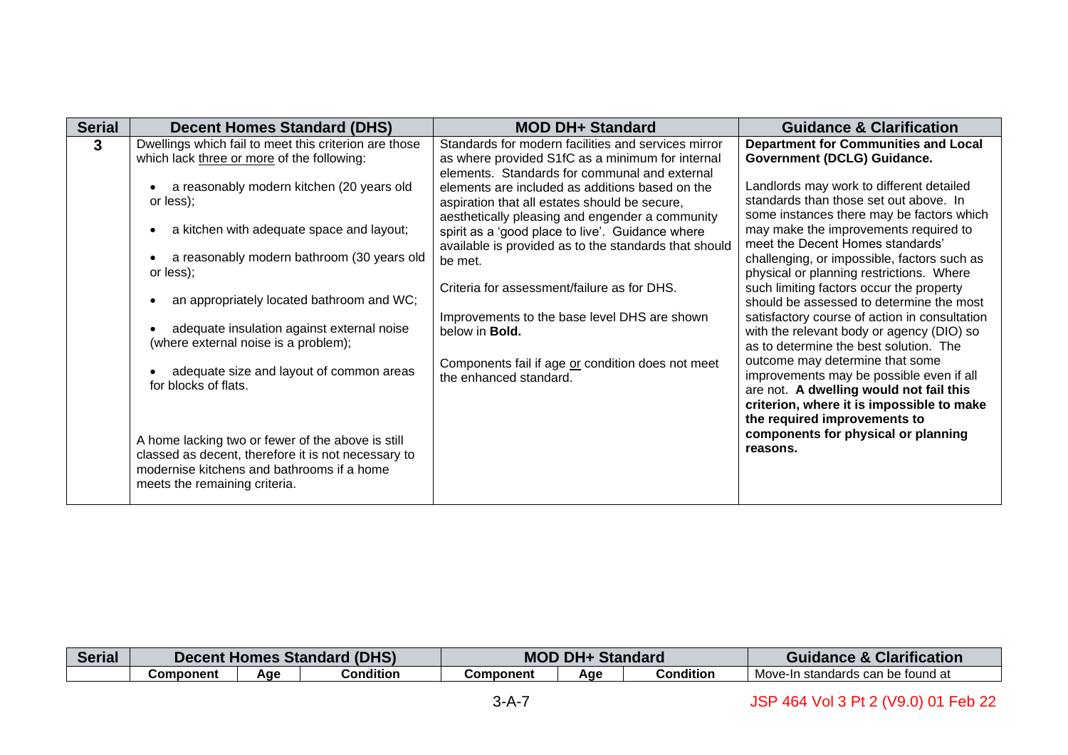| Serial | Decent Homes Standard (DHS) | MOD DH+ Standard | Guidance & Clarification |
|---|---|---|---|
| **3** | Dwellings which fail to meet this criterion are those which lack <u>three or more</u> of the following:<br><br>• a reasonably modern kitchen (20 years old or less);<br><br>• a kitchen with adequate space and layout;<br><br>• a reasonably modern bathroom (30 years old or less);<br><br>• an appropriately located bathroom and WC;<br><br>• adequate insulation against external noise (where external noise is a problem);<br><br>• adequate size and layout of common areas for blocks of flats.<br><br>A home lacking two or fewer of the above is still classed as decent, therefore it is not necessary to modernise kitchens and bathrooms if a home meets the remaining criteria. | Standards for modern facilities and services mirror as where provided S1fC as a minimum for internal elements. Standards for communal and external elements are included as additions based on the aspiration that all estates should be secure, aesthetically pleasing and engender a community spirit as a 'good place to live'. Guidance where available is provided as to the standards that should be met.<br><br>Criteria for assessment/failure as for DHS.<br><br>Improvements to the base level DHS are shown below in **Bold.**<br><br>Components fail if age <u>or</u> condition does not meet the enhanced standard. | **Department for Communities and Local Government (DCLG) Guidance.**<br><br>Landlords may work to different detailed standards than those set out above. In some instances there may be factors which may make the improvements required to meet the Decent Homes standards' challenging, or impossible, factors such as physical or planning restrictions. Where such limiting factors occur the property should be assessed to determine the most satisfactory course of action in consultation with the relevant body or agency (DIO) so as to determine the best solution. The outcome may determine that some improvements may be possible even if all are not. **A dwelling would not fail this criterion, where it is impossible to make the required improvements to components for physical or planning reasons.** |

| Serial | Decent Homes Standard (DHS) | | | MOD DH+ Standard | | | Guidance & Clarification |
|---|---|---|---|---|---|---|---|
| | **Component** | **Age** | **Condition** | **Component** | **Age** | **Condition** | Move-In standards can be found at |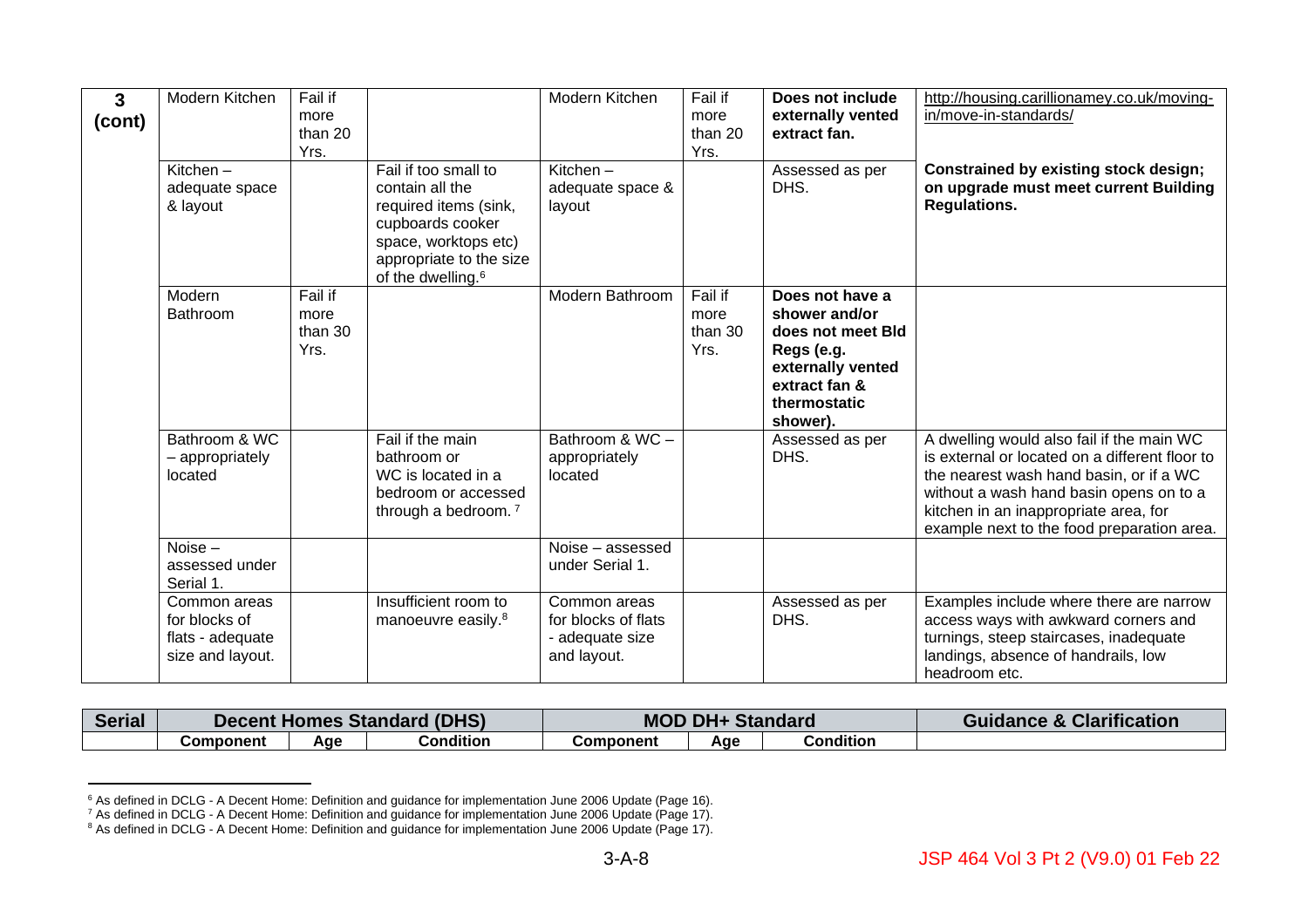| Serial | Decent Homes Standard (DHS) | | | MOD DH+ Standard | | | Guidance & Clarification |
|---|---|---|---|---|---|---|---|
| | Component | Age | Condition | Component | Age | Condition | |
| **3 (cont)** | Modern Kitchen | Fail if more than 20 Yrs. | | Modern Kitchen | Fail if more than 20 Yrs. | **Does not include externally vented extract fan.** | http://housing.carillionamey.co.uk/moving-in/move-in-standards/ |
| | Kitchen – adequate space & layout | | Fail if too small to contain all the required items (sink, cupboards cooker space, worktops etc) appropriate to the size of the dwelling.[6] | Kitchen – adequate space & layout | | Assessed as per DHS. | **Constrained by existing stock design; on upgrade must meet current Building Regulations.** |
| | Modern Bathroom | Fail if more than 30 Yrs. | | Modern Bathroom | Fail if more than 30 Yrs. | **Does not have a shower and/or does not meet Bld Regs (e.g. externally vented extract fan & thermostatic shower).** | |
| | Bathroom & WC – appropriately located | | Fail if the main bathroom or WC is located in a bedroom or accessed through a bedroom.[7] | Bathroom & WC – appropriately located | | Assessed as per DHS. | A dwelling would also fail if the main WC is external or located on a different floor to the nearest wash hand basin, or if a WC without a wash hand basin opens on to a kitchen in an inappropriate area, for example next to the food preparation area. |
| | Noise – assessed under Serial 1. | | | Noise – assessed under Serial 1. | | | |
| | Common areas for blocks of flats - adequate size and layout. | | Insufficient room to manoeuvre easily.[8] | Common areas for blocks of flats - adequate size and layout. | | Assessed as per DHS. | Examples include where there are narrow access ways with awkward corners and turnings, steep staircases, inadequate landings, absence of handrails, low headroom etc. |

[6] As defined in DCLG - A Decent Home: Definition and guidance for implementation June 2006 Update (Page 16).

[7] As defined in DCLG - A Decent Home: Definition and guidance for implementation June 2006 Update (Page 17).

[8] As defined in DCLG - A Decent Home: Definition and guidance for implementation June 2006 Update (Page 17).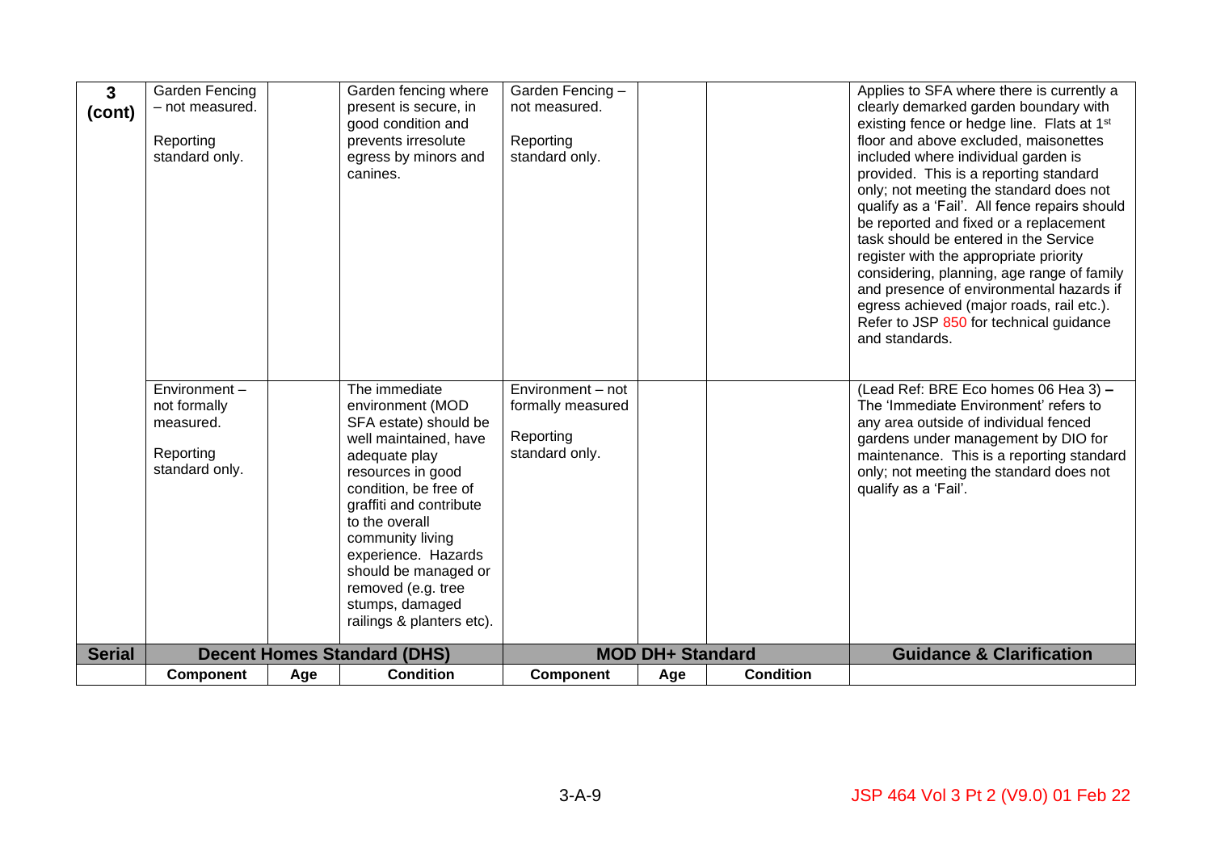| Serial | Decent Homes Standard (DHS) | | | MOD DH+ Standard | | | Guidance & Clarification |
|---|---|---|---|---|---|---|---|
| | Component | Age | Condition | Component | Age | Condition | |
| 3 (cont) | Garden Fencing – not measured.<br><br>Reporting standard only. | | Garden fencing where present is secure, in good condition and prevents irresolute egress by minors and canines. | Garden Fencing – not measured.<br><br>Reporting standard only. | | | Applies to SFA where there is currently a clearly demarked garden boundary with existing fence or hedge line. Flats at 1st floor and above excluded, maisonettes included where individual garden is provided. This is a reporting standard only; not meeting the standard does not qualify as a 'Fail'. All fence repairs should be reported and fixed or a replacement task should be entered in the Service register with the appropriate priority considering, planning, age range of family and presence of environmental hazards if egress achieved (major roads, rail etc.). Refer to JSP 850 for technical guidance and standards. |
| | Environment – not formally measured.<br><br>Reporting standard only. | | The immediate environment (MOD SFA estate) should be well maintained, have adequate play resources in good condition, be free of graffiti and contribute to the overall community living experience. Hazards should be managed or removed (e.g. tree stumps, damaged railings & planters etc). | Environment – not formally measured<br><br>Reporting standard only. | | | (Lead Ref: BRE Eco homes 06 Hea 3) **–** The 'Immediate Environment' refers to any area outside of individual fenced gardens under management by DIO for maintenance. This is a reporting standard only; not meeting the standard does not qualify as a 'Fail'. |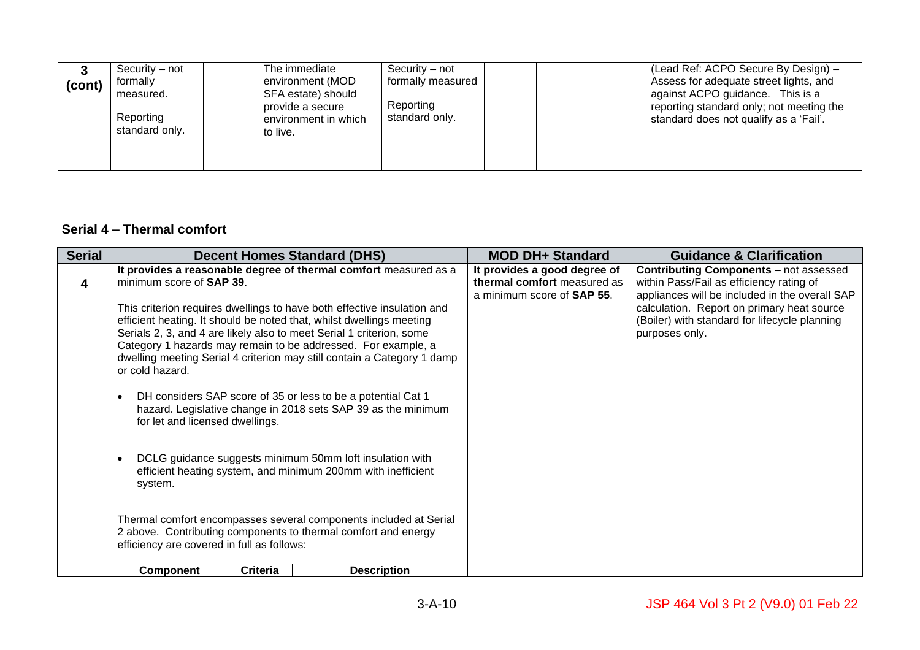| | | | | | | | |
|---|---|---|---|---|---|---|---|
| **3 (cont)** | Security – not formally measured.<br><br>Reporting standard only. | | The immediate environment (MOD SFA estate) should provide a secure environment in which to live. | Security – not formally measured<br><br>Reporting standard only. | | | (Lead Ref: ACPO Secure By Design) – Assess for adequate street lights, and against ACPO guidance. This is a reporting standard only; not meeting the standard does not qualify as a 'Fail'. |

## Serial 4 – Thermal comfort

| Serial | Decent Homes Standard (DHS) | MOD DH+ Standard | Guidance & Clarification |
|---|---|---|---|
| **4** | **It provides a reasonable degree of thermal comfort** measured as a minimum score of **SAP 39**.<br><br>This criterion requires dwellings to have both effective insulation and efficient heating. It should be noted that, whilst dwellings meeting Serials 2, 3, and 4 are likely also to meet Serial 1 criterion, some Category 1 hazards may remain to be addressed. For example, a dwelling meeting Serial 4 criterion may still contain a Category 1 damp or cold hazard.<br><br>• DH considers SAP score of 35 or less to be a potential Cat 1 hazard. Legislative change in 2018 sets SAP 39 as the minimum for let and licensed dwellings.<br><br>• DCLG guidance suggests minimum 50mm loft insulation with efficient heating system, and minimum 200mm with inefficient system.<br><br>Thermal comfort encompasses several components included at Serial 2 above. Contributing components to thermal comfort and energy efficiency are covered in full as follows:<br><br>**Component** \| **Criteria** \| **Description** | **It provides a good degree of thermal comfort** measured as a minimum score of **SAP 55**. | **Contributing Components** – not assessed within Pass/Fail as efficiency rating of appliances will be included in the overall SAP calculation. Report on primary heat source (Boiler) with standard for lifecycle planning purposes only. |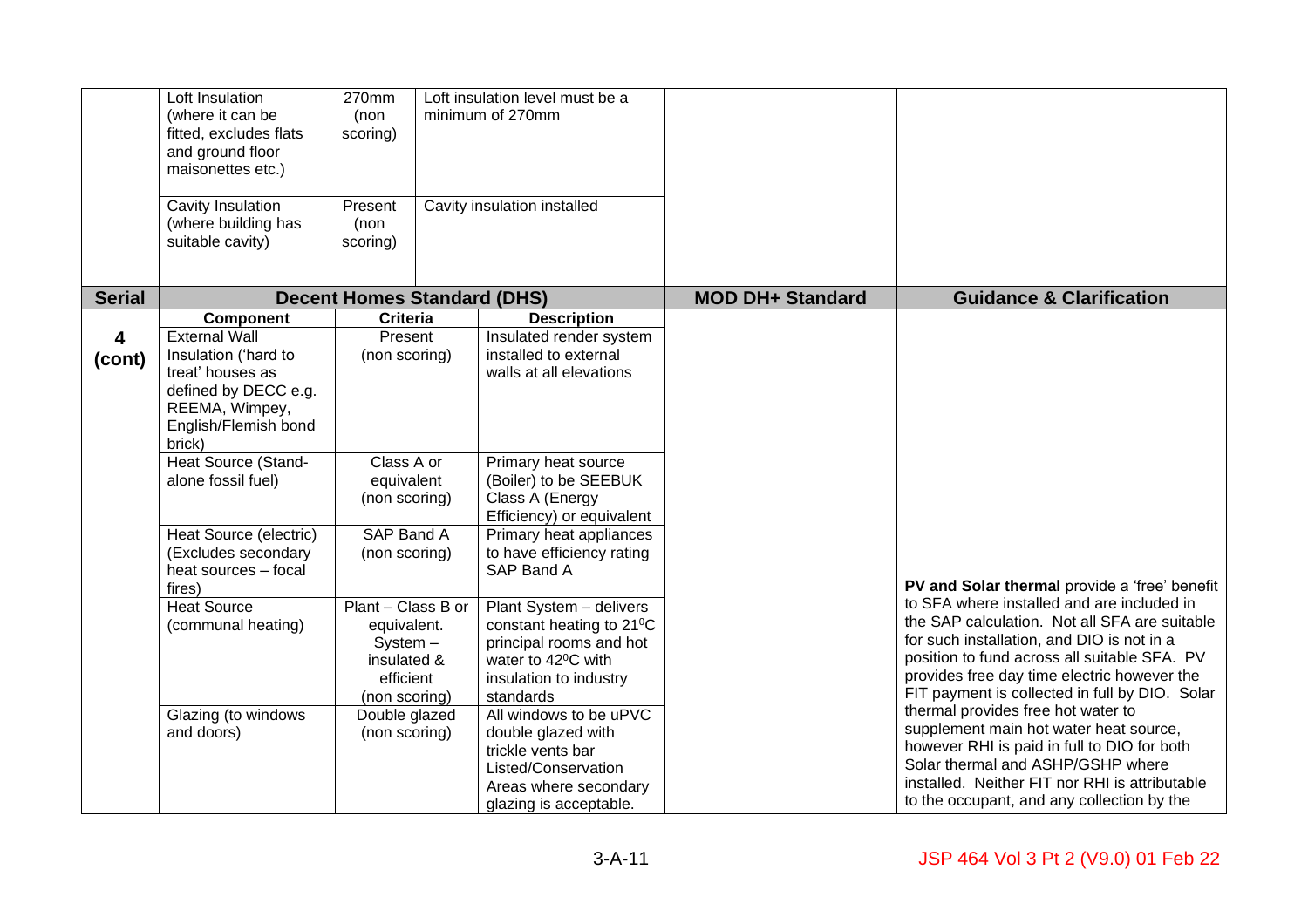| Serial | Component | Criteria | Description | MOD DH+ Standard | Guidance & Clarification |
|---|---|---|---|---|---|
| | Loft Insulation (where it can be fitted, excludes flats and ground floor maisonettes etc.) | 270mm (non scoring) | Loft insulation level must be a minimum of 270mm | | |
| | Cavity Insulation (where building has suitable cavity) | Present (non scoring) | Cavity insulation installed | | |

| Serial | Decent Homes Standard (DHS) | | | MOD DH+ Standard | Guidance & Clarification |
|---|---|---|---|---|---|
| | **Component** | **Criteria** | **Description** | | |
| **4 (cont)** | External Wall Insulation ('hard to treat' houses as defined by DECC e.g. REEMA, Wimpey, English/Flemish bond brick) | Present (non scoring) | Insulated render system installed to external walls at all elevations | | |
| | Heat Source (Stand-alone fossil fuel) | Class A or equivalent (non scoring) | Primary heat source (Boiler) to be SEEBUK Class A (Energy Efficiency) or equivalent | | |
| | Heat Source (electric) (Excludes secondary heat sources – focal fires) | SAP Band A (non scoring) | Primary heat appliances to have efficiency rating SAP Band A | | **PV and Solar thermal** provide a 'free' benefit to SFA where installed and are included in the SAP calculation. Not all SFA are suitable for such installation, and DIO is not in a position to fund across all suitable SFA. PV provides free day time electric however the FIT payment is collected in full by DIO. Solar thermal provides free hot water to supplement main hot water heat source, however RHI is paid in full to DIO for both Solar thermal and ASHP/GSHP where installed. Neither FIT nor RHI is attributable to the occupant, and any collection by the |
| | Heat Source (communal heating) | Plant – Class B or equivalent. System – insulated & efficient (non scoring) | Plant System – delivers constant heating to 21$^{0}$C principal rooms and hot water to 42$^{0}$C with insulation to industry standards | | |
| | Glazing (to windows and doors) | Double glazed (non scoring) | All windows to be uPVC double glazed with trickle vents bar Listed/Conservation Areas where secondary glazing is acceptable. | | |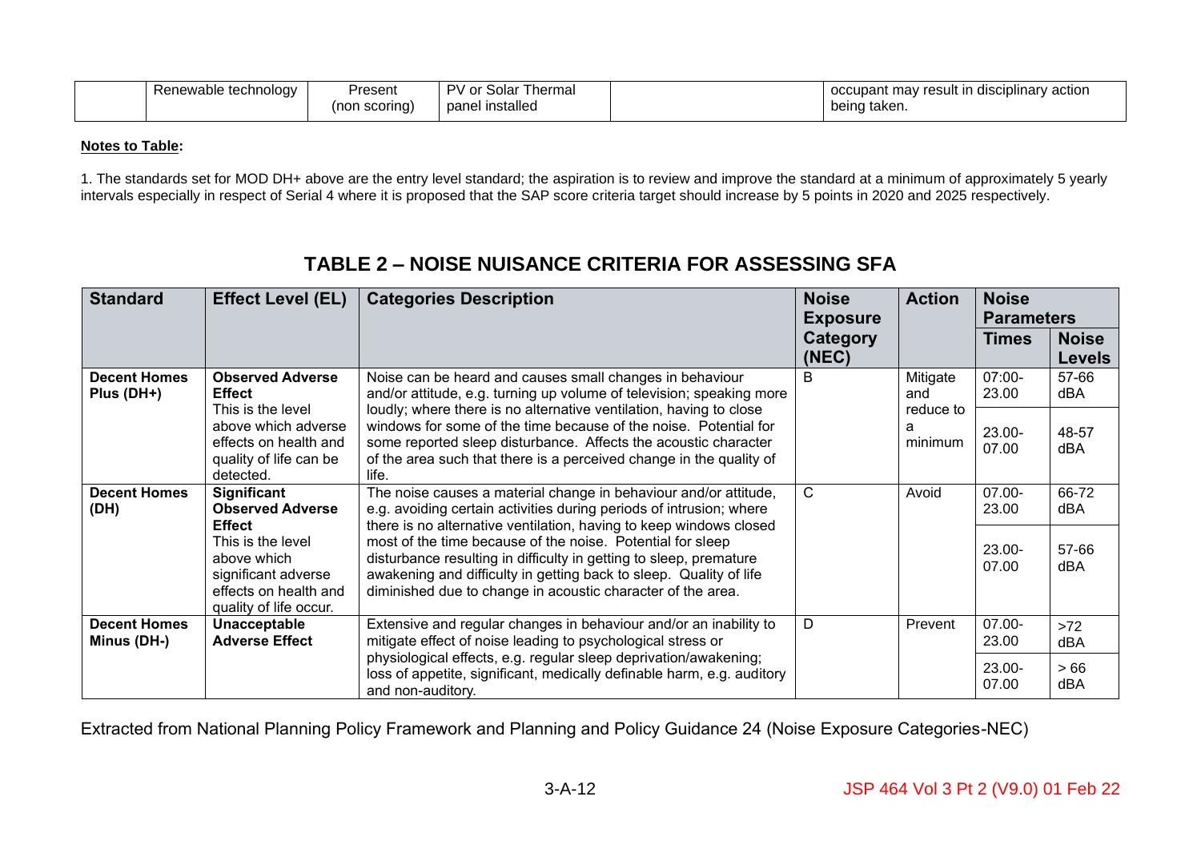| | Renewable technology | Present (non scoring) | PV or Solar Thermal panel installed | | occupant may result in disciplinary action being taken. |
|---|---|---|---|---|---|

**Notes to Table:**

1. The standards set for MOD DH+ above are the entry level standard; the aspiration is to review and improve the standard at a minimum of approximately 5 yearly intervals especially in respect of Serial 4 where it is proposed that the SAP score criteria target should increase by 5 points in 2020 and 2025 respectively.

## TABLE 2 – NOISE NUISANCE CRITERIA FOR ASSESSING SFA

| Standard | Effect Level (EL) | Categories Description | Noise Exposure Category (NEC) | Action | Noise Parameters | |
|---|---|---|---|---|---|---|
| | | | | | **Times** | **Noise Levels** |
| **Decent Homes Plus (DH+)** | **Observed Adverse Effect** This is the level above which adverse effects on health and quality of life can be detected. | Noise can be heard and causes small changes in behaviour and/or attitude, e.g. turning up volume of television; speaking more loudly; where there is no alternative ventilation, having to close windows for some of the time because of the noise. Potential for some reported sleep disturbance. Affects the acoustic character of the area such that there is a perceived change in the quality of life. | B | Mitigate and reduce to a minimum | 07:00-23.00 | 57-66 dBA |
| | | | | | 23.00-07.00 | 48-57 dBA |
| **Decent Homes (DH)** | **Significant Observed Adverse Effect** This is the level above which significant adverse effects on health and quality of life occur. | The noise causes a material change in behaviour and/or attitude, e.g. avoiding certain activities during periods of intrusion; where there is no alternative ventilation, having to keep windows closed most of the time because of the noise. Potential for sleep disturbance resulting in difficulty in getting to sleep, premature awakening and difficulty in getting back to sleep. Quality of life diminished due to change in acoustic character of the area. | C | Avoid | 07.00-23.00 | 66-72 dBA |
| | | | | | 23.00-07.00 | 57-66 dBA |
| **Decent Homes Minus (DH-)** | **Unacceptable Adverse Effect** | Extensive and regular changes in behaviour and/or an inability to mitigate effect of noise leading to psychological stress or physiological effects, e.g. regular sleep deprivation/awakening; loss of appetite, significant, medically definable harm, e.g. auditory and non-auditory. | D | Prevent | 07.00-23.00 | >72 dBA |
| | | | | | 23.00-07.00 | > 66 dBA |

Extracted from National Planning Policy Framework and Planning and Policy Guidance 24 (Noise Exposure Categories-NEC)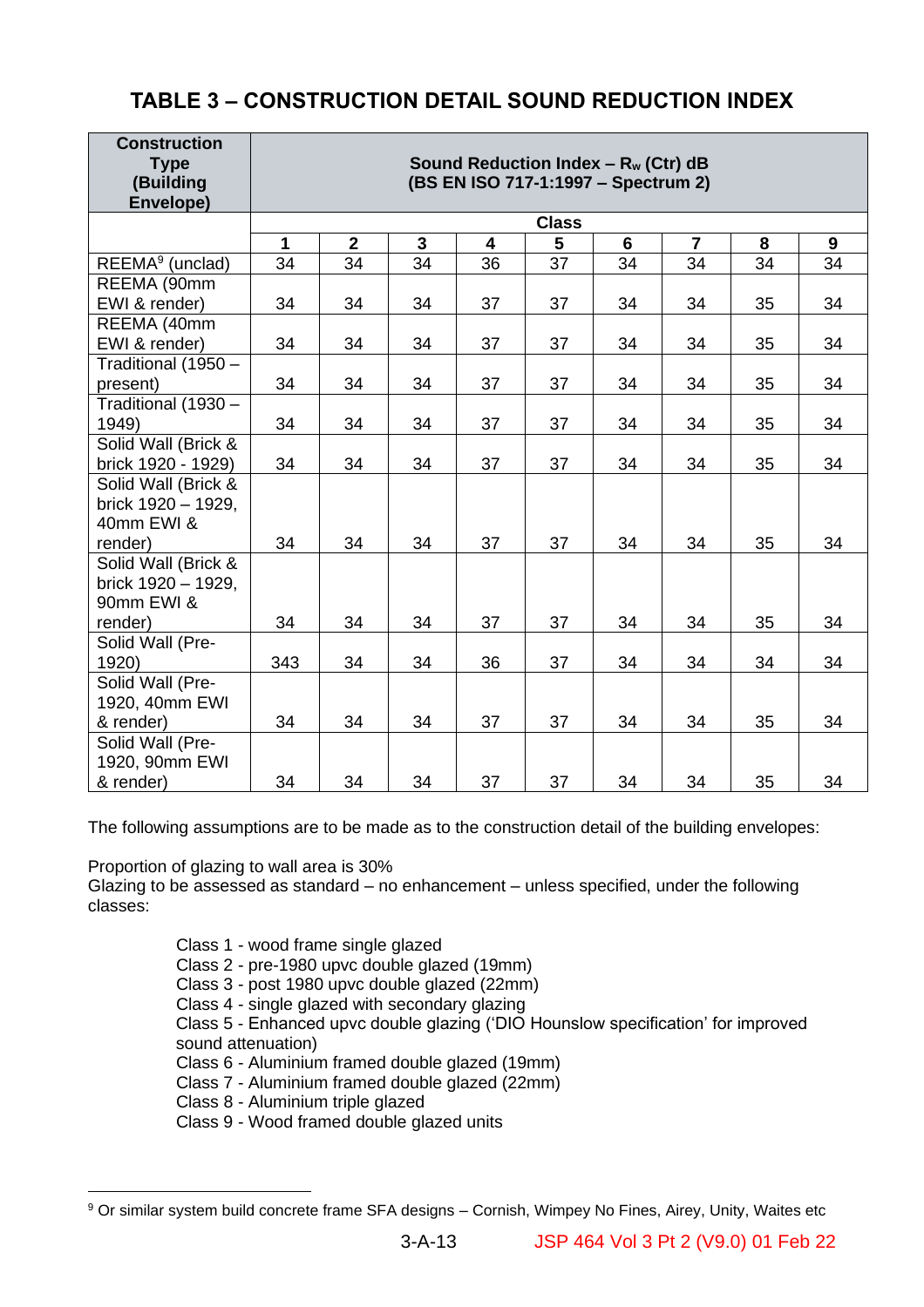## TABLE 3 – CONSTRUCTION DETAIL SOUND REDUCTION INDEX

| Construction Type (Building Envelope) | Sound Reduction Index – $R_w$ (Ctr) dB (BS EN ISO 717-1:1997 – Spectrum 2) | | | | | | | | |
|---|---|---|---|---|---|---|---|---|---|
| | Class | | | | | | | | |
| | 1 | 2 | 3 | 4 | 5 | 6 | 7 | 8 | 9 |
| REEMA[9] (unclad) | 34 | 34 | 34 | 36 | 37 | 34 | 34 | 34 | 34 |
| REEMA (90mm EWI & render) | 34 | 34 | 34 | 37 | 37 | 34 | 34 | 35 | 34 |
| REEMA (40mm EWI & render) | 34 | 34 | 34 | 37 | 37 | 34 | 34 | 35 | 34 |
| Traditional (1950 – present) | 34 | 34 | 34 | 37 | 37 | 34 | 34 | 35 | 34 |
| Traditional (1930 – 1949) | 34 | 34 | 34 | 37 | 37 | 34 | 34 | 35 | 34 |
| Solid Wall (Brick & brick 1920 - 1929) | 34 | 34 | 34 | 37 | 37 | 34 | 34 | 35 | 34 |
| Solid Wall (Brick & brick 1920 – 1929, 40mm EWI & render) | 34 | 34 | 34 | 37 | 37 | 34 | 34 | 35 | 34 |
| Solid Wall (Brick & brick 1920 – 1929, 90mm EWI & render) | 34 | 34 | 34 | 37 | 37 | 34 | 34 | 35 | 34 |
| Solid Wall (Pre-1920) | 343 | 34 | 34 | 36 | 37 | 34 | 34 | 34 | 34 |
| Solid Wall (Pre-1920, 40mm EWI & render) | 34 | 34 | 34 | 37 | 37 | 34 | 34 | 35 | 34 |
| Solid Wall (Pre-1920, 90mm EWI & render) | 34 | 34 | 34 | 37 | 37 | 34 | 34 | 35 | 34 |

The following assumptions are to be made as to the construction detail of the building envelopes:

Proportion of glazing to wall area is 30%
Glazing to be assessed as standard – no enhancement – unless specified, under the following classes:

- Class 1 - wood frame single glazed
- Class 2 - pre-1980 upvc double glazed (19mm)
- Class 3 - post 1980 upvc double glazed (22mm)
- Class 4 - single glazed with secondary glazing
- Class 5 - Enhanced upvc double glazing ('DIO Hounslow specification' for improved sound attenuation)
- Class 6 - Aluminium framed double glazed (19mm)
- Class 7 - Aluminium framed double glazed (22mm)
- Class 8 - Aluminium triple glazed
- Class 9 - Wood framed double glazed units

[9] Or similar system build concrete frame SFA designs – Cornish, Wimpey No Fines, Airey, Unity, Waites etc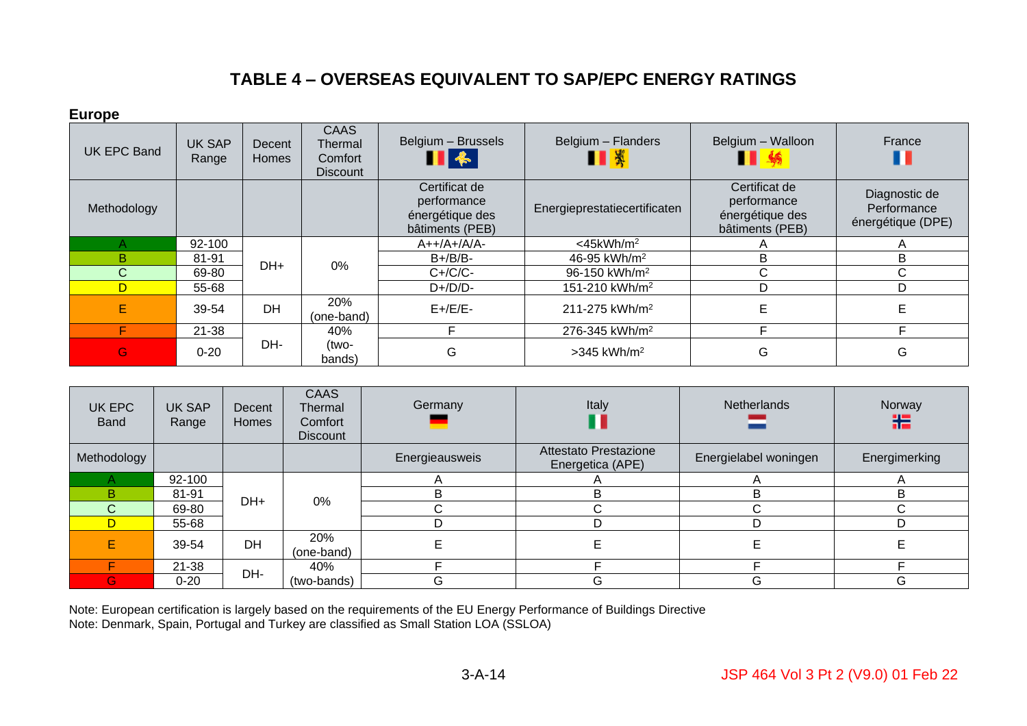# TABLE 4 – OVERSEAS EQUIVALENT TO SAP/EPC ENERGY RATINGS

**Europe**

| UK EPC Band | UK SAP Range | Decent Homes | CAAS Thermal Comfort Discount | Belgium – Brussels | Belgium – Flanders | Belgium – Walloon | France |
|---|---|---|---|---|---|---|---|
| Methodology | | | | Certificat de performance énergétique des bâtiments (PEB) | Energieprestatiecertificaten | Certificat de performance énergétique des bâtiments (PEB) | Diagnostic de Performance énergétique (DPE) |
| A | 92-100 | DH+ | 0% | A++/A+/A/A- | <45kWh/m² | A | A |
| B | 81-91 | | | B+/B/B- | 46-95 kWh/m² | B | B |
| C | 69-80 | | | C+/C/C- | 96-150 kWh/m² | C | C |
| D | 55-68 | | | D+/D/D- | 151-210 kWh/m² | D | D |
| E | 39-54 | DH | 20% (one-band) | E+/E/E- | 211-275 kWh/m² | E | E |
| F | 21-38 | DH- | 40% (two-bands) | F | 276-345 kWh/m² | F | F |
| G | 0-20 | | | G | >345 kWh/m² | G | G |

| UK EPC Band | UK SAP Range | Decent Homes | CAAS Thermal Comfort Discount | Germany | Italy | Netherlands | Norway |
|---|---|---|---|---|---|---|---|
| Methodology | | | | Energieausweis | Attestato Prestazione Energetica (APE) | Energielabel woningen | Energimerking |
| A | 92-100 | DH+ | 0% | A | A | A | A |
| B | 81-91 | | | B | B | B | B |
| C | 69-80 | | | C | C | C | C |
| D | 55-68 | | | D | D | D | D |
| E | 39-54 | DH | 20% (one-band) | E | E | E | E |
| F | 21-38 | DH- | 40% (two-bands) | F | F | F | F |
| G | 0-20 | | | G | G | G | G |

Note: European certification is largely based on the requirements of the EU Energy Performance of Buildings Directive
Note: Denmark, Spain, Portugal and Turkey are classified as Small Station LOA (SSLOA)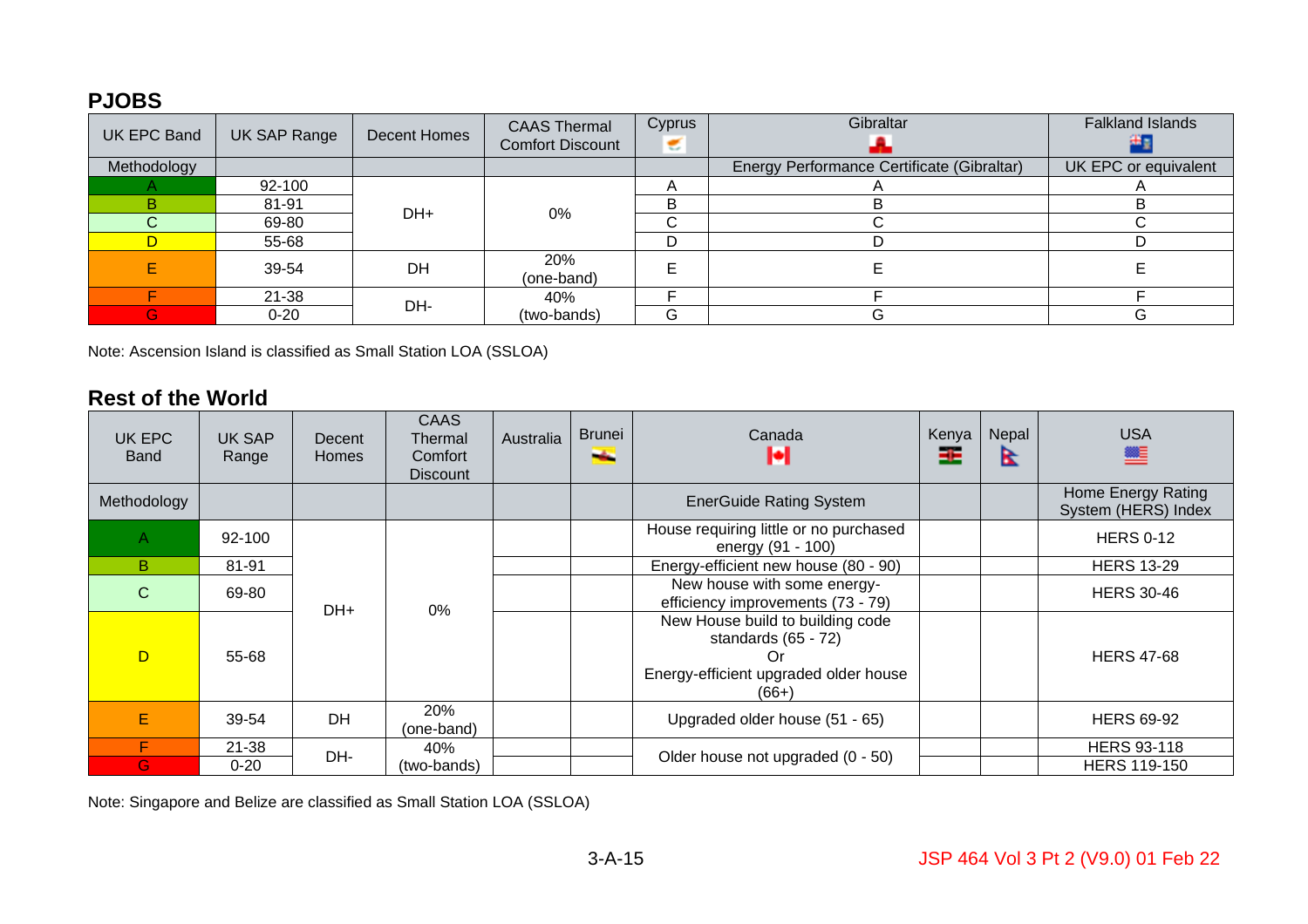## PJOBS

| UK EPC Band | UK SAP Range | Decent Homes | CAAS Thermal Comfort Discount | Cyprus | Gibraltar | Falkland Islands |
|---|---|---|---|---|---|---|
| Methodology | | | | | Energy Performance Certificate (Gibraltar) | UK EPC or equivalent |
| A | 92-100 | DH+ | 0% | A | A | A |
| B | 81-91 | | | B | B | B |
| C | 69-80 | | | C | C | C |
| D | 55-68 | | | D | D | D |
| E | 39-54 | DH | 20% (one-band) | E | E | E |
| F | 21-38 | DH- | 40% (two-bands) | F | F | F |
| G | 0-20 | | | G | G | G |

Note: Ascension Island is classified as Small Station LOA (SSLOA)

## Rest of the World

| UK EPC Band | UK SAP Range | Decent Homes | CAAS Thermal Comfort Discount | Australia | Brunei | Canada | Kenya | Nepal | USA |
|---|---|---|---|---|---|---|---|---|---|
| Methodology | | | | | | EnerGuide Rating System | | | Home Energy Rating System (HERS) Index |
| A | 92-100 | DH+ | 0% | | | House requiring little or no purchased energy (91 - 100) | | | HERS 0-12 |
| B | 81-91 | | | | | Energy-efficient new house (80 - 90) | | | HERS 13-29 |
| C | 69-80 | | | | | New house with some energy-efficiency improvements (73 - 79) | | | HERS 30-46 |
| D | 55-68 | | | | | New House build to building code standards (65 - 72) Or Energy-efficient upgraded older house (66+) | | | HERS 47-68 |
| E | 39-54 | DH | 20% (one-band) | | | Upgraded older house (51 - 65) | | | HERS 69-92 |
| F | 21-38 | DH- | 40% (two-bands) | | | Older house not upgraded (0 - 50) | | | HERS 93-118 |
| G | 0-20 | | | | | | | | HERS 119-150 |

Note: Singapore and Belize are classified as Small Station LOA (SSLOA)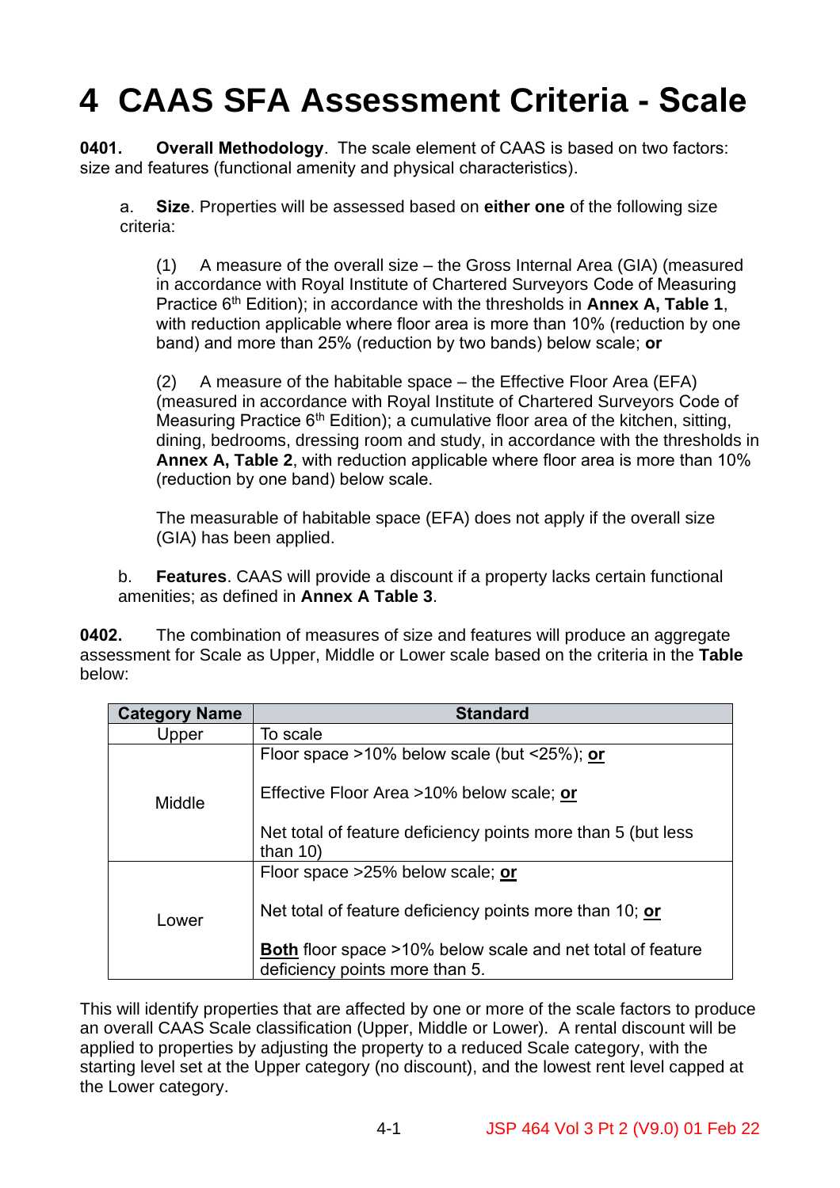# 4 CAAS SFA Assessment Criteria - Scale

**0401. Overall Methodology**. The scale element of CAAS is based on two factors: size and features (functional amenity and physical characteristics).

a. **Size**. Properties will be assessed based on **either one** of the following size criteria:

(1) A measure of the overall size – the Gross Internal Area (GIA) (measured in accordance with Royal Institute of Chartered Surveyors Code of Measuring Practice 6th Edition); in accordance with the thresholds in **Annex A, Table 1**, with reduction applicable where floor area is more than 10% (reduction by one band) and more than 25% (reduction by two bands) below scale; **or**

(2) A measure of the habitable space – the Effective Floor Area (EFA) (measured in accordance with Royal Institute of Chartered Surveyors Code of Measuring Practice 6th Edition); a cumulative floor area of the kitchen, sitting, dining, bedrooms, dressing room and study, in accordance with the thresholds in **Annex A, Table 2**, with reduction applicable where floor area is more than 10% (reduction by one band) below scale.

The measurable of habitable space (EFA) does not apply if the overall size (GIA) has been applied.

b. **Features**. CAAS will provide a discount if a property lacks certain functional amenities; as defined in **Annex A Table 3**.

**0402.** The combination of measures of size and features will produce an aggregate assessment for Scale as Upper, Middle or Lower scale based on the criteria in the **Table** below:

| Category Name | Standard |
|---|---|
| Upper | To scale |
| Middle | Floor space >10% below scale (but <25%); **or**<br><br>Effective Floor Area >10% below scale; **or**<br><br>Net total of feature deficiency points more than 5 (but less than 10) |
| Lower | Floor space >25% below scale; **or**<br><br>Net total of feature deficiency points more than 10; **or**<br><br>**Both** floor space >10% below scale and net total of feature deficiency points more than 5. |

This will identify properties that are affected by one or more of the scale factors to produce an overall CAAS Scale classification (Upper, Middle or Lower). A rental discount will be applied to properties by adjusting the property to a reduced Scale category, with the starting level set at the Upper category (no discount), and the lowest rent level capped at the Lower category.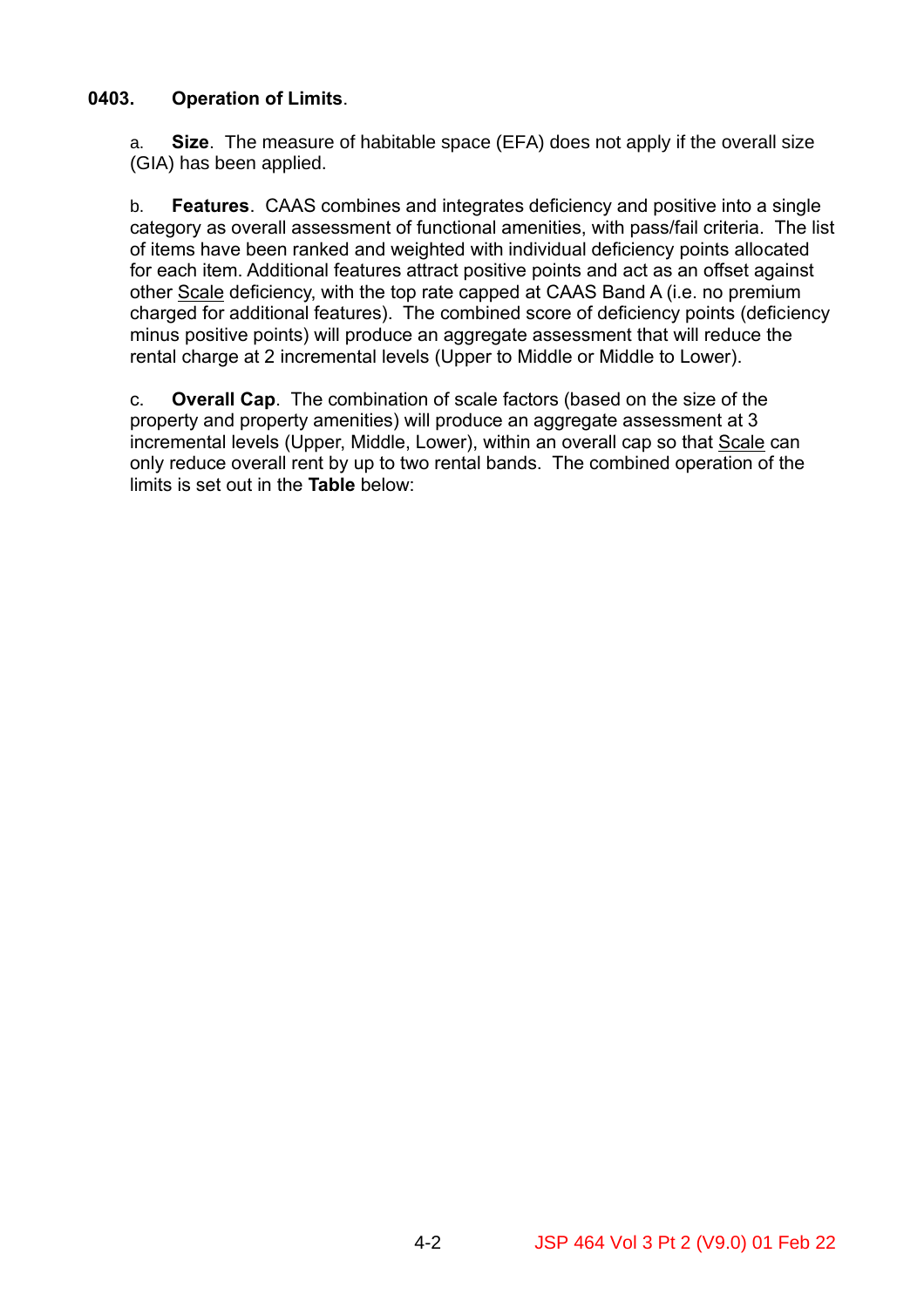**0403. Operation of Limits**.

a. **Size**. The measure of habitable space (EFA) does not apply if the overall size (GIA) has been applied.

b. **Features**. CAAS combines and integrates deficiency and positive into a single category as overall assessment of functional amenities, with pass/fail criteria. The list of items have been ranked and weighted with individual deficiency points allocated for each item. Additional features attract positive points and act as an offset against other Scale deficiency, with the top rate capped at CAAS Band A (i.e. no premium charged for additional features). The combined score of deficiency points (deficiency minus positive points) will produce an aggregate assessment that will reduce the rental charge at 2 incremental levels (Upper to Middle or Middle to Lower).

c. **Overall Cap**. The combination of scale factors (based on the size of the property and property amenities) will produce an aggregate assessment at 3 incremental levels (Upper, Middle, Lower), within an overall cap so that Scale can only reduce overall rent by up to two rental bands. The combined operation of the limits is set out in the **Table** below: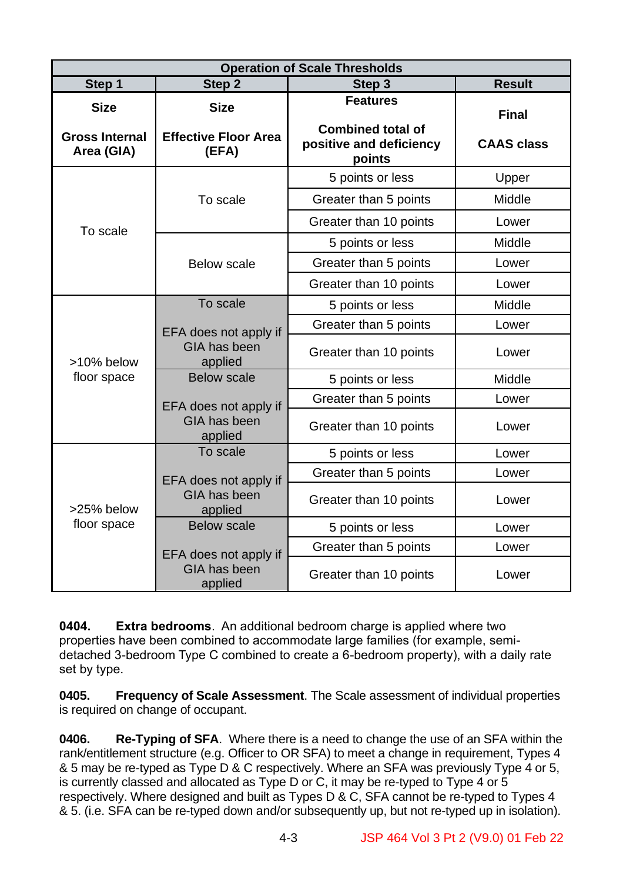| Operation of Scale Thresholds | | | |
|---|---|---|---|
| Step 1 | Step 2 | Step 3 | Result |
| **Size**<br><br>**Gross Internal Area (GIA)** | **Size**<br><br>**Effective Floor Area (EFA)** | **Features**<br><br>**Combined total of positive and deficiency points** | **Final**<br><br>**CAAS class** |
| To scale | To scale | 5 points or less | Upper |
| | | Greater than 5 points | Middle |
| | | Greater than 10 points | Lower |
| | Below scale | 5 points or less | Middle |
| | | Greater than 5 points | Lower |
| | | Greater than 10 points | Lower |
| >10% below floor space | To scale<br><br>EFA does not apply if GIA has been applied | 5 points or less | Middle |
| | | Greater than 5 points | Lower |
| | | Greater than 10 points | Lower |
| | Below scale<br><br>EFA does not apply if GIA has been applied | 5 points or less | Middle |
| | | Greater than 5 points | Lower |
| | | Greater than 10 points | Lower |
| >25% below floor space | To scale<br><br>EFA does not apply if GIA has been applied | 5 points or less | Lower |
| | | Greater than 5 points | Lower |
| | | Greater than 10 points | Lower |
| | Below scale<br><br>EFA does not apply if GIA has been applied | 5 points or less | Lower |
| | | Greater than 5 points | Lower |
| | | Greater than 10 points | Lower |

**0404.** **Extra bedrooms**. An additional bedroom charge is applied where two properties have been combined to accommodate large families (for example, semi-detached 3-bedroom Type C combined to create a 6-bedroom property), with a daily rate set by type.

**0405.** **Frequency of Scale Assessment**. The Scale assessment of individual properties is required on change of occupant.

**0406.** **Re-Typing of SFA**. Where there is a need to change the use of an SFA within the rank/entitlement structure (e.g. Officer to OR SFA) to meet a change in requirement, Types 4 & 5 may be re-typed as Type D & C respectively. Where an SFA was previously Type 4 or 5, is currently classed and allocated as Type D or C, it may be re-typed to Type 4 or 5 respectively. Where designed and built as Types D & C, SFA cannot be re-typed to Types 4 & 5. (i.e. SFA can be re-typed down and/or subsequently up, but not re-typed up in isolation).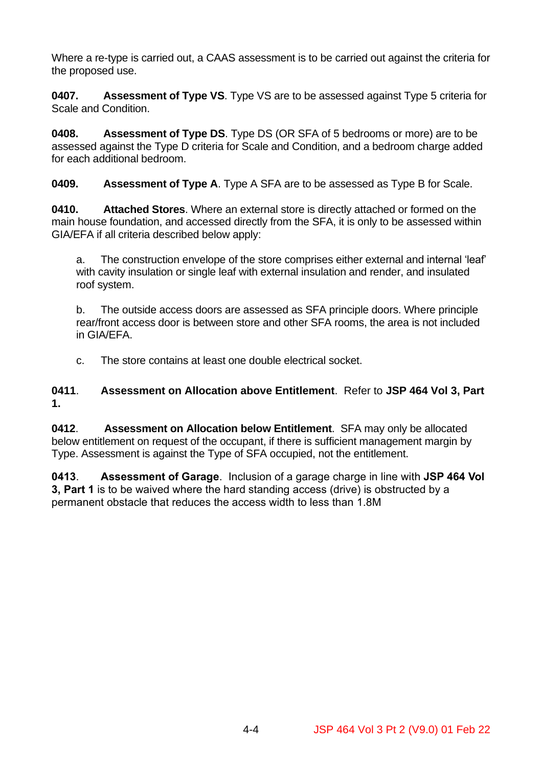Where a re-type is carried out, a CAAS assessment is to be carried out against the criteria for the proposed use.

**0407. Assessment of Type VS**. Type VS are to be assessed against Type 5 criteria for Scale and Condition.

**0408. Assessment of Type DS**. Type DS (OR SFA of 5 bedrooms or more) are to be assessed against the Type D criteria for Scale and Condition, and a bedroom charge added for each additional bedroom.

**0409. Assessment of Type A**. Type A SFA are to be assessed as Type B for Scale.

**0410. Attached Stores**. Where an external store is directly attached or formed on the main house foundation, and accessed directly from the SFA, it is only to be assessed within GIA/EFA if all criteria described below apply:

a. The construction envelope of the store comprises either external and internal 'leaf' with cavity insulation or single leaf with external insulation and render, and insulated roof system.

b. The outside access doors are assessed as SFA principle doors. Where principle rear/front access door is between store and other SFA rooms, the area is not included in GIA/EFA.

c. The store contains at least one double electrical socket.

**0411**. **Assessment on Allocation above Entitlement**. Refer to **JSP 464 Vol 3, Part 1.**

**0412**. **Assessment on Allocation below Entitlement**. SFA may only be allocated below entitlement on request of the occupant, if there is sufficient management margin by Type. Assessment is against the Type of SFA occupied, not the entitlement.

**0413**. **Assessment of Garage**. Inclusion of a garage charge in line with **JSP 464 Vol 3, Part 1** is to be waived where the hard standing access (drive) is obstructed by a permanent obstacle that reduces the access width to less than 1.8M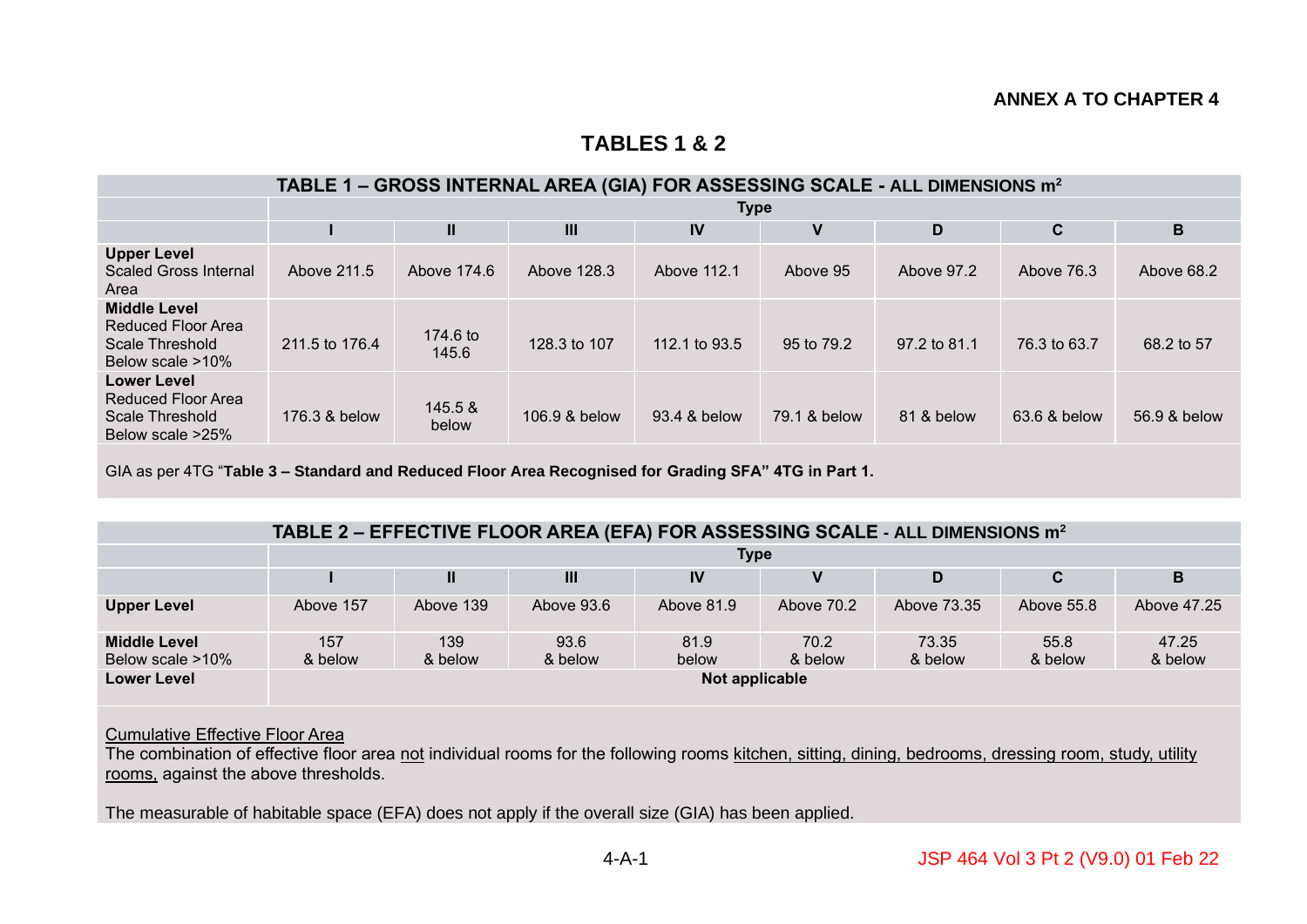**ANNEX A TO CHAPTER 4**

# TABLES 1 & 2

| TABLE 1 – GROSS INTERNAL AREA (GIA) FOR ASSESSING SCALE - ALL DIMENSIONS $m^2$ | | | | | | | | |
|---|---|---|---|---|---|---|---|---|
| | **Type** | | | | | | | |
| | **I** | **II** | **III** | **IV** | **V** | **D** | **C** | **B** |
| **Upper Level** Scaled Gross Internal Area | Above 211.5 | Above 174.6 | Above 128.3 | Above 112.1 | Above 95 | Above 97.2 | Above 76.3 | Above 68.2 |
| **Middle Level** Reduced Floor Area Scale Threshold Below scale >10% | 211.5 to 176.4 | 174.6 to 145.6 | 128.3 to 107 | 112.1 to 93.5 | 95 to 79.2 | 97.2 to 81.1 | 76.3 to 63.7 | 68.2 to 57 |
| **Lower Level** Reduced Floor Area Scale Threshold Below scale >25% | 176.3 & below | 145.5 & below | 106.9 & below | 93.4 & below | 79.1 & below | 81 & below | 63.6 & below | 56.9 & below |

GIA as per 4TG "**Table 3 – Standard and Reduced Floor Area Recognised for Grading SFA" 4TG in Part 1.**

| TABLE 2 – EFFECTIVE FLOOR AREA (EFA) FOR ASSESSING SCALE - ALL DIMENSIONS $m^2$ | | | | | | | | |
|---|---|---|---|---|---|---|---|---|
| | **Type** | | | | | | | |
| | **I** | **II** | **III** | **IV** | **V** | **D** | **C** | **B** |
| **Upper Level** | Above 157 | Above 139 | Above 93.6 | Above 81.9 | Above 70.2 | Above 73.35 | Above 55.8 | Above 47.25 |
| **Middle Level** Below scale >10% | 157 & below | 139 & below | 93.6 & below | 81.9 below | 70.2 & below | 73.35 & below | 55.8 & below | 47.25 & below |
| **Lower Level** | **Not applicable** | | | | | | | |

Cumulative Effective Floor Area

The combination of effective floor area not individual rooms for the following rooms kitchen, sitting, dining, bedrooms, dressing room, study, utility rooms, against the above thresholds.

The measurable of habitable space (EFA) does not apply if the overall size (GIA) has been applied.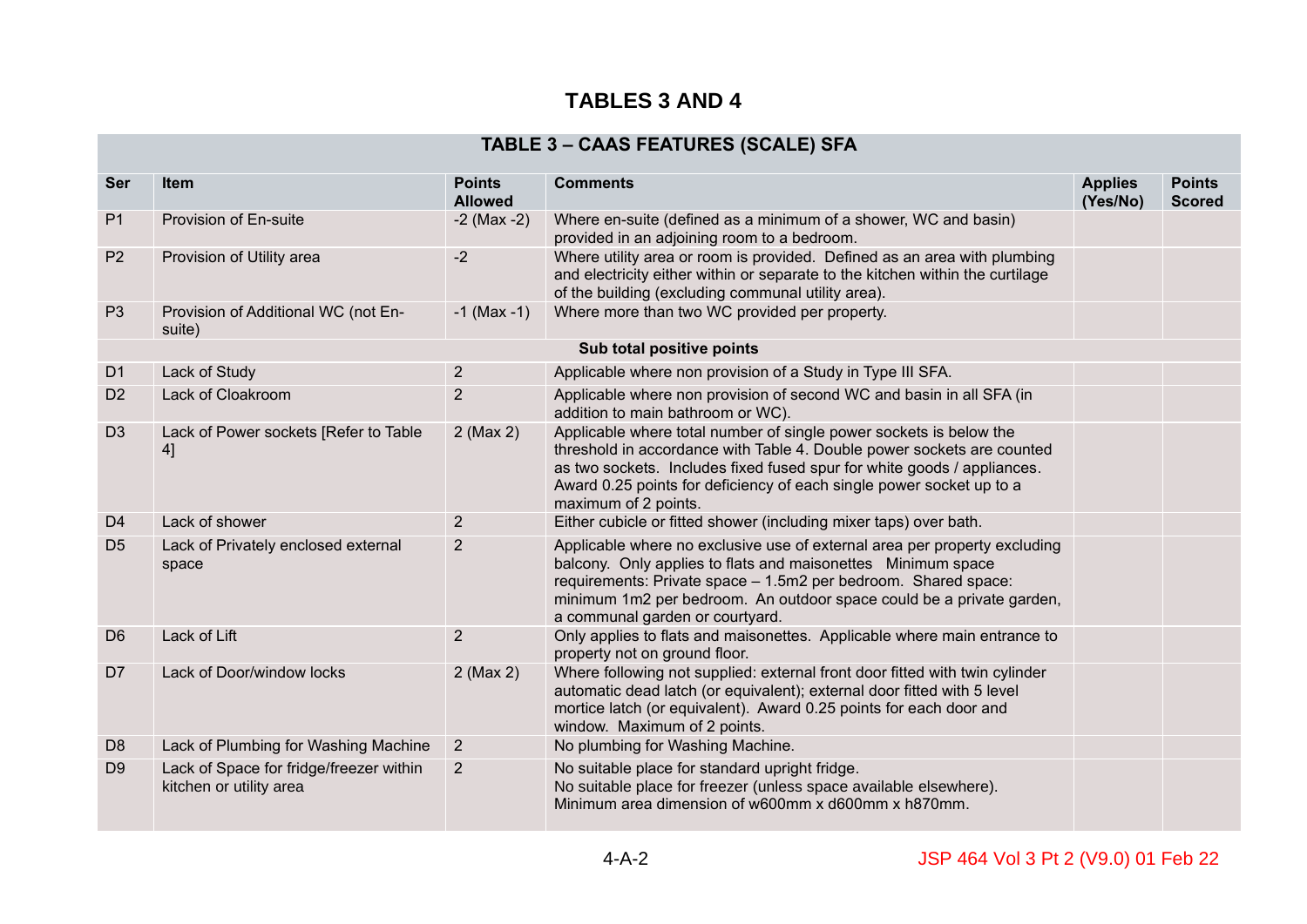# TABLES 3 AND 4

| TABLE 3 – CAAS FEATURES (SCALE) SFA | | | | | |
|---|---|---|---|---|---|
| **Ser** | **Item** | **Points Allowed** | **Comments** | **Applies (Yes/No)** | **Points Scored** |
| P1 | Provision of En-suite | -2 (Max -2) | Where en-suite (defined as a minimum of a shower, WC and basin) provided in an adjoining room to a bedroom. | | |
| P2 | Provision of Utility area | -2 | Where utility area or room is provided. Defined as an area with plumbing and electricity either within or separate to the kitchen within the curtilage of the building (excluding communal utility area). | | |
| P3 | Provision of Additional WC (not En-suite) | -1 (Max -1) | Where more than two WC provided per property. | | |
| | | | **Sub total positive points** | | |
| D1 | Lack of Study | 2 | Applicable where non provision of a Study in Type III SFA. | | |
| D2 | Lack of Cloakroom | 2 | Applicable where non provision of second WC and basin in all SFA (in addition to main bathroom or WC). | | |
| D3 | Lack of Power sockets [Refer to Table 4] | 2 (Max 2) | Applicable where total number of single power sockets is below the threshold in accordance with Table 4. Double power sockets are counted as two sockets. Includes fixed fused spur for white goods / appliances. Award 0.25 points for deficiency of each single power socket up to a maximum of 2 points. | | |
| D4 | Lack of shower | 2 | Either cubicle or fitted shower (including mixer taps) over bath. | | |
| D5 | Lack of Privately enclosed external space | 2 | Applicable where no exclusive use of external area per property excluding balcony. Only applies to flats and maisonettes Minimum space requirements: Private space – 1.5m2 per bedroom. Shared space: minimum 1m2 per bedroom. An outdoor space could be a private garden, a communal garden or courtyard. | | |
| D6 | Lack of Lift | 2 | Only applies to flats and maisonettes. Applicable where main entrance to property not on ground floor. | | |
| D7 | Lack of Door/window locks | 2 (Max 2) | Where following not supplied: external front door fitted with twin cylinder automatic dead latch (or equivalent); external door fitted with 5 level mortice latch (or equivalent). Award 0.25 points for each door and window. Maximum of 2 points. | | |
| D8 | Lack of Plumbing for Washing Machine | 2 | No plumbing for Washing Machine. | | |
| D9 | Lack of Space for fridge/freezer within kitchen or utility area | 2 | No suitable place for standard upright fridge.<br>No suitable place for freezer (unless space available elsewhere).<br>Minimum area dimension of w600mm x d600mm x h870mm. | | |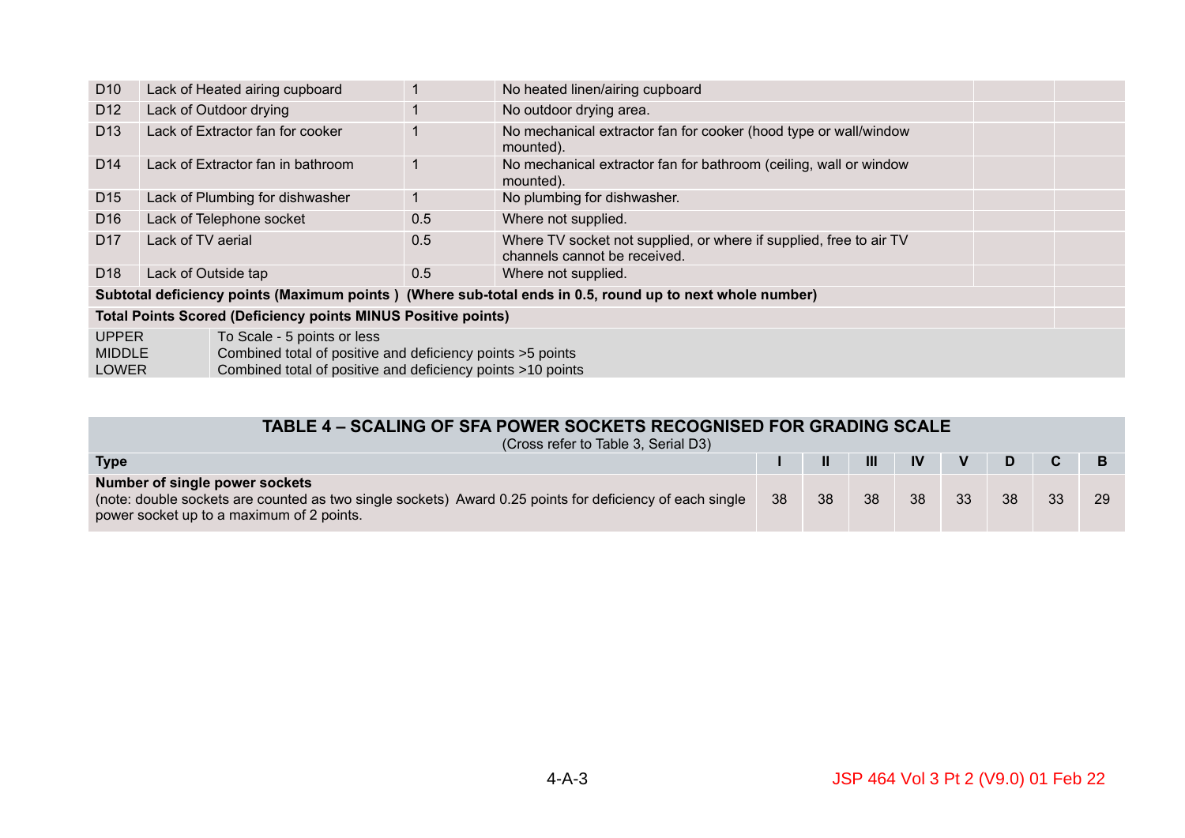| | | | | | |
|---|---|---|---|---|---|
| D10 | Lack of Heated airing cupboard | 1 | No heated linen/airing cupboard | | |
| D12 | Lack of Outdoor drying | 1 | No outdoor drying area. | | |
| D13 | Lack of Extractor fan for cooker | 1 | No mechanical extractor fan for cooker (hood type or wall/window mounted). | | |
| D14 | Lack of Extractor fan in bathroom | 1 | No mechanical extractor fan for bathroom (ceiling, wall or window mounted). | | |
| D15 | Lack of Plumbing for dishwasher | 1 | No plumbing for dishwasher. | | |
| D16 | Lack of Telephone socket | 0.5 | Where not supplied. | | |
| D17 | Lack of TV aerial | 0.5 | Where TV socket not supplied, or where if supplied, free to air TV channels cannot be received. | | |
| D18 | Lack of Outside tap | 0.5 | Where not supplied. | | |
| **Subtotal deficiency points (Maximum points ) (Where sub-total ends in 0.5, round up to next whole number)** | | | | | |
| **Total Points Scored (Deficiency points MINUS Positive points)** | | | | | |
| UPPER | To Scale - 5 points or less | | | | |
| MIDDLE | Combined total of positive and deficiency points >5 points | | | | |
| LOWER | Combined total of positive and deficiency points >10 points | | | | |

## TABLE 4 – SCALING OF SFA POWER SOCKETS RECOGNISED FOR GRADING SCALE

(Cross refer to Table 3, Serial D3)

| Type | I | II | III | IV | V | D | C | B |
|---|---|---|---|---|---|---|---|---|
| **Number of single power sockets** (note: double sockets are counted as two single sockets) Award 0.25 points for deficiency of each single power socket up to a maximum of 2 points. | 38 | 38 | 38 | 38 | 33 | 38 | 33 | 29 |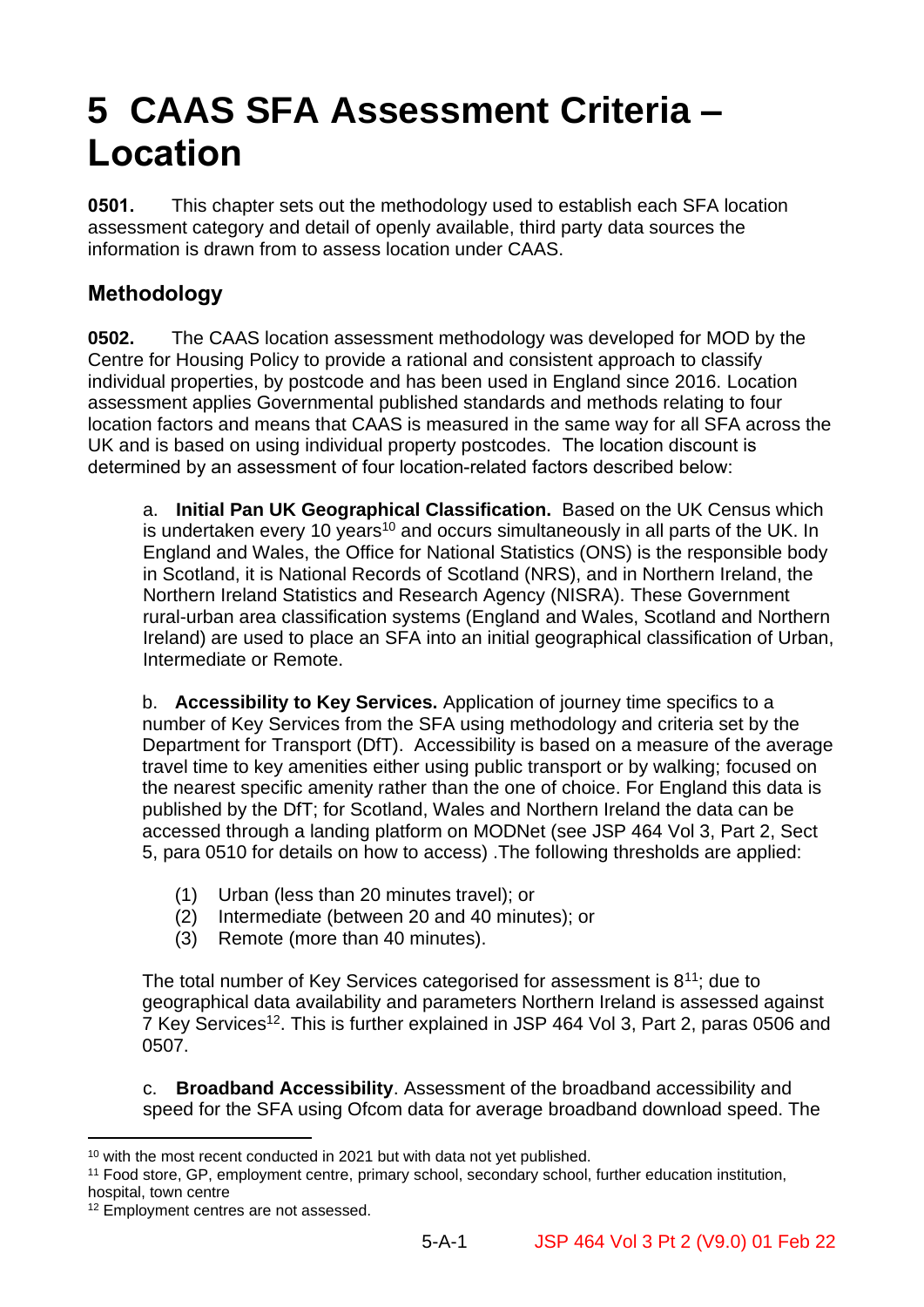# 5 CAAS SFA Assessment Criteria – Location

**0501.** This chapter sets out the methodology used to establish each SFA location assessment category and detail of openly available, third party data sources the information is drawn from to assess location under CAAS.

## Methodology

**0502.** The CAAS location assessment methodology was developed for MOD by the Centre for Housing Policy to provide a rational and consistent approach to classify individual properties, by postcode and has been used in England since 2016. Location assessment applies Governmental published standards and methods relating to four location factors and means that CAAS is measured in the same way for all SFA across the UK and is based on using individual property postcodes. The location discount is determined by an assessment of four location-related factors described below:

a. **Initial Pan UK Geographical Classification.** Based on the UK Census which is undertaken every 10 years[10] and occurs simultaneously in all parts of the UK. In England and Wales, the Office for National Statistics (ONS) is the responsible body in Scotland, it is National Records of Scotland (NRS), and in Northern Ireland, the Northern Ireland Statistics and Research Agency (NISRA). These Government rural-urban area classification systems (England and Wales, Scotland and Northern Ireland) are used to place an SFA into an initial geographical classification of Urban, Intermediate or Remote.

b. **Accessibility to Key Services.** Application of journey time specifics to a number of Key Services from the SFA using methodology and criteria set by the Department for Transport (DfT). Accessibility is based on a measure of the average travel time to key amenities either using public transport or by walking; focused on the nearest specific amenity rather than the one of choice. For England this data is published by the DfT; for Scotland, Wales and Northern Ireland the data can be accessed through a landing platform on MODNet (see JSP 464 Vol 3, Part 2, Sect 5, para 0510 for details on how to access) .The following thresholds are applied:

(1) Urban (less than 20 minutes travel); or
(2) Intermediate (between 20 and 40 minutes); or
(3) Remote (more than 40 minutes).

The total number of Key Services categorised for assessment is 8[11]; due to geographical data availability and parameters Northern Ireland is assessed against 7 Key Services[12]. This is further explained in JSP 464 Vol 3, Part 2, paras 0506 and 0507.

c. **Broadband Accessibility**. Assessment of the broadband accessibility and speed for the SFA using Ofcom data for average broadband download speed. The

---

[10] with the most recent conducted in 2021 but with data not yet published.

[11] Food store, GP, employment centre, primary school, secondary school, further education institution, hospital, town centre

[12] Employment centres are not assessed.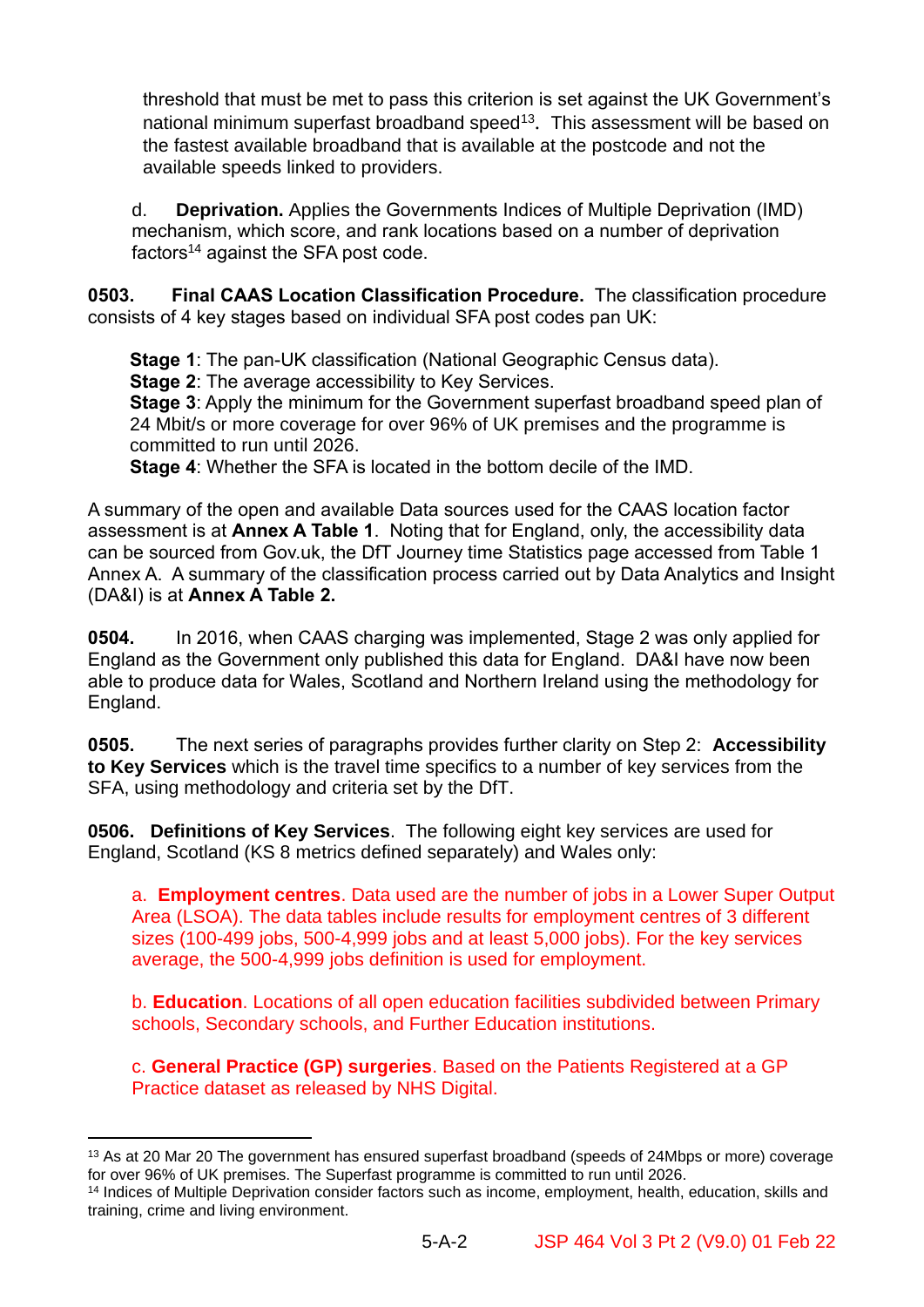threshold that must be met to pass this criterion is set against the UK Government's national minimum superfast broadband speed[13]. This assessment will be based on the fastest available broadband that is available at the postcode and not the available speeds linked to providers.

d. **Deprivation.** Applies the Governments Indices of Multiple Deprivation (IMD) mechanism, which score, and rank locations based on a number of deprivation factors[14] against the SFA post code.

**0503. Final CAAS Location Classification Procedure.** The classification procedure consists of 4 key stages based on individual SFA post codes pan UK:

**Stage 1**: The pan-UK classification (National Geographic Census data).
**Stage 2**: The average accessibility to Key Services.
**Stage 3**: Apply the minimum for the Government superfast broadband speed plan of 24 Mbit/s or more coverage for over 96% of UK premises and the programme is committed to run until 2026.
**Stage 4**: Whether the SFA is located in the bottom decile of the IMD.

A summary of the open and available Data sources used for the CAAS location factor assessment is at **Annex A Table 1**. Noting that for England, only, the accessibility data can be sourced from Gov.uk, the DfT Journey time Statistics page accessed from Table 1 Annex A. A summary of the classification process carried out by Data Analytics and Insight (DA&I) is at **Annex A Table 2.**

**0504.** In 2016, when CAAS charging was implemented, Stage 2 was only applied for England as the Government only published this data for England. DA&I have now been able to produce data for Wales, Scotland and Northern Ireland using the methodology for England.

**0505.** The next series of paragraphs provides further clarity on Step 2: **Accessibility to Key Services** which is the travel time specifics to a number of key services from the SFA, using methodology and criteria set by the DfT.

**0506. Definitions of Key Services**. The following eight key services are used for England, Scotland (KS 8 metrics defined separately) and Wales only:

a. **Employment centres**. Data used are the number of jobs in a Lower Super Output Area (LSOA). The data tables include results for employment centres of 3 different sizes (100-499 jobs, 500-4,999 jobs and at least 5,000 jobs). For the key services average, the 500-4,999 jobs definition is used for employment.

b. **Education**. Locations of all open education facilities subdivided between Primary schools, Secondary schools, and Further Education institutions.

c. **General Practice (GP) surgeries**. Based on the Patients Registered at a GP Practice dataset as released by NHS Digital.

---

[13] As at 20 Mar 20 The government has ensured superfast broadband (speeds of 24Mbps or more) coverage for over 96% of UK premises. The Superfast programme is committed to run until 2026.

[14] Indices of Multiple Deprivation consider factors such as income, employment, health, education, skills and training, crime and living environment.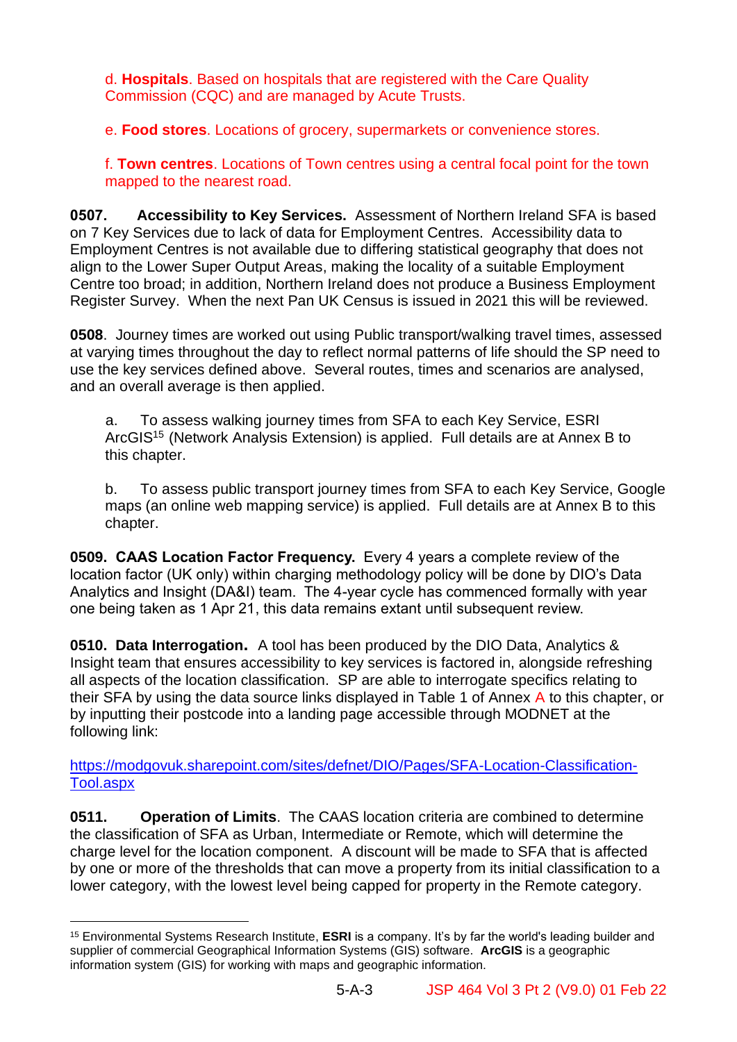d. **Hospitals**. Based on hospitals that are registered with the Care Quality Commission (CQC) and are managed by Acute Trusts.

e. **Food stores**. Locations of grocery, supermarkets or convenience stores.

f. **Town centres**. Locations of Town centres using a central focal point for the town mapped to the nearest road.

**0507. Accessibility to Key Services.** Assessment of Northern Ireland SFA is based on 7 Key Services due to lack of data for Employment Centres. Accessibility data to Employment Centres is not available due to differing statistical geography that does not align to the Lower Super Output Areas, making the locality of a suitable Employment Centre too broad; in addition, Northern Ireland does not produce a Business Employment Register Survey. When the next Pan UK Census is issued in 2021 this will be reviewed.

**0508**. Journey times are worked out using Public transport/walking travel times, assessed at varying times throughout the day to reflect normal patterns of life should the SP need to use the key services defined above. Several routes, times and scenarios are analysed, and an overall average is then applied.

a. To assess walking journey times from SFA to each Key Service, ESRI ArcGIS[15] (Network Analysis Extension) is applied. Full details are at Annex B to this chapter.

b. To assess public transport journey times from SFA to each Key Service, Google maps (an online web mapping service) is applied. Full details are at Annex B to this chapter.

**0509. CAAS Location Factor Frequency.** Every 4 years a complete review of the location factor (UK only) within charging methodology policy will be done by DIO's Data Analytics and Insight (DA&I) team. The 4-year cycle has commenced formally with year one being taken as 1 Apr 21, this data remains extant until subsequent review.

**0510. Data Interrogation.** A tool has been produced by the DIO Data, Analytics & Insight team that ensures accessibility to key services is factored in, alongside refreshing all aspects of the location classification. SP are able to interrogate specifics relating to their SFA by using the data source links displayed in Table 1 of Annex A to this chapter, or by inputting their postcode into a landing page accessible through MODNET at the following link:

https://modgovuk.sharepoint.com/sites/defnet/DIO/Pages/SFA-Location-Classification-Tool.aspx

**0511. Operation of Limits**. The CAAS location criteria are combined to determine the classification of SFA as Urban, Intermediate or Remote, which will determine the charge level for the location component. A discount will be made to SFA that is affected by one or more of the thresholds that can move a property from its initial classification to a lower category, with the lowest level being capped for property in the Remote category.

[15] Environmental Systems Research Institute, **ESRI** is a company. It's by far the world's leading builder and supplier of commercial Geographical Information Systems (GIS) software. **ArcGIS** is a geographic information system (GIS) for working with maps and geographic information.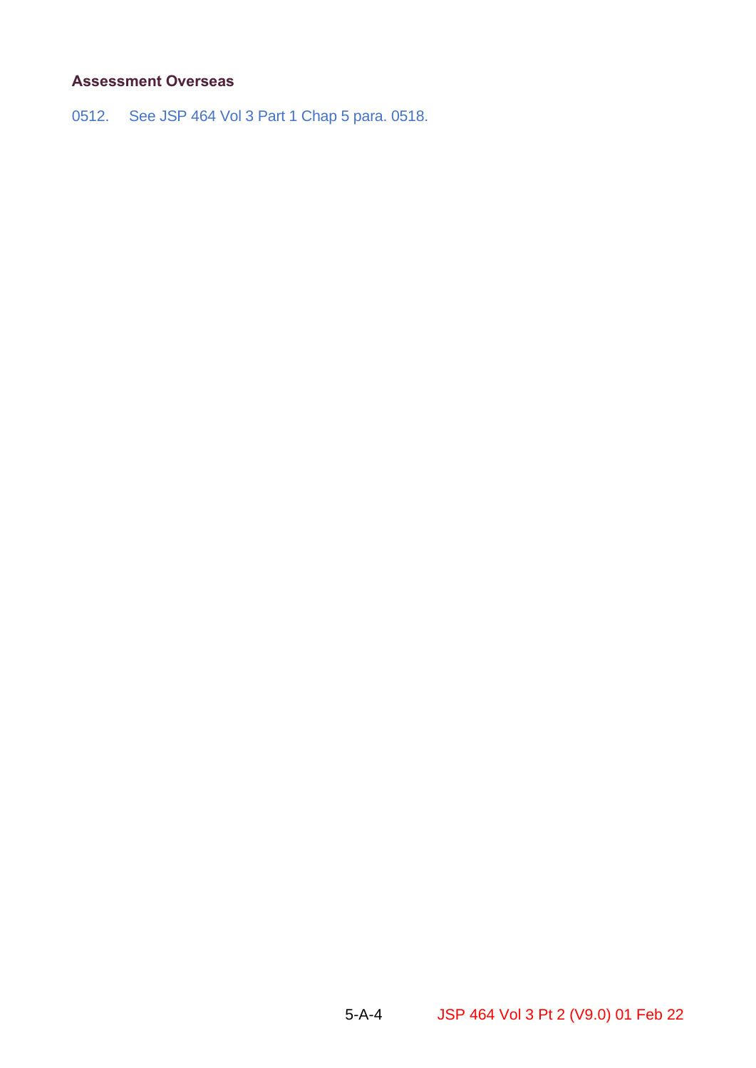### Assessment Overseas

0512. See JSP 464 Vol 3 Part 1 Chap 5 para. 0518.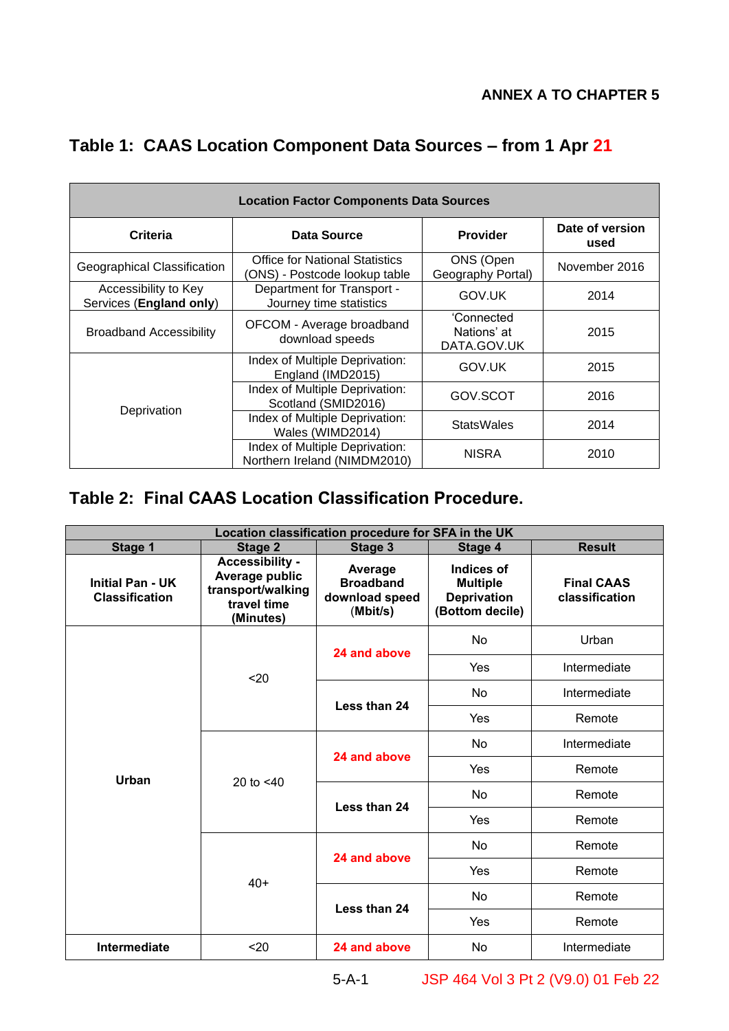## ANNEX A TO CHAPTER 5

## Table 1: CAAS Location Component Data Sources – from 1 Apr 21

| Location Factor Components Data Sources | | | |
|---|---|---|---|
| **Criteria** | **Data Source** | **Provider** | **Date of version used** |
| Geographical Classification | Office for National Statistics (ONS) - Postcode lookup table | ONS (Open Geography Portal) | November 2016 |
| Accessibility to Key Services (**England only**) | Department for Transport - Journey time statistics | GOV.UK | 2014 |
| Broadband Accessibility | OFCOM - Average broadband download speeds | 'Connected Nations' at DATA.GOV.UK | 2015 |
| Deprivation | Index of Multiple Deprivation: England (IMD2015) | GOV.UK | 2015 |
| | Index of Multiple Deprivation: Scotland (SMID2016) | GOV.SCOT | 2016 |
| | Index of Multiple Deprivation: Wales (WIMD2014) | StatsWales | 2014 |
| | Index of Multiple Deprivation: Northern Ireland (NIMDM2010) | NISRA | 2010 |

## Table 2: Final CAAS Location Classification Procedure.

| Location classification procedure for SFA in the UK | | | | |
|---|---|---|---|---|
| **Stage 1** | **Stage 2** | **Stage 3** | **Stage 4** | **Result** |
| **Initial Pan - UK Classification** | **Accessibility - Average public transport/walking travel time (Minutes)** | **Average Broadband download speed (Mbit/s)** | **Indices of Multiple Deprivation (Bottom decile)** | **Final CAAS classification** |
| **Urban** | <20 | **24 and above** | No | Urban |
| | | | Yes | Intermediate |
| | | **Less than 24** | No | Intermediate |
| | | | Yes | Remote |
| | 20 to <40 | **24 and above** | No | Intermediate |
| | | | Yes | Remote |
| | | **Less than 24** | No | Remote |
| | | | Yes | Remote |
| | 40+ | **24 and above** | No | Remote |
| | | | Yes | Remote |
| | | **Less than 24** | No | Remote |
| | | | Yes | Remote |
| **Intermediate** | <20 | **24 and above** | No | Intermediate |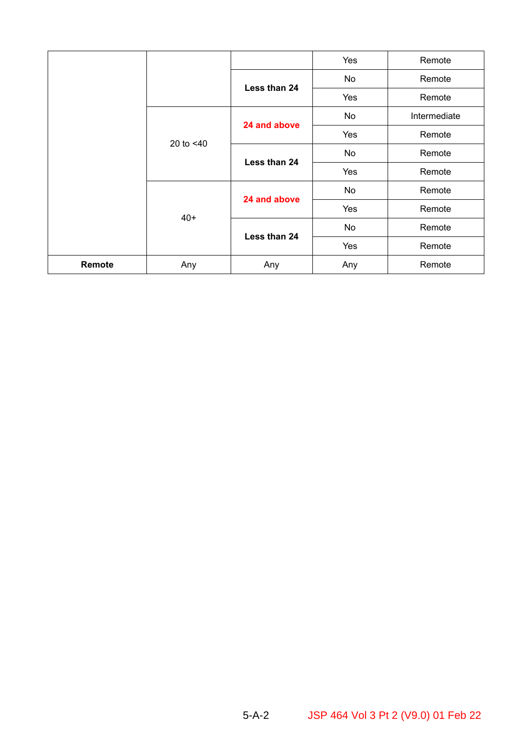| | | | Yes | Remote |
|---|---|---|---|---|
| | | **Less than 24** | No | Remote |
| | | | Yes | Remote |
| | 20 to <40 | **24 and above** | No | Intermediate |
| | | | Yes | Remote |
| | | **Less than 24** | No | Remote |
| | | | Yes | Remote |
| | 40+ | **24 and above** | No | Remote |
| | | | Yes | Remote |
| | | **Less than 24** | No | Remote |
| | | | Yes | Remote |
| **Remote** | Any | Any | Any | Remote |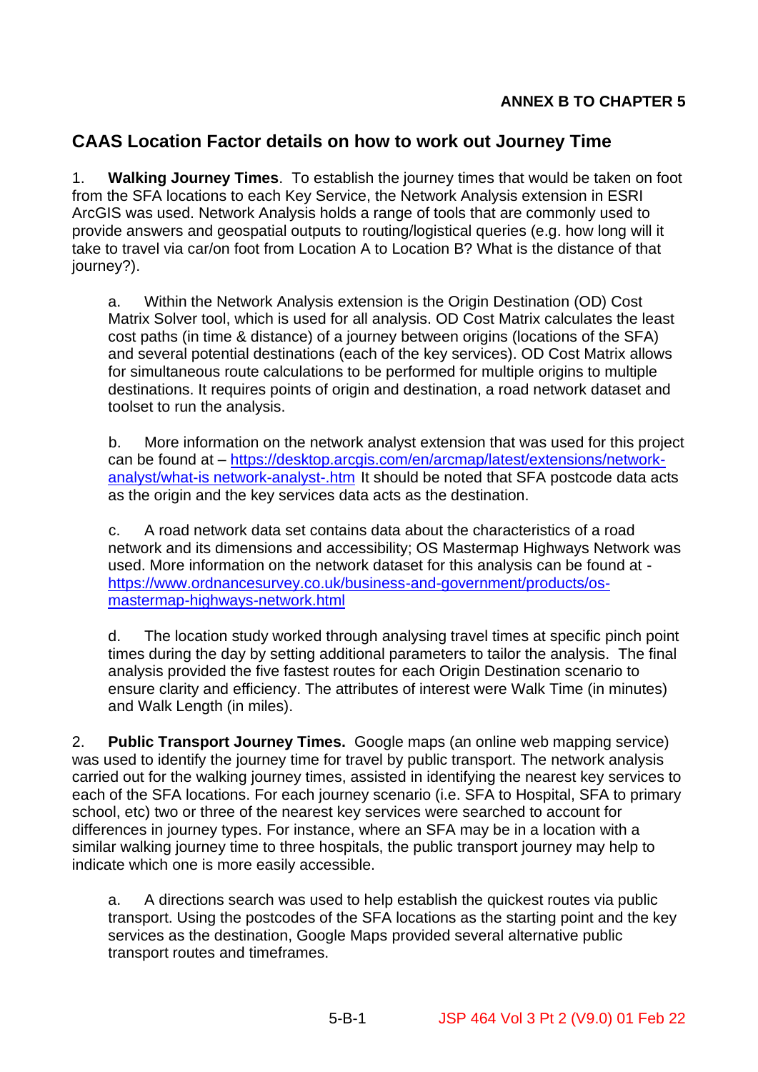**ANNEX B TO CHAPTER 5**

## CAAS Location Factor details on how to work out Journey Time

1. **Walking Journey Times**. To establish the journey times that would be taken on foot from the SFA locations to each Key Service, the Network Analysis extension in ESRI ArcGIS was used. Network Analysis holds a range of tools that are commonly used to provide answers and geospatial outputs to routing/logistical queries (e.g. how long will it take to travel via car/on foot from Location A to Location B? What is the distance of that journey?).

    a. Within the Network Analysis extension is the Origin Destination (OD) Cost Matrix Solver tool, which is used for all analysis. OD Cost Matrix calculates the least cost paths (in time & distance) of a journey between origins (locations of the SFA) and several potential destinations (each of the key services). OD Cost Matrix allows for simultaneous route calculations to be performed for multiple origins to multiple destinations. It requires points of origin and destination, a road network dataset and toolset to run the analysis.

    b. More information on the network analyst extension that was used for this project can be found at – [https://desktop.arcgis.com/en/arcmap/latest/extensions/network-analyst/what-is network-analyst-.htm](https://desktop.arcgis.com/en/arcmap/latest/extensions/network-analyst/what-is-network-analyst-.htm) It should be noted that SFA postcode data acts as the origin and the key services data acts as the destination.

    c. A road network data set contains data about the characteristics of a road network and its dimensions and accessibility; OS Mastermap Highways Network was used. More information on the network dataset for this analysis can be found at - [https://www.ordnancesurvey.co.uk/business-and-government/products/os-mastermap-highways-network.html](https://www.ordnancesurvey.co.uk/business-and-government/products/os-mastermap-highways-network.html)

    d. The location study worked through analysing travel times at specific pinch point times during the day by setting additional parameters to tailor the analysis. The final analysis provided the five fastest routes for each Origin Destination scenario to ensure clarity and efficiency. The attributes of interest were Walk Time (in minutes) and Walk Length (in miles).

2. **Public Transport Journey Times.** Google maps (an online web mapping service) was used to identify the journey time for travel by public transport. The network analysis carried out for the walking journey times, assisted in identifying the nearest key services to each of the SFA locations. For each journey scenario (i.e. SFA to Hospital, SFA to primary school, etc) two or three of the nearest key services were searched to account for differences in journey types. For instance, where an SFA may be in a location with a similar walking journey time to three hospitals, the public transport journey may help to indicate which one is more easily accessible.

    a. A directions search was used to help establish the quickest routes via public transport. Using the postcodes of the SFA locations as the starting point and the key services as the destination, Google Maps provided several alternative public transport routes and timeframes.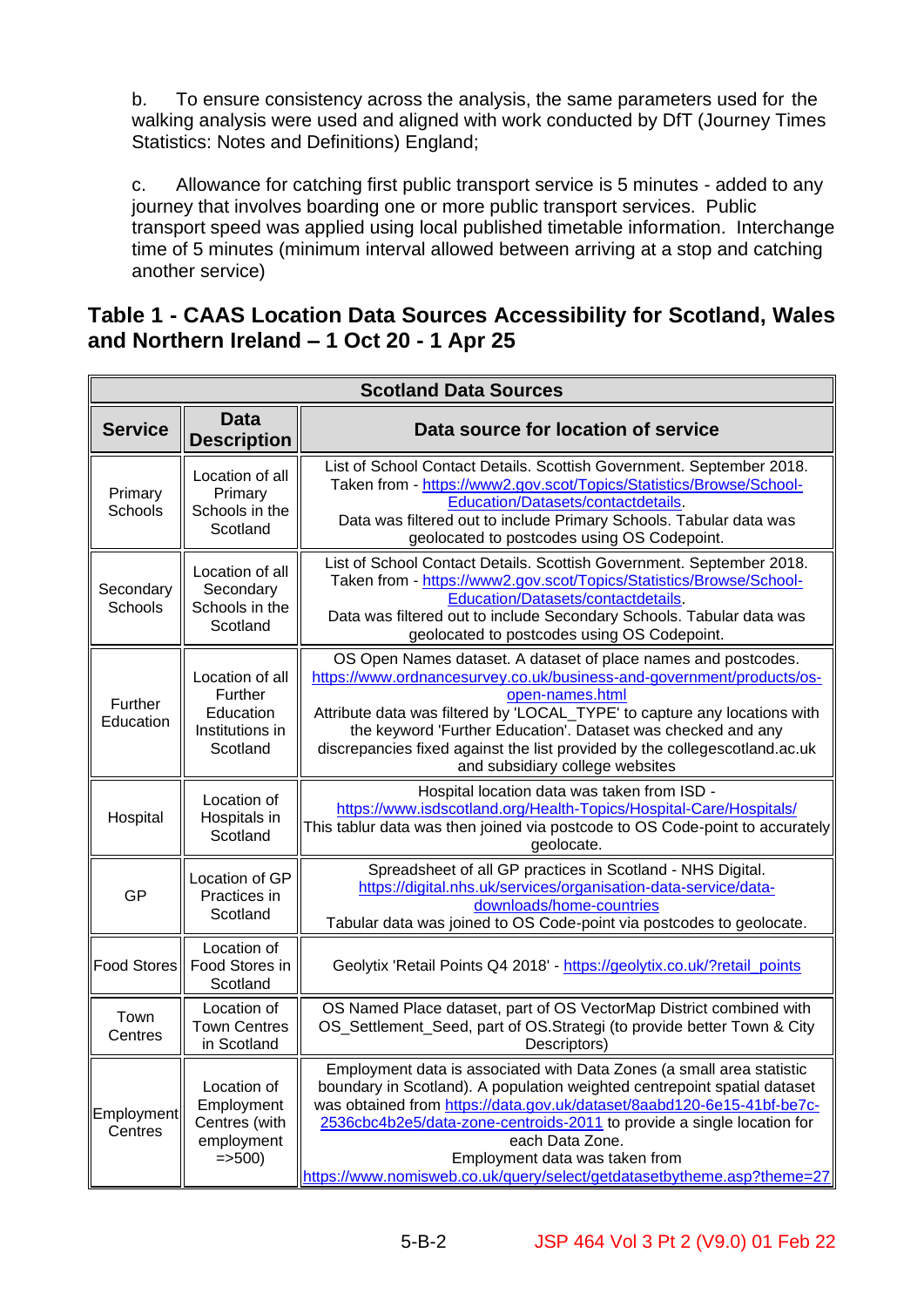b. To ensure consistency across the analysis, the same parameters used for the walking analysis were used and aligned with work conducted by DfT (Journey Times Statistics: Notes and Definitions) England;

c. Allowance for catching first public transport service is 5 minutes - added to any journey that involves boarding one or more public transport services. Public transport speed was applied using local published timetable information. Interchange time of 5 minutes (minimum interval allowed between arriving at a stop and catching another service)

## Table 1 - CAAS Location Data Sources Accessibility for Scotland, Wales and Northern Ireland – 1 Oct 20 - 1 Apr 25

| Scotland Data Sources | | |
|---|---|---|
| **Service** | **Data Description** | **Data source for location of service** |
| Primary Schools | Location of all Primary Schools in the Scotland | List of School Contact Details. Scottish Government. September 2018. Taken from - https://www2.gov.scot/Topics/Statistics/Browse/School-Education/Datasets/contactdetails. Data was filtered out to include Primary Schools. Tabular data was geolocated to postcodes using OS Codepoint. |
| Secondary Schools | Location of all Secondary Schools in the Scotland | List of School Contact Details. Scottish Government. September 2018. Taken from - https://www2.gov.scot/Topics/Statistics/Browse/School-Education/Datasets/contactdetails. Data was filtered out to include Secondary Schools. Tabular data was geolocated to postcodes using OS Codepoint. |
| Further Education | Location of all Further Education Institutions in Scotland | OS Open Names dataset. A dataset of place names and postcodes. https://www.ordnancesurvey.co.uk/business-and-government/products/os-open-names.html Attribute data was filtered by 'LOCAL_TYPE' to capture any locations with the keyword 'Further Education'. Dataset was checked and any discrepancies fixed against the list provided by the collegescotland.ac.uk and subsidiary college websites |
| Hospital | Location of Hospitals in Scotland | Hospital location data was taken from ISD - https://www.isdscotland.org/Health-Topics/Hospital-Care/Hospitals/ This tablur data was then joined via postcode to OS Code-point to accurately geolocate. |
| GP | Location of GP Practices in Scotland | Spreadsheet of all GP practices in Scotland - NHS Digital. https://digital.nhs.uk/services/organisation-data-service/data-downloads/home-countries Tabular data was joined to OS Code-point via postcodes to geolocate. |
| Food Stores | Location of Food Stores in Scotland | Geolytix 'Retail Points Q4 2018' - https://geolytix.co.uk/?retail_points |
| Town Centres | Location of Town Centres in Scotland | OS Named Place dataset, part of OS VectorMap District combined with OS_Settlement_Seed, part of OS.Strategi (to provide better Town & City Descriptors) |
| Employment Centres | Location of Employment Centres (with employment =>500) | Employment data is associated with Data Zones (a small area statistic boundary in Scotland). A population weighted centrepoint spatial dataset was obtained from https://data.gov.uk/dataset/8aabd120-6e15-41bf-be7c-2536cbc4b2e5/data-zone-centroids-2011 to provide a single location for each Data Zone. Employment data was taken from https://www.nomisweb.co.uk/query/select/getdatasetbytheme.asp?theme=27 |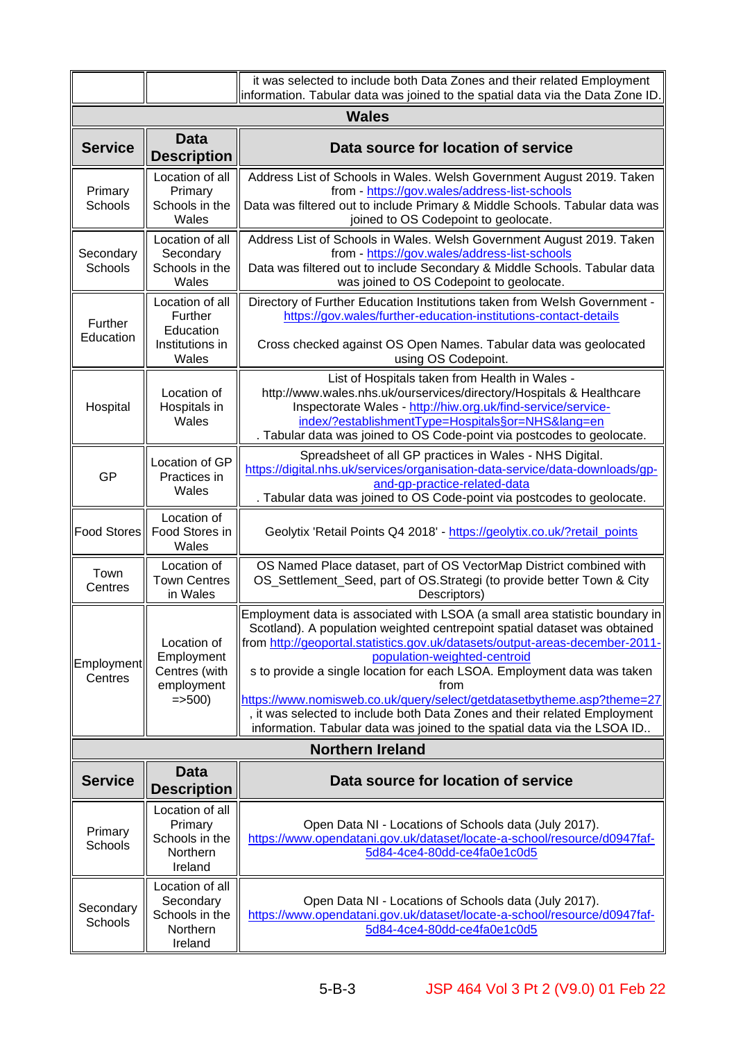| | | Data source for location of service |
|---|---|---|
| | | it was selected to include both Data Zones and their related Employment information. Tabular data was joined to the spatial data via the Data Zone ID. |

| Wales | | |
|---|---|---|
| **Service** | **Data Description** | **Data source for location of service** |
| Primary Schools | Location of all Primary Schools in the Wales | Address List of Schools in Wales. Welsh Government August 2019. Taken from - https://gov.wales/address-list-schools Data was filtered out to include Primary & Middle Schools. Tabular data was joined to OS Codepoint to geolocate. |
| Secondary Schools | Location of all Secondary Schools in the Wales | Address List of Schools in Wales. Welsh Government August 2019. Taken from - https://gov.wales/address-list-schools Data was filtered out to include Secondary & Middle Schools. Tabular data was joined to OS Codepoint to geolocate. |
| Further Education | Location of all Further Education Institutions in Wales | Directory of Further Education Institutions taken from Welsh Government - https://gov.wales/further-education-institutions-contact-details <br><br> Cross checked against OS Open Names. Tabular data was geolocated using OS Codepoint. |
| Hospital | Location of Hospitals in Wales | List of Hospitals taken from Health in Wales - http://www.wales.nhs.uk/ourservices/directory/Hospitals & Healthcare Inspectorate Wales - http://hiw.org.uk/find-service/service-index/?establishmentType=Hospitals§or=NHS&lang=en . Tabular data was joined to OS Code-point via postcodes to geolocate. |
| GP | Location of GP Practices in Wales | Spreadsheet of all GP practices in Wales - NHS Digital. https://digital.nhs.uk/services/organisation-data-service/data-downloads/gp-and-gp-practice-related-data . Tabular data was joined to OS Code-point via postcodes to geolocate. |
| Food Stores | Location of Food Stores in Wales | Geolytix 'Retail Points Q4 2018' - https://geolytix.co.uk/?retail_points |
| Town Centres | Location of Town Centres in Wales | OS Named Place dataset, part of OS VectorMap District combined with OS_Settlement_Seed, part of OS.Strategi (to provide better Town & City Descriptors) |
| Employment Centres | Location of Employment Centres (with employment =>500) | Employment data is associated with LSOA (a small area statistic boundary in Scotland). A population weighted centrepoint spatial dataset was obtained from http://geoportal.statistics.gov.uk/datasets/output-areas-december-2011-population-weighted-centroid s to provide a single location for each LSOA. Employment data was taken from https://www.nomisweb.co.uk/query/select/getdatasetbytheme.asp?theme=27 , it was selected to include both Data Zones and their related Employment information. Tabular data was joined to the spatial data via the LSOA ID.. |

| Northern Ireland | | |
|---|---|---|
| **Service** | **Data Description** | **Data source for location of service** |
| Primary Schools | Location of all Primary Schools in the Northern Ireland | Open Data NI - Locations of Schools data (July 2017). https://www.opendatani.gov.uk/dataset/locate-a-school/resource/d0947faf-5d84-4ce4-80dd-ce4fa0e1c0d5 |
| Secondary Schools | Location of all Secondary Schools in the Northern Ireland | Open Data NI - Locations of Schools data (July 2017). https://www.opendatani.gov.uk/dataset/locate-a-school/resource/d0947faf-5d84-4ce4-80dd-ce4fa0e1c0d5 |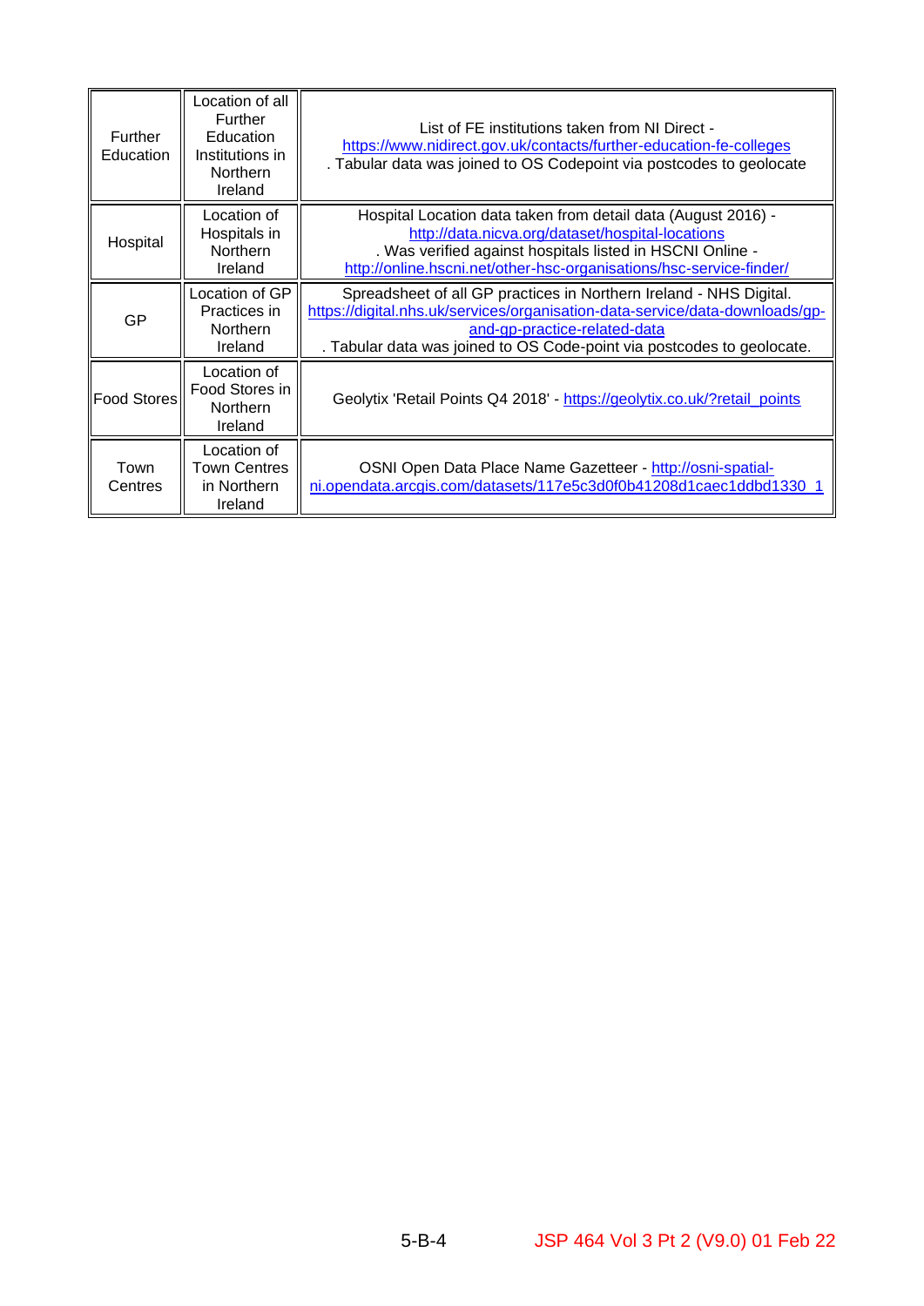| | | |
|---|---|---|
| Further Education | Location of all Further Education Institutions in Northern Ireland | List of FE institutions taken from NI Direct - https://www.nidirect.gov.uk/contacts/further-education-fe-colleges . Tabular data was joined to OS Codepoint via postcodes to geolocate |
| Hospital | Location of Hospitals in Northern Ireland | Hospital Location data taken from detail data (August 2016) - http://data.nicva.org/dataset/hospital-locations . Was verified against hospitals listed in HSCNI Online - http://online.hscni.net/other-hsc-organisations/hsc-service-finder/ |
| GP | Location of GP Practices in Northern Ireland | Spreadsheet of all GP practices in Northern Ireland - NHS Digital. https://digital.nhs.uk/services/organisation-data-service/data-downloads/gp-and-gp-practice-related-data . Tabular data was joined to OS Code-point via postcodes to geolocate. |
| Food Stores | Location of Food Stores in Northern Ireland | Geolytix 'Retail Points Q4 2018' - https://geolytix.co.uk/?retail_points |
| Town Centres | Location of Town Centres in Northern Ireland | OSNI Open Data Place Name Gazetteer - http://osni-spatial-ni.opendata.arcgis.com/datasets/117e5c3d0f0b41208d1caec1ddbd1330_1 |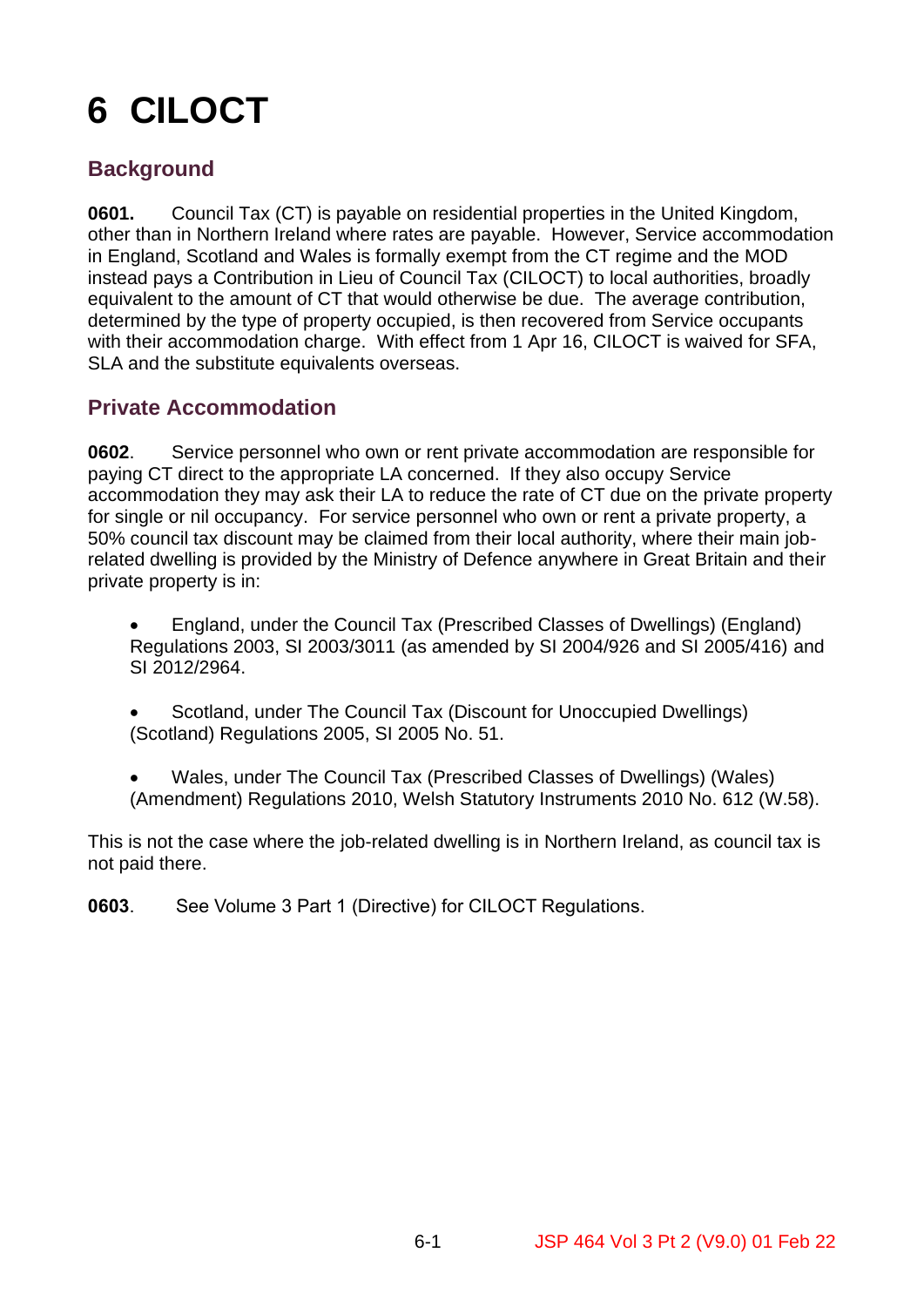# 6 CILOCT

## Background

**0601.** Council Tax (CT) is payable on residential properties in the United Kingdom, other than in Northern Ireland where rates are payable. However, Service accommodation in England, Scotland and Wales is formally exempt from the CT regime and the MOD instead pays a Contribution in Lieu of Council Tax (CILOCT) to local authorities, broadly equivalent to the amount of CT that would otherwise be due. The average contribution, determined by the type of property occupied, is then recovered from Service occupants with their accommodation charge. With effect from 1 Apr 16, CILOCT is waived for SFA, SLA and the substitute equivalents overseas.

## Private Accommodation

**0602**. Service personnel who own or rent private accommodation are responsible for paying CT direct to the appropriate LA concerned. If they also occupy Service accommodation they may ask their LA to reduce the rate of CT due on the private property for single or nil occupancy. For service personnel who own or rent a private property, a 50% council tax discount may be claimed from their local authority, where their main job-related dwelling is provided by the Ministry of Defence anywhere in Great Britain and their private property is in:

- England, under the Council Tax (Prescribed Classes of Dwellings) (England) Regulations 2003, SI 2003/3011 (as amended by SI 2004/926 and SI 2005/416) and SI 2012/2964.
- Scotland, under The Council Tax (Discount for Unoccupied Dwellings) (Scotland) Regulations 2005, SI 2005 No. 51.
- Wales, under The Council Tax (Prescribed Classes of Dwellings) (Wales) (Amendment) Regulations 2010, Welsh Statutory Instruments 2010 No. 612 (W.58).

This is not the case where the job-related dwelling is in Northern Ireland, as council tax is not paid there.

**0603**. See Volume 3 Part 1 (Directive) for CILOCT Regulations.